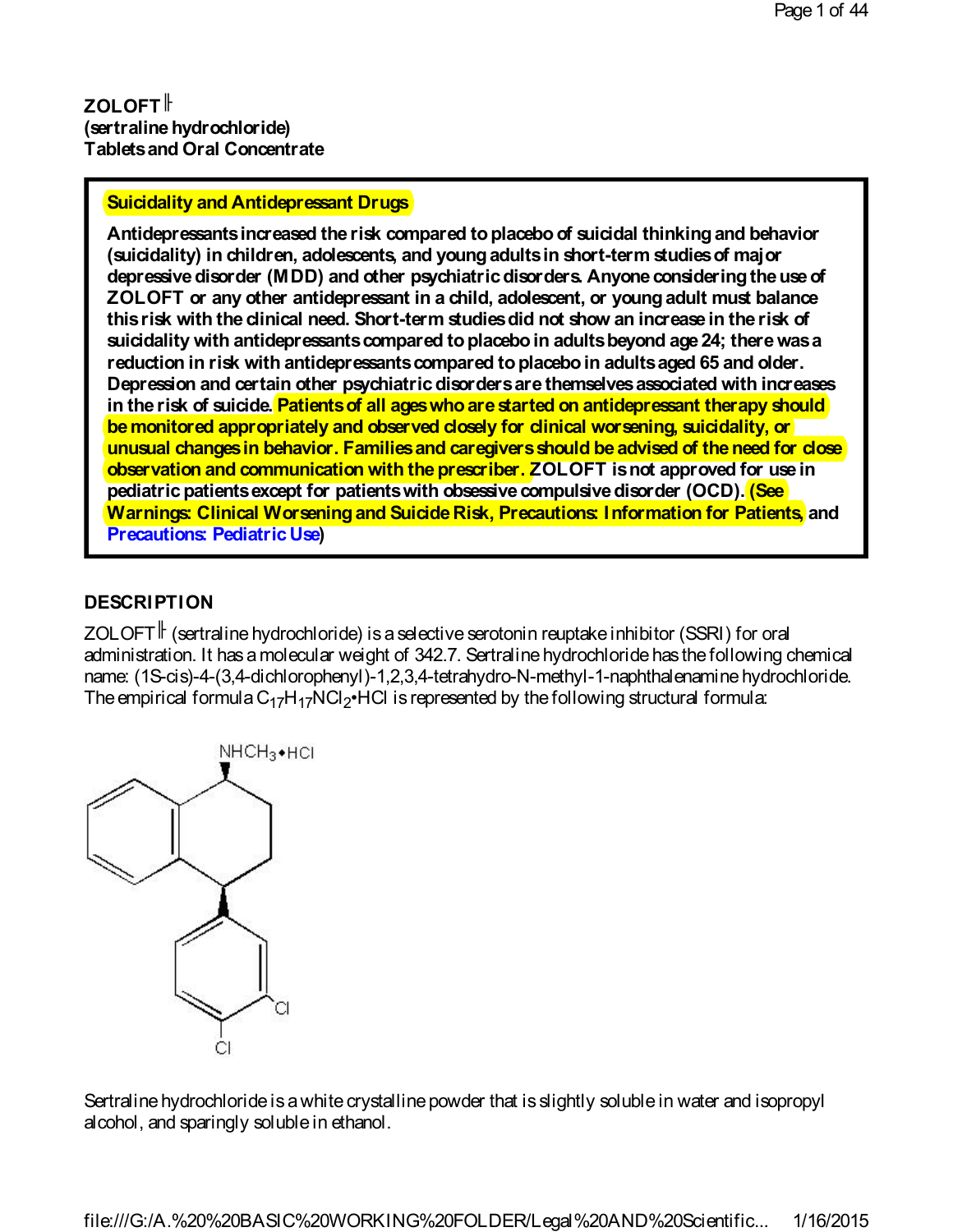**ZOLOFT®**
**(sertraline hydrochloride)**
**Tablets and Oral Concentrate**

> **Suicidality and Antidepressant Drugs**
>
> **Antidepressants increased the risk compared to placebo of suicidal thinking and behavior (suicidality) in children, adolescents, and young adults in short-term studies of major depressive disorder (MDD) and other psychiatric disorders. Anyone considering the use of ZOLOFT or any other antidepressant in a child, adolescent, or young adult must balance this risk with the clinical need. Short-term studies did not show an increase in the risk of suicidality with antidepressants compared to placebo in adults beyond age 24; there was a reduction in risk with antidepressants compared to placebo in adults aged 65 and older. Depression and certain other psychiatric disorders are themselves associated with increases in the risk of suicide. Patients of all ages who are started on antidepressant therapy should be monitored appropriately and observed closely for clinical worsening, suicidality, or unusual changes in behavior. Families and caregivers should be advised of the need for close observation and communication with the prescriber. ZOLOFT is not approved for use in pediatric patients except for patients with obsessive compulsive disorder (OCD). (See Warnings: Clinical Worsening and Suicide Risk, Precautions: Information for Patients, and Precautions: Pediatric Use)**

## DESCRIPTION

ZOLOFT® (sertraline hydrochloride) is a selective serotonin reuptake inhibitor (SSRI) for oral administration. It has a molecular weight of 342.7. Sertraline hydrochloride has the following chemical name: (1S-cis)-4-(3,4-dichlorophenyl)-1,2,3,4-tetrahydro-N-methyl-1-naphthalenamine hydrochloride. The empirical formula $C_{17}H_{17}NCl_2$•HCl is represented by the following structural formula:

Sertraline hydrochloride is a white crystalline powder that is slightly soluble in water and isopropyl alcohol, and sparingly soluble in ethanol.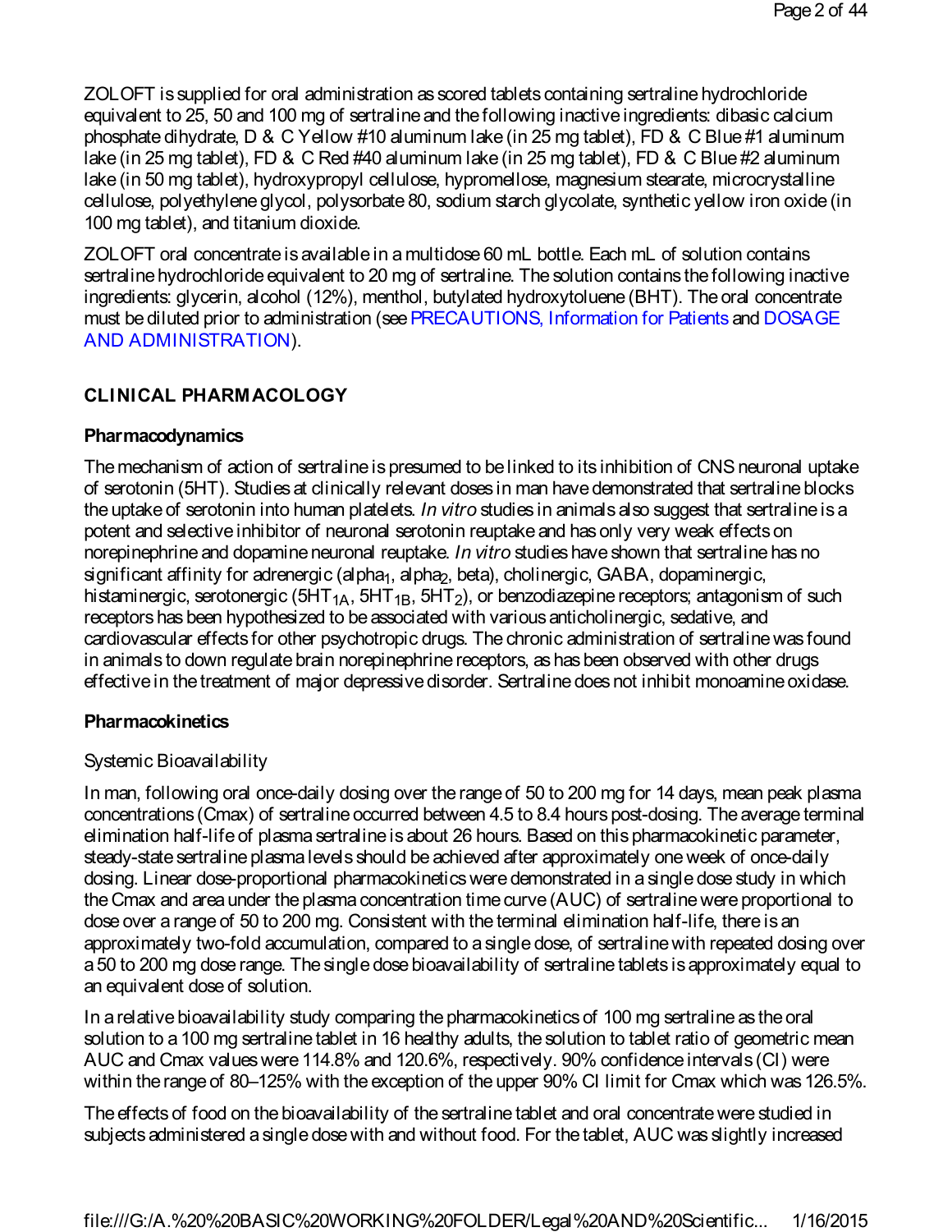ZOLOFT is supplied for oral administration as scored tablets containing sertraline hydrochloride equivalent to 25, 50 and 100 mg of sertraline and the following inactive ingredients: dibasic calcium phosphate dihydrate, D & C Yellow #10 aluminum lake (in 25 mg tablet), FD & C Blue #1 aluminum lake (in 25 mg tablet), FD & C Red #40 aluminum lake (in 25 mg tablet), FD & C Blue #2 aluminum lake (in 50 mg tablet), hydroxypropyl cellulose, hypromellose, magnesium stearate, microcrystalline cellulose, polyethylene glycol, polysorbate 80, sodium starch glycolate, synthetic yellow iron oxide (in 100 mg tablet), and titanium dioxide.

ZOLOFT oral concentrate is available in a multidose 60 mL bottle. Each mL of solution contains sertraline hydrochloride equivalent to 20 mg of sertraline. The solution contains the following inactive ingredients: glycerin, alcohol (12%), menthol, butylated hydroxytoluene (BHT). The oral concentrate must be diluted prior to administration (see PRECAUTIONS, Information for Patients and DOSAGE AND ADMINISTRATION).

## CLINICAL PHARMACOLOGY

### Pharmacodynamics

The mechanism of action of sertraline is presumed to be linked to its inhibition of CNS neuronal uptake of serotonin (5HT). Studies at clinically relevant doses in man have demonstrated that sertraline blocks the uptake of serotonin into human platelets. *In vitro* studies in animals also suggest that sertraline is a potent and selective inhibitor of neuronal serotonin reuptake and has only very weak effects on norepinephrine and dopamine neuronal reuptake. *In vitro* studies have shown that sertraline has no significant affinity for adrenergic (alpha$_1$, alpha$_2$, beta), cholinergic, GABA, dopaminergic, histaminergic, serotonergic ($5HT_{1A}$, $5HT_{1B}$, $5HT_2$), or benzodiazepine receptors; antagonism of such receptors has been hypothesized to be associated with various anticholinergic, sedative, and cardiovascular effects for other psychotropic drugs. The chronic administration of sertraline was found in animals to down regulate brain norepinephrine receptors, as has been observed with other drugs effective in the treatment of major depressive disorder. Sertraline does not inhibit monoamine oxidase.

### Pharmacokinetics

Systemic Bioavailability

In man, following oral once-daily dosing over the range of 50 to 200 mg for 14 days, mean peak plasma concentrations (Cmax) of sertraline occurred between 4.5 to 8.4 hours post-dosing. The average terminal elimination half-life of plasma sertraline is about 26 hours. Based on this pharmacokinetic parameter, steady-state sertraline plasma levels should be achieved after approximately one week of once-daily dosing. Linear dose-proportional pharmacokinetics were demonstrated in a single dose study in which the Cmax and area under the plasma concentration time curve (AUC) of sertraline were proportional to dose over a range of 50 to 200 mg. Consistent with the terminal elimination half-life, there is an approximately two-fold accumulation, compared to a single dose, of sertraline with repeated dosing over a 50 to 200 mg dose range. The single dose bioavailability of sertraline tablets is approximately equal to an equivalent dose of solution.

In a relative bioavailability study comparing the pharmacokinetics of 100 mg sertraline as the oral solution to a 100 mg sertraline tablet in 16 healthy adults, the solution to tablet ratio of geometric mean AUC and Cmax values were 114.8% and 120.6%, respectively. 90% confidence intervals (CI) were within the range of 80–125% with the exception of the upper 90% CI limit for Cmax which was 126.5%.

The effects of food on the bioavailability of the sertraline tablet and oral concentrate were studied in subjects administered a single dose with and without food. For the tablet, AUC was slightly increased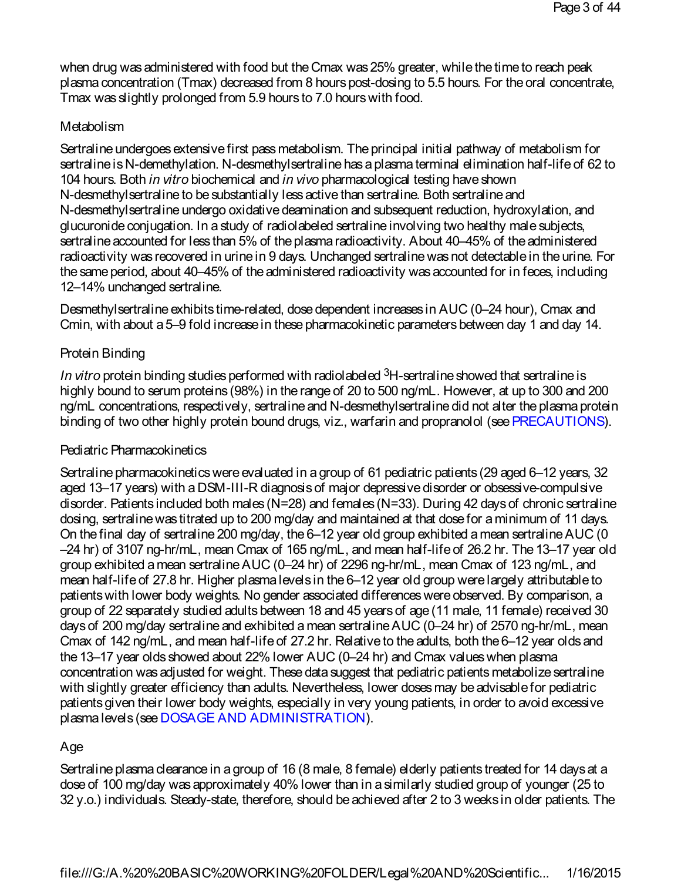when drug was administered with food but the Cmax was 25% greater, while the time to reach peak plasma concentration (Tmax) decreased from 8 hours post-dosing to 5.5 hours. For the oral concentrate, Tmax was slightly prolonged from 5.9 hours to 7.0 hours with food.

### Metabolism

Sertraline undergoes extensive first pass metabolism. The principal initial pathway of metabolism for sertraline is N-demethylation. N-desmethylsertraline has a plasma terminal elimination half-life of 62 to 104 hours. Both *in vitro* biochemical and *in vivo* pharmacological testing have shown N-desmethylsertraline to be substantially less active than sertraline. Both sertraline and N-desmethylsertraline undergo oxidative deamination and subsequent reduction, hydroxylation, and glucuronide conjugation. In a study of radiolabeled sertraline involving two healthy male subjects, sertraline accounted for less than 5% of the plasma radioactivity. About 40–45% of the administered radioactivity was recovered in urine in 9 days. Unchanged sertraline was not detectable in the urine. For the same period, about 40–45% of the administered radioactivity was accounted for in feces, including 12–14% unchanged sertraline.

Desmethylsertraline exhibits time-related, dose dependent increases in AUC (0–24 hour), Cmax and Cmin, with about a 5–9 fold increase in these pharmacokinetic parameters between day 1 and day 14.

### Protein Binding

*In vitro* protein binding studies performed with radiolabeled $^3$H-sertraline showed that sertraline is highly bound to serum proteins (98%) in the range of 20 to 500 ng/mL. However, at up to 300 and 200 ng/mL concentrations, respectively, sertraline and N-desmethylsertraline did not alter the plasma protein binding of two other highly protein bound drugs, viz., warfarin and propranolol (see PRECAUTIONS).

### Pediatric Pharmacokinetics

Sertraline pharmacokinetics were evaluated in a group of 61 pediatric patients (29 aged 6–12 years, 32 aged 13–17 years) with a DSM-III-R diagnosis of major depressive disorder or obsessive-compulsive disorder. Patients included both males (N=28) and females (N=33). During 42 days of chronic sertraline dosing, sertraline was titrated up to 200 mg/day and maintained at that dose for a minimum of 11 days. On the final day of sertraline 200 mg/day, the 6–12 year old group exhibited a mean sertraline AUC (0–24 hr) of 3107 ng-hr/mL, mean Cmax of 165 ng/mL, and mean half-life of 26.2 hr. The 13–17 year old group exhibited a mean sertraline AUC (0–24 hr) of 2296 ng-hr/mL, mean Cmax of 123 ng/mL, and mean half-life of 27.8 hr. Higher plasma levels in the 6–12 year old group were largely attributable to patients with lower body weights. No gender associated differences were observed. By comparison, a group of 22 separately studied adults between 18 and 45 years of age (11 male, 11 female) received 30 days of 200 mg/day sertraline and exhibited a mean sertraline AUC (0–24 hr) of 2570 ng-hr/mL, mean Cmax of 142 ng/mL, and mean half-life of 27.2 hr. Relative to the adults, both the 6–12 year olds and the 13–17 year olds showed about 22% lower AUC (0–24 hr) and Cmax values when plasma concentration was adjusted for weight. These data suggest that pediatric patients metabolize sertraline with slightly greater efficiency than adults. Nevertheless, lower doses may be advisable for pediatric patients given their lower body weights, especially in very young patients, in order to avoid excessive plasma levels (see DOSAGE AND ADMINISTRATION).

### Age

Sertraline plasma clearance in a group of 16 (8 male, 8 female) elderly patients treated for 14 days at a dose of 100 mg/day was approximately 40% lower than in a similarly studied group of younger (25 to 32 y.o.) individuals. Steady-state, therefore, should be achieved after 2 to 3 weeks in older patients. The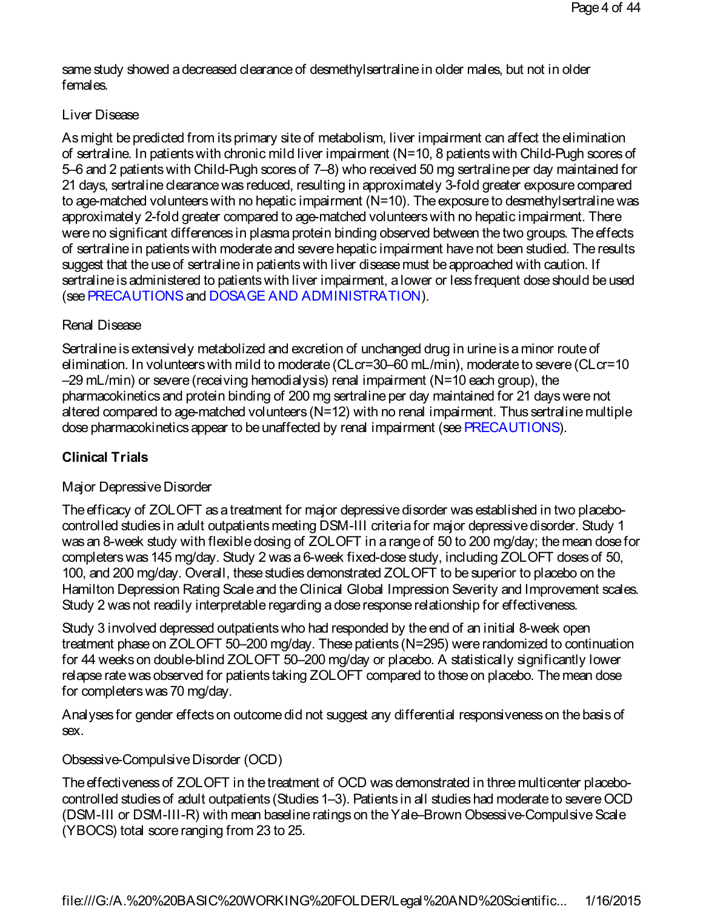same study showed a decreased clearance of desmethylsertraline in older males, but not in older females.

Liver Disease

As might be predicted from its primary site of metabolism, liver impairment can affect the elimination of sertraline. In patients with chronic mild liver impairment (N=10, 8 patients with Child-Pugh scores of 5–6 and 2 patients with Child-Pugh scores of 7–8) who received 50 mg sertraline per day maintained for 21 days, sertraline clearance was reduced, resulting in approximately 3-fold greater exposure compared to age-matched volunteers with no hepatic impairment (N=10). The exposure to desmethylsertraline was approximately 2-fold greater compared to age-matched volunteers with no hepatic impairment. There were no significant differences in plasma protein binding observed between the two groups. The effects of sertraline in patients with moderate and severe hepatic impairment have not been studied. The results suggest that the use of sertraline in patients with liver disease must be approached with caution. If sertraline is administered to patients with liver impairment, a lower or less frequent dose should be used (see PRECAUTIONS and DOSAGE AND ADMINISTRATION).

Renal Disease

Sertraline is extensively metabolized and excretion of unchanged drug in urine is a minor route of elimination. In volunteers with mild to moderate (CLcr=30–60 mL/min), moderate to severe (CLcr=10–29 mL/min) or severe (receiving hemodialysis) renal impairment (N=10 each group), the pharmacokinetics and protein binding of 200 mg sertraline per day maintained for 21 days were not altered compared to age-matched volunteers (N=12) with no renal impairment. Thus sertraline multiple dose pharmacokinetics appear to be unaffected by renal impairment (see PRECAUTIONS).

## Clinical Trials

Major Depressive Disorder

The efficacy of ZOLOFT as a treatment for major depressive disorder was established in two placebo-controlled studies in adult outpatients meeting DSM-III criteria for major depressive disorder. Study 1 was an 8-week study with flexible dosing of ZOLOFT in a range of 50 to 200 mg/day; the mean dose for completers was 145 mg/day. Study 2 was a 6-week fixed-dose study, including ZOLOFT doses of 50, 100, and 200 mg/day. Overall, these studies demonstrated ZOLOFT to be superior to placebo on the Hamilton Depression Rating Scale and the Clinical Global Impression Severity and Improvement scales. Study 2 was not readily interpretable regarding a dose response relationship for effectiveness.

Study 3 involved depressed outpatients who had responded by the end of an initial 8-week open treatment phase on ZOLOFT 50–200 mg/day. These patients (N=295) were randomized to continuation for 44 weeks on double-blind ZOLOFT 50–200 mg/day or placebo. A statistically significantly lower relapse rate was observed for patients taking ZOLOFT compared to those on placebo. The mean dose for completers was 70 mg/day.

Analyses for gender effects on outcome did not suggest any differential responsiveness on the basis of sex.

Obsessive-Compulsive Disorder (OCD)

The effectiveness of ZOLOFT in the treatment of OCD was demonstrated in three multicenter placebo-controlled studies of adult outpatients (Studies 1–3). Patients in all studies had moderate to severe OCD (DSM-III or DSM-III-R) with mean baseline ratings on the Yale–Brown Obsessive-Compulsive Scale (YBOCS) total score ranging from 23 to 25.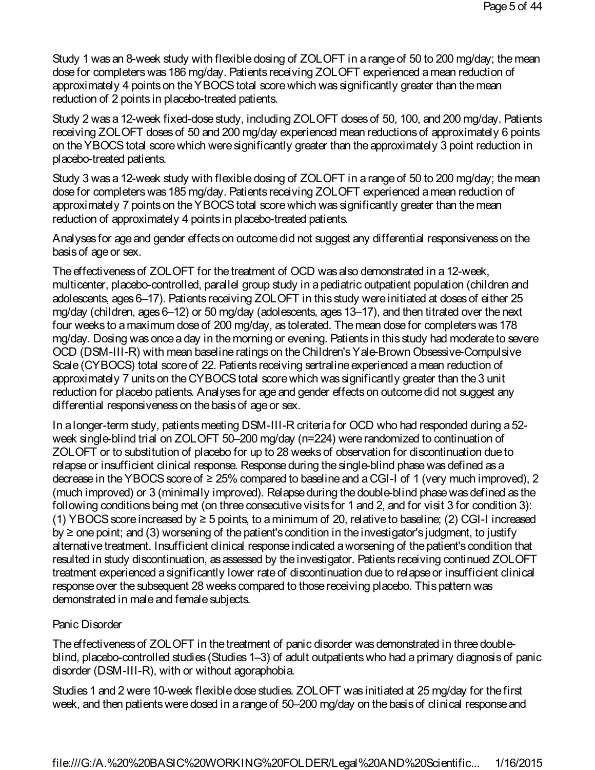Study 1 was an 8-week study with flexible dosing of ZOLOFT in a range of 50 to 200 mg/day; the mean dose for completers was 186 mg/day. Patients receiving ZOLOFT experienced a mean reduction of approximately 4 points on the YBOCS total score which was significantly greater than the mean reduction of 2 points in placebo-treated patients.

Study 2 was a 12-week fixed-dose study, including ZOLOFT doses of 50, 100, and 200 mg/day. Patients receiving ZOLOFT doses of 50 and 200 mg/day experienced mean reductions of approximately 6 points on the YBOCS total score which were significantly greater than the approximately 3 point reduction in placebo-treated patients.

Study 3 was a 12-week study with flexible dosing of ZOLOFT in a range of 50 to 200 mg/day; the mean dose for completers was 185 mg/day. Patients receiving ZOLOFT experienced a mean reduction of approximately 7 points on the YBOCS total score which was significantly greater than the mean reduction of approximately 4 points in placebo-treated patients.

Analyses for age and gender effects on outcome did not suggest any differential responsiveness on the basis of age or sex.

The effectiveness of ZOLOFT for the treatment of OCD was also demonstrated in a 12-week, multicenter, placebo-controlled, parallel group study in a pediatric outpatient population (children and adolescents, ages 6–17). Patients receiving ZOLOFT in this study were initiated at doses of either 25 mg/day (children, ages 6–12) or 50 mg/day (adolescents, ages 13–17), and then titrated over the next four weeks to a maximum dose of 200 mg/day, as tolerated. The mean dose for completers was 178 mg/day. Dosing was once a day in the morning or evening. Patients in this study had moderate to severe OCD (DSM-III-R) with mean baseline ratings on the Children's Yale-Brown Obsessive-Compulsive Scale (CYBOCS) total score of 22. Patients receiving sertraline experienced a mean reduction of approximately 7 units on the CYBOCS total score which was significantly greater than the 3 unit reduction for placebo patients. Analyses for age and gender effects on outcome did not suggest any differential responsiveness on the basis of age or sex.

In a longer-term study, patients meeting DSM-III-R criteria for OCD who had responded during a 52-week single-blind trial on ZOLOFT 50–200 mg/day (n=224) were randomized to continuation of ZOLOFT or to substitution of placebo for up to 28 weeks of observation for discontinuation due to relapse or insufficient clinical response. Response during the single-blind phase was defined as a decrease in the YBOCS score of ≥ 25% compared to baseline and a CGI-I of 1 (very much improved), 2 (much improved) or 3 (minimally improved). Relapse during the double-blind phase was defined as the following conditions being met (on three consecutive visits for 1 and 2, and for visit 3 for condition 3): (1) YBOCS score increased by ≥ 5 points, to a minimum of 20, relative to baseline; (2) CGI-I increased by ≥ one point; and (3) worsening of the patient's condition in the investigator's judgment, to justify alternative treatment. Insufficient clinical response indicated a worsening of the patient's condition that resulted in study discontinuation, as assessed by the investigator. Patients receiving continued ZOLOFT treatment experienced a significantly lower rate of discontinuation due to relapse or insufficient clinical response over the subsequent 28 weeks compared to those receiving placebo. This pattern was demonstrated in male and female subjects.

Panic Disorder

The effectiveness of ZOLOFT in the treatment of panic disorder was demonstrated in three double-blind, placebo-controlled studies (Studies 1–3) of adult outpatients who had a primary diagnosis of panic disorder (DSM-III-R), with or without agoraphobia.

Studies 1 and 2 were 10-week flexible dose studies. ZOLOFT was initiated at 25 mg/day for the first week, and then patients were dosed in a range of 50–200 mg/day on the basis of clinical response and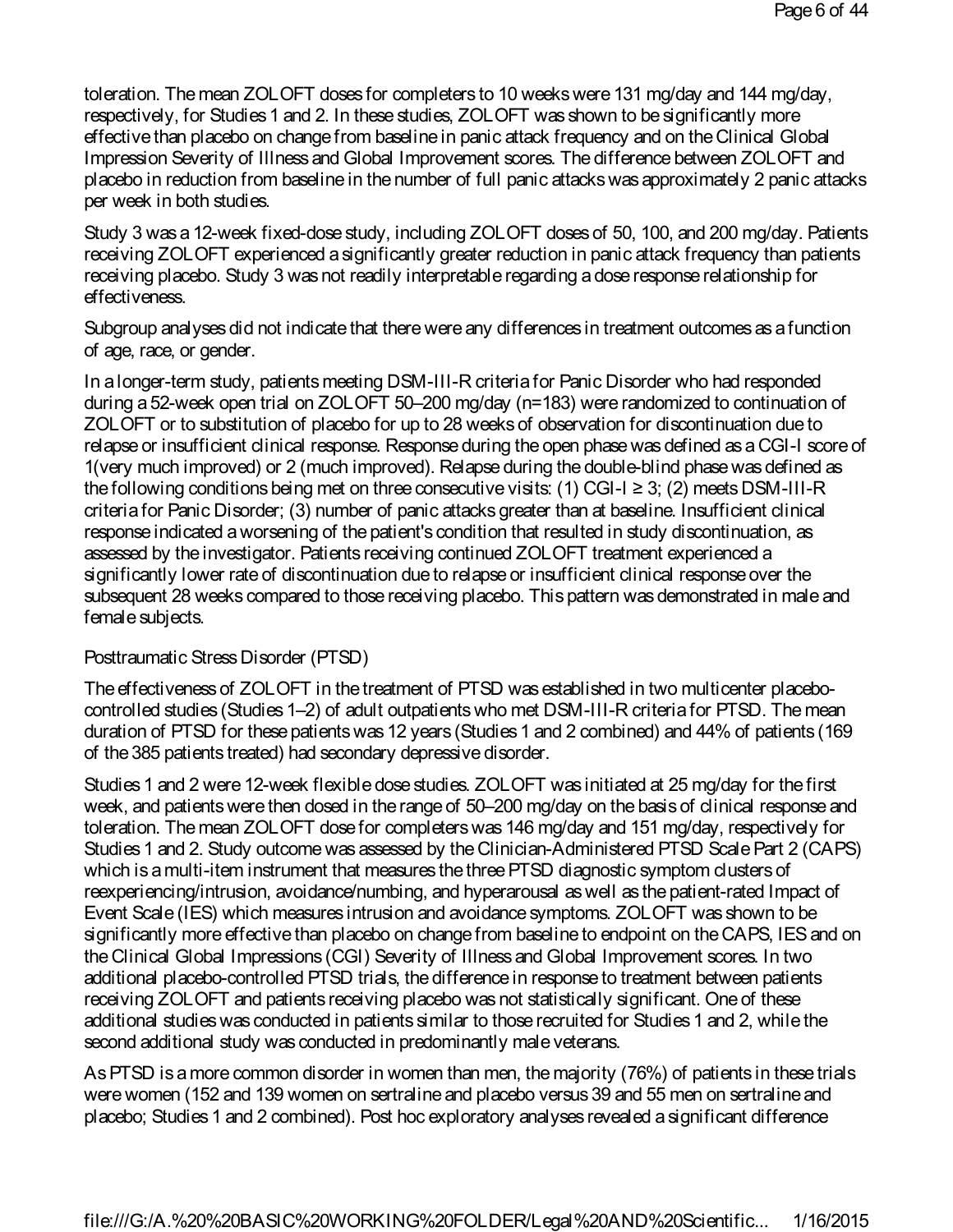toleration. The mean ZOLOFT doses for completers to 10 weeks were 131 mg/day and 144 mg/day, respectively, for Studies 1 and 2. In these studies, ZOLOFT was shown to be significantly more effective than placebo on change from baseline in panic attack frequency and on the Clinical Global Impression Severity of Illness and Global Improvement scores. The difference between ZOLOFT and placebo in reduction from baseline in the number of full panic attacks was approximately 2 panic attacks per week in both studies.

Study 3 was a 12-week fixed-dose study, including ZOLOFT doses of 50, 100, and 200 mg/day. Patients receiving ZOLOFT experienced a significantly greater reduction in panic attack frequency than patients receiving placebo. Study 3 was not readily interpretable regarding a dose response relationship for effectiveness.

Subgroup analyses did not indicate that there were any differences in treatment outcomes as a function of age, race, or gender.

In a longer-term study, patients meeting DSM-III-R criteria for Panic Disorder who had responded during a 52-week open trial on ZOLOFT 50–200 mg/day (n=183) were randomized to continuation of ZOLOFT or to substitution of placebo for up to 28 weeks of observation for discontinuation due to relapse or insufficient clinical response. Response during the open phase was defined as a CGI-I score of 1(very much improved) or 2 (much improved). Relapse during the double-blind phase was defined as the following conditions being met on three consecutive visits: (1) CGI-I ≥ 3; (2) meets DSM-III-R criteria for Panic Disorder; (3) number of panic attacks greater than at baseline. Insufficient clinical response indicated a worsening of the patient's condition that resulted in study discontinuation, as assessed by the investigator. Patients receiving continued ZOLOFT treatment experienced a significantly lower rate of discontinuation due to relapse or insufficient clinical response over the subsequent 28 weeks compared to those receiving placebo. This pattern was demonstrated in male and female subjects.

Posttraumatic Stress Disorder (PTSD)

The effectiveness of ZOLOFT in the treatment of PTSD was established in two multicenter placebo-controlled studies (Studies 1–2) of adult outpatients who met DSM-III-R criteria for PTSD. The mean duration of PTSD for these patients was 12 years (Studies 1 and 2 combined) and 44% of patients (169 of the 385 patients treated) had secondary depressive disorder.

Studies 1 and 2 were 12-week flexible dose studies. ZOLOFT was initiated at 25 mg/day for the first week, and patients were then dosed in the range of 50–200 mg/day on the basis of clinical response and toleration. The mean ZOLOFT dose for completers was 146 mg/day and 151 mg/day, respectively for Studies 1 and 2. Study outcome was assessed by the Clinician-Administered PTSD Scale Part 2 (CAPS) which is a multi-item instrument that measures the three PTSD diagnostic symptom clusters of reexperiencing/intrusion, avoidance/numbing, and hyperarousal as well as the patient-rated Impact of Event Scale (IES) which measures intrusion and avoidance symptoms. ZOLOFT was shown to be significantly more effective than placebo on change from baseline to endpoint on the CAPS, IES and on the Clinical Global Impressions (CGI) Severity of Illness and Global Improvement scores. In two additional placebo-controlled PTSD trials, the difference in response to treatment between patients receiving ZOLOFT and patients receiving placebo was not statistically significant. One of these additional studies was conducted in patients similar to those recruited for Studies 1 and 2, while the second additional study was conducted in predominantly male veterans.

As PTSD is a more common disorder in women than men, the majority (76%) of patients in these trials were women (152 and 139 women on sertraline and placebo versus 39 and 55 men on sertraline and placebo; Studies 1 and 2 combined). Post hoc exploratory analyses revealed a significant difference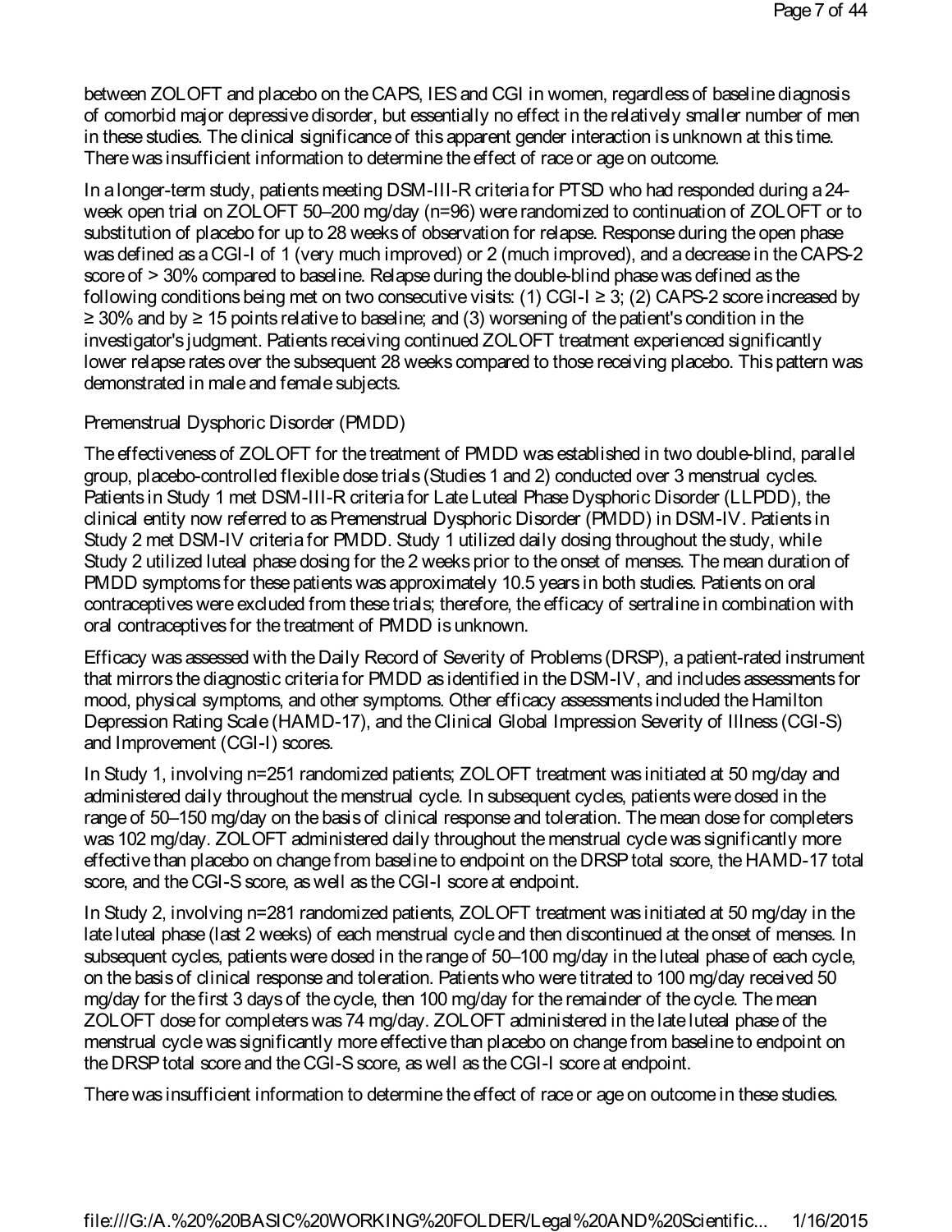between ZOLOFT and placebo on the CAPS, IES and CGI in women, regardless of baseline diagnosis of comorbid major depressive disorder, but essentially no effect in the relatively smaller number of men in these studies. The clinical significance of this apparent gender interaction is unknown at this time. There was insufficient information to determine the effect of race or age on outcome.

In a longer-term study, patients meeting DSM-III-R criteria for PTSD who had responded during a 24-week open trial on ZOLOFT 50–200 mg/day (n=96) were randomized to continuation of ZOLOFT or to substitution of placebo for up to 28 weeks of observation for relapse. Response during the open phase was defined as a CGI-I of 1 (very much improved) or 2 (much improved), and a decrease in the CAPS-2 score of > 30% compared to baseline. Relapse during the double-blind phase was defined as the following conditions being met on two consecutive visits: (1) CGI-I ≥ 3; (2) CAPS-2 score increased by ≥ 30% and by ≥ 15 points relative to baseline; and (3) worsening of the patient's condition in the investigator's judgment. Patients receiving continued ZOLOFT treatment experienced significantly lower relapse rates over the subsequent 28 weeks compared to those receiving placebo. This pattern was demonstrated in male and female subjects.

Premenstrual Dysphoric Disorder (PMDD)

The effectiveness of ZOLOFT for the treatment of PMDD was established in two double-blind, parallel group, placebo-controlled flexible dose trials (Studies 1 and 2) conducted over 3 menstrual cycles. Patients in Study 1 met DSM-III-R criteria for Late Luteal Phase Dysphoric Disorder (LLPDD), the clinical entity now referred to as Premenstrual Dysphoric Disorder (PMDD) in DSM-IV. Patients in Study 2 met DSM-IV criteria for PMDD. Study 1 utilized daily dosing throughout the study, while Study 2 utilized luteal phase dosing for the 2 weeks prior to the onset of menses. The mean duration of PMDD symptoms for these patients was approximately 10.5 years in both studies. Patients on oral contraceptives were excluded from these trials; therefore, the efficacy of sertraline in combination with oral contraceptives for the treatment of PMDD is unknown.

Efficacy was assessed with the Daily Record of Severity of Problems (DRSP), a patient-rated instrument that mirrors the diagnostic criteria for PMDD as identified in the DSM-IV, and includes assessments for mood, physical symptoms, and other symptoms. Other efficacy assessments included the Hamilton Depression Rating Scale (HAMD-17), and the Clinical Global Impression Severity of Illness (CGI-S) and Improvement (CGI-I) scores.

In Study 1, involving n=251 randomized patients; ZOLOFT treatment was initiated at 50 mg/day and administered daily throughout the menstrual cycle. In subsequent cycles, patients were dosed in the range of 50–150 mg/day on the basis of clinical response and toleration. The mean dose for completers was 102 mg/day. ZOLOFT administered daily throughout the menstrual cycle was significantly more effective than placebo on change from baseline to endpoint on the DRSP total score, the HAMD-17 total score, and the CGI-S score, as well as the CGI-I score at endpoint.

In Study 2, involving n=281 randomized patients, ZOLOFT treatment was initiated at 50 mg/day in the late luteal phase (last 2 weeks) of each menstrual cycle and then discontinued at the onset of menses. In subsequent cycles, patients were dosed in the range of 50–100 mg/day in the luteal phase of each cycle, on the basis of clinical response and toleration. Patients who were titrated to 100 mg/day received 50 mg/day for the first 3 days of the cycle, then 100 mg/day for the remainder of the cycle. The mean ZOLOFT dose for completers was 74 mg/day. ZOLOFT administered in the late luteal phase of the menstrual cycle was significantly more effective than placebo on change from baseline to endpoint on the DRSP total score and the CGI-S score, as well as the CGI-I score at endpoint.

There was insufficient information to determine the effect of race or age on outcome in these studies.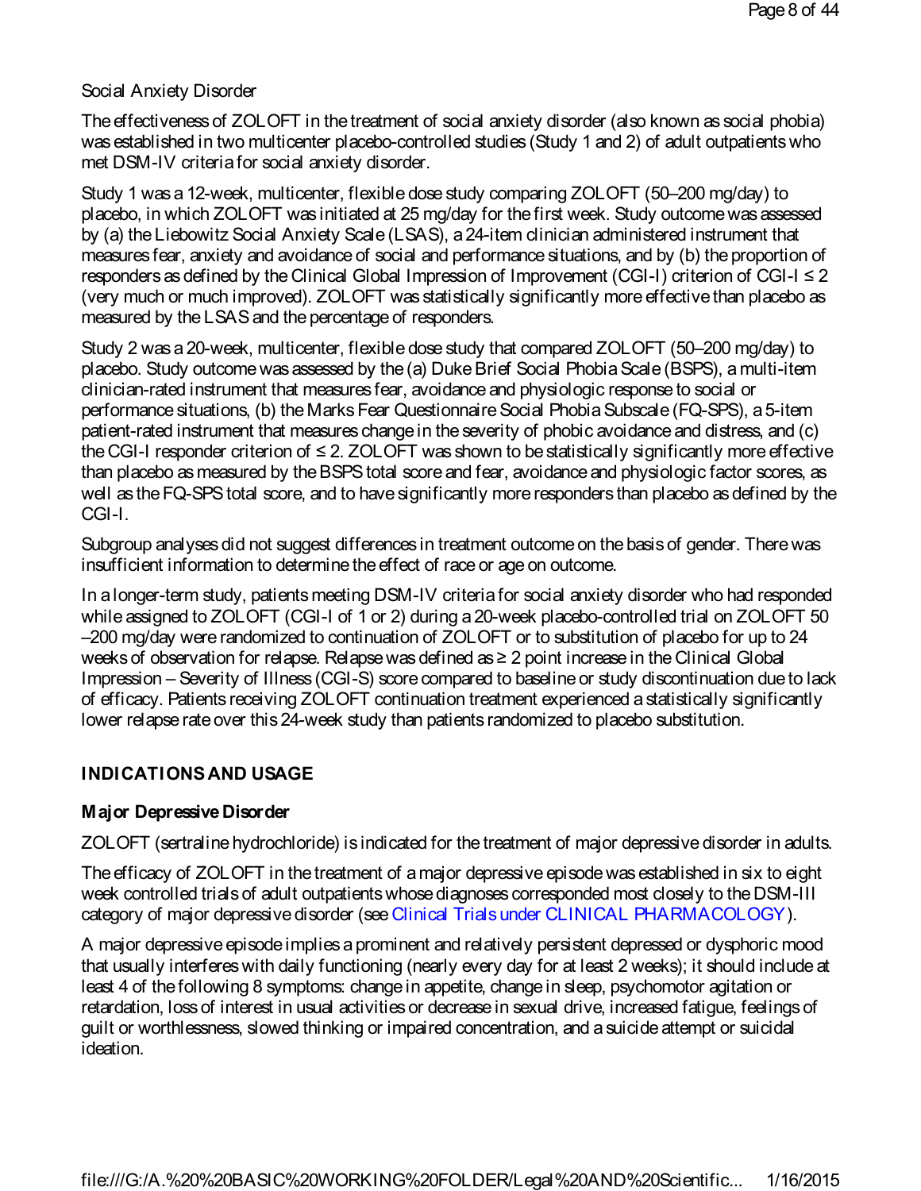Social Anxiety Disorder

The effectiveness of ZOLOFT in the treatment of social anxiety disorder (also known as social phobia) was established in two multicenter placebo-controlled studies (Study 1 and 2) of adult outpatients who met DSM-IV criteria for social anxiety disorder.

Study 1 was a 12-week, multicenter, flexible dose study comparing ZOLOFT (50–200 mg/day) to placebo, in which ZOLOFT was initiated at 25 mg/day for the first week. Study outcome was assessed by (a) the Liebowitz Social Anxiety Scale (LSAS), a 24-item clinician administered instrument that measures fear, anxiety and avoidance of social and performance situations, and by (b) the proportion of responders as defined by the Clinical Global Impression of Improvement (CGI-I) criterion of CGI-I ≤ 2 (very much or much improved). ZOLOFT was statistically significantly more effective than placebo as measured by the LSAS and the percentage of responders.

Study 2 was a 20-week, multicenter, flexible dose study that compared ZOLOFT (50–200 mg/day) to placebo. Study outcome was assessed by the (a) Duke Brief Social Phobia Scale (BSPS), a multi-item clinician-rated instrument that measures fear, avoidance and physiologic response to social or performance situations, (b) the Marks Fear Questionnaire Social Phobia Subscale (FQ-SPS), a 5-item patient-rated instrument that measures change in the severity of phobic avoidance and distress, and (c) the CGI-I responder criterion of ≤ 2. ZOLOFT was shown to be statistically significantly more effective than placebo as measured by the BSPS total score and fear, avoidance and physiologic factor scores, as well as the FQ-SPS total score, and to have significantly more responders than placebo as defined by the CGI-I.

Subgroup analyses did not suggest differences in treatment outcome on the basis of gender. There was insufficient information to determine the effect of race or age on outcome.

In a longer-term study, patients meeting DSM-IV criteria for social anxiety disorder who had responded while assigned to ZOLOFT (CGI-I of 1 or 2) during a 20-week placebo-controlled trial on ZOLOFT 50 –200 mg/day were randomized to continuation of ZOLOFT or to substitution of placebo for up to 24 weeks of observation for relapse. Relapse was defined as ≥ 2 point increase in the Clinical Global Impression – Severity of Illness (CGI-S) score compared to baseline or study discontinuation due to lack of efficacy. Patients receiving ZOLOFT continuation treatment experienced a statistically significantly lower relapse rate over this 24-week study than patients randomized to placebo substitution.

## INDICATIONS AND USAGE

### Major Depressive Disorder

ZOLOFT (sertraline hydrochloride) is indicated for the treatment of major depressive disorder in adults.

The efficacy of ZOLOFT in the treatment of a major depressive episode was established in six to eight week controlled trials of adult outpatients whose diagnoses corresponded most closely to the DSM-III category of major depressive disorder (see Clinical Trials under CLINICAL PHARMACOLOGY).

A major depressive episode implies a prominent and relatively persistent depressed or dysphoric mood that usually interferes with daily functioning (nearly every day for at least 2 weeks); it should include at least 4 of the following 8 symptoms: change in appetite, change in sleep, psychomotor agitation or retardation, loss of interest in usual activities or decrease in sexual drive, increased fatigue, feelings of guilt or worthlessness, slowed thinking or impaired concentration, and a suicide attempt or suicidal ideation.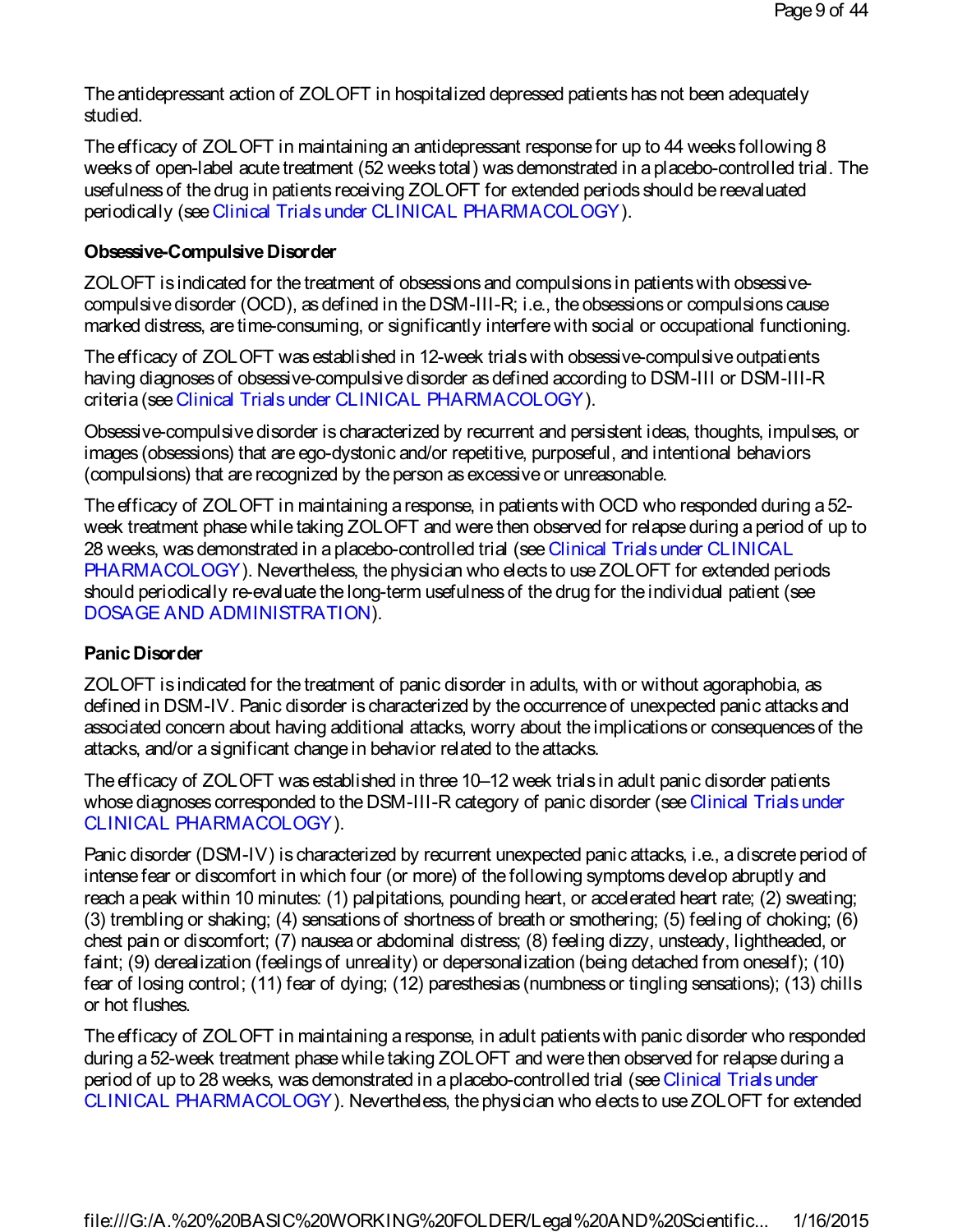The antidepressant action of ZOLOFT in hospitalized depressed patients has not been adequately studied.

The efficacy of ZOLOFT in maintaining an antidepressant response for up to 44 weeks following 8 weeks of open-label acute treatment (52 weeks total) was demonstrated in a placebo-controlled trial. The usefulness of the drug in patients receiving ZOLOFT for extended periods should be reevaluated periodically (see Clinical Trials under CLINICAL PHARMACOLOGY).

**Obsessive-Compulsive Disorder**

ZOLOFT is indicated for the treatment of obsessions and compulsions in patients with obsessive-compulsive disorder (OCD), as defined in the DSM-III-R; i.e., the obsessions or compulsions cause marked distress, are time-consuming, or significantly interfere with social or occupational functioning.

The efficacy of ZOLOFT was established in 12-week trials with obsessive-compulsive outpatients having diagnoses of obsessive-compulsive disorder as defined according to DSM-III or DSM-III-R criteria (see Clinical Trials under CLINICAL PHARMACOLOGY).

Obsessive-compulsive disorder is characterized by recurrent and persistent ideas, thoughts, impulses, or images (obsessions) that are ego-dystonic and/or repetitive, purposeful, and intentional behaviors (compulsions) that are recognized by the person as excessive or unreasonable.

The efficacy of ZOLOFT in maintaining a response, in patients with OCD who responded during a 52-week treatment phase while taking ZOLOFT and were then observed for relapse during a period of up to 28 weeks, was demonstrated in a placebo-controlled trial (see Clinical Trials under CLINICAL PHARMACOLOGY). Nevertheless, the physician who elects to use ZOLOFT for extended periods should periodically re-evaluate the long-term usefulness of the drug for the individual patient (see DOSAGE AND ADMINISTRATION).

**Panic Disorder**

ZOLOFT is indicated for the treatment of panic disorder in adults, with or without agoraphobia, as defined in DSM-IV. Panic disorder is characterized by the occurrence of unexpected panic attacks and associated concern about having additional attacks, worry about the implications or consequences of the attacks, and/or a significant change in behavior related to the attacks.

The efficacy of ZOLOFT was established in three 10–12 week trials in adult panic disorder patients whose diagnoses corresponded to the DSM-III-R category of panic disorder (see Clinical Trials under CLINICAL PHARMACOLOGY).

Panic disorder (DSM-IV) is characterized by recurrent unexpected panic attacks, i.e., a discrete period of intense fear or discomfort in which four (or more) of the following symptoms develop abruptly and reach a peak within 10 minutes: (1) palpitations, pounding heart, or accelerated heart rate; (2) sweating; (3) trembling or shaking; (4) sensations of shortness of breath or smothering; (5) feeling of choking; (6) chest pain or discomfort; (7) nausea or abdominal distress; (8) feeling dizzy, unsteady, lightheaded, or faint; (9) derealization (feelings of unreality) or depersonalization (being detached from oneself); (10) fear of losing control; (11) fear of dying; (12) paresthesias (numbness or tingling sensations); (13) chills or hot flushes.

The efficacy of ZOLOFT in maintaining a response, in adult patients with panic disorder who responded during a 52-week treatment phase while taking ZOLOFT and were then observed for relapse during a period of up to 28 weeks, was demonstrated in a placebo-controlled trial (see Clinical Trials under CLINICAL PHARMACOLOGY). Nevertheless, the physician who elects to use ZOLOFT for extended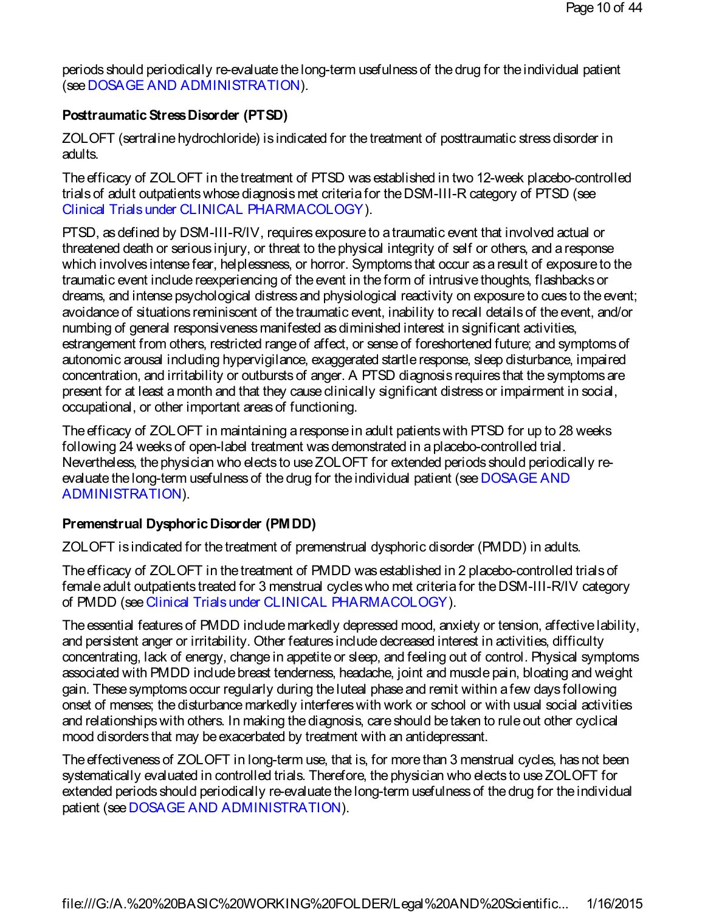periods should periodically re-evaluate the long-term usefulness of the drug for the individual patient (see DOSAGE AND ADMINISTRATION).

**Posttraumatic Stress Disorder (PTSD)**

ZOLOFT (sertraline hydrochloride) is indicated for the treatment of posttraumatic stress disorder in adults.

The efficacy of ZOLOFT in the treatment of PTSD was established in two 12-week placebo-controlled trials of adult outpatients whose diagnosis met criteria for the DSM-III-R category of PTSD (see Clinical Trials under CLINICAL PHARMACOLOGY).

PTSD, as defined by DSM-III-R/IV, requires exposure to a traumatic event that involved actual or threatened death or serious injury, or threat to the physical integrity of self or others, and a response which involves intense fear, helplessness, or horror. Symptoms that occur as a result of exposure to the traumatic event include reexperiencing of the event in the form of intrusive thoughts, flashbacks or dreams, and intense psychological distress and physiological reactivity on exposure to cues to the event; avoidance of situations reminiscent of the traumatic event, inability to recall details of the event, and/or numbing of general responsiveness manifested as diminished interest in significant activities, estrangement from others, restricted range of affect, or sense of foreshortened future; and symptoms of autonomic arousal including hypervigilance, exaggerated startle response, sleep disturbance, impaired concentration, and irritability or outbursts of anger. A PTSD diagnosis requires that the symptoms are present for at least a month and that they cause clinically significant distress or impairment in social, occupational, or other important areas of functioning.

The efficacy of ZOLOFT in maintaining a response in adult patients with PTSD for up to 28 weeks following 24 weeks of open-label treatment was demonstrated in a placebo-controlled trial. Nevertheless, the physician who elects to use ZOLOFT for extended periods should periodically re-evaluate the long-term usefulness of the drug for the individual patient (see DOSAGE AND ADMINISTRATION).

**Premenstrual Dysphoric Disorder (PMDD)**

ZOLOFT is indicated for the treatment of premenstrual dysphoric disorder (PMDD) in adults.

The efficacy of ZOLOFT in the treatment of PMDD was established in 2 placebo-controlled trials of female adult outpatients treated for 3 menstrual cycles who met criteria for the DSM-III-R/IV category of PMDD (see Clinical Trials under CLINICAL PHARMACOLOGY).

The essential features of PMDD include markedly depressed mood, anxiety or tension, affective lability, and persistent anger or irritability. Other features include decreased interest in activities, difficulty concentrating, lack of energy, change in appetite or sleep, and feeling out of control. Physical symptoms associated with PMDD include breast tenderness, headache, joint and muscle pain, bloating and weight gain. These symptoms occur regularly during the luteal phase and remit within a few days following onset of menses; the disturbance markedly interferes with work or school or with usual social activities and relationships with others. In making the diagnosis, care should be taken to rule out other cyclical mood disorders that may be exacerbated by treatment with an antidepressant.

The effectiveness of ZOLOFT in long-term use, that is, for more than 3 menstrual cycles, has not been systematically evaluated in controlled trials. Therefore, the physician who elects to use ZOLOFT for extended periods should periodically re-evaluate the long-term usefulness of the drug for the individual patient (see DOSAGE AND ADMINISTRATION).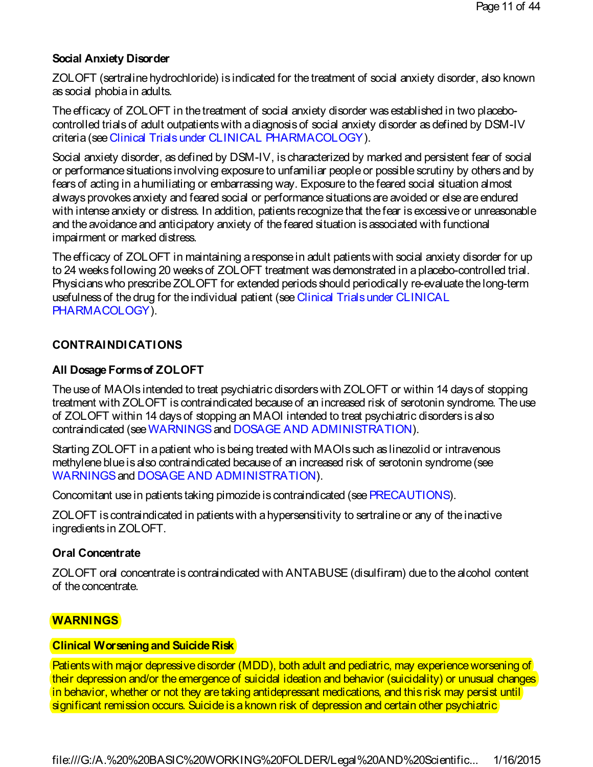### Social Anxiety Disorder

ZOLOFT (sertraline hydrochloride) is indicated for the treatment of social anxiety disorder, also known as social phobia in adults.

The efficacy of ZOLOFT in the treatment of social anxiety disorder was established in two placebo-controlled trials of adult outpatients with a diagnosis of social anxiety disorder as defined by DSM-IV criteria (see Clinical Trials under CLINICAL PHARMACOLOGY).

Social anxiety disorder, as defined by DSM-IV, is characterized by marked and persistent fear of social or performance situations involving exposure to unfamiliar people or possible scrutiny by others and by fears of acting in a humiliating or embarrassing way. Exposure to the feared social situation almost always provokes anxiety and feared social or performance situations are avoided or else are endured with intense anxiety or distress. In addition, patients recognize that the fear is excessive or unreasonable and the avoidance and anticipatory anxiety of the feared situation is associated with functional impairment or marked distress.

The efficacy of ZOLOFT in maintaining a response in adult patients with social anxiety disorder for up to 24 weeks following 20 weeks of ZOLOFT treatment was demonstrated in a placebo-controlled trial. Physicians who prescribe ZOLOFT for extended periods should periodically re-evaluate the long-term usefulness of the drug for the individual patient (see Clinical Trials under CLINICAL PHARMACOLOGY).

## CONTRAINDICATIONS

### All Dosage Forms of ZOLOFT

The use of MAOIs intended to treat psychiatric disorders with ZOLOFT or within 14 days of stopping treatment with ZOLOFT is contraindicated because of an increased risk of serotonin syndrome. The use of ZOLOFT within 14 days of stopping an MAOI intended to treat psychiatric disorders is also contraindicated (see WARNINGS and DOSAGE AND ADMINISTRATION).

Starting ZOLOFT in a patient who is being treated with MAOIs such as linezolid or intravenous methylene blue is also contraindicated because of an increased risk of serotonin syndrome (see WARNINGS and DOSAGE AND ADMINISTRATION).

Concomitant use in patients taking pimozide is contraindicated (see PRECAUTIONS).

ZOLOFT is contraindicated in patients with a hypersensitivity to sertraline or any of the inactive ingredients in ZOLOFT.

### Oral Concentrate

ZOLOFT oral concentrate is contraindicated with ANTABUSE (disulfiram) due to the alcohol content of the concentrate.

## WARNINGS

### Clinical Worsening and Suicide Risk

Patients with major depressive disorder (MDD), both adult and pediatric, may experience worsening of their depression and/or the emergence of suicidal ideation and behavior (suicidality) or unusual changes in behavior, whether or not they are taking antidepressant medications, and this risk may persist until significant remission occurs. Suicide is a known risk of depression and certain other psychiatric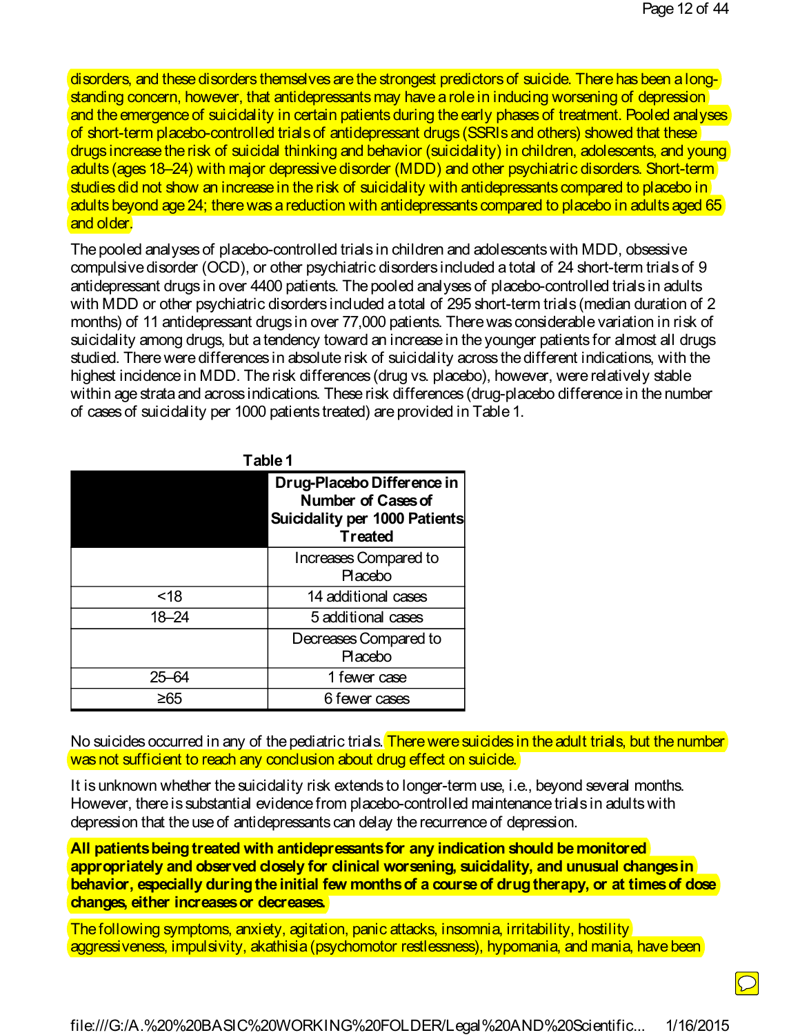disorders, and these disorders themselves are the strongest predictors of suicide. There has been a long-standing concern, however, that antidepressants may have a role in inducing worsening of depression and the emergence of suicidality in certain patients during the early phases of treatment. Pooled analyses of short-term placebo-controlled trials of antidepressant drugs (SSRIs and others) showed that these drugs increase the risk of suicidal thinking and behavior (suicidality) in children, adolescents, and young adults (ages 18–24) with major depressive disorder (MDD) and other psychiatric disorders. Short-term studies did not show an increase in the risk of suicidality with antidepressants compared to placebo in adults beyond age 24; there was a reduction with antidepressants compared to placebo in adults aged 65 and older.

The pooled analyses of placebo-controlled trials in children and adolescents with MDD, obsessive compulsive disorder (OCD), or other psychiatric disorders included a total of 24 short-term trials of 9 antidepressant drugs in over 4400 patients. The pooled analyses of placebo-controlled trials in adults with MDD or other psychiatric disorders included a total of 295 short-term trials (median duration of 2 months) of 11 antidepressant drugs in over 77,000 patients. There was considerable variation in risk of suicidality among drugs, but a tendency toward an increase in the younger patients for almost all drugs studied. There were differences in absolute risk of suicidality across the different indications, with the highest incidence in MDD. The risk differences (drug vs. placebo), however, were relatively stable within age strata and across indications. These risk differences (drug-placebo difference in the number of cases of suicidality per 1000 patients treated) are provided in Table 1.

**Table 1**

| | **Drug-Placebo Difference in Number of Cases of Suicidality per 1000 Patients Treated** |
|---|---|
| | Increases Compared to Placebo |
| <18 | 14 additional cases |
| 18–24 | 5 additional cases |
| | Decreases Compared to Placebo |
| 25–64 | 1 fewer case |
| ≥65 | 6 fewer cases |

No suicides occurred in any of the pediatric trials. There were suicides in the adult trials, but the number was not sufficient to reach any conclusion about drug effect on suicide.

It is unknown whether the suicidality risk extends to longer-term use, i.e., beyond several months. However, there is substantial evidence from placebo-controlled maintenance trials in adults with depression that the use of antidepressants can delay the recurrence of depression.

**All patients being treated with antidepressants for any indication should be monitored appropriately and observed closely for clinical worsening, suicidality, and unusual changes in behavior, especially during the initial few months of a course of drug therapy, or at times of dose changes, either increases or decreases.**

The following symptoms, anxiety, agitation, panic attacks, insomnia, irritability, hostility aggressiveness, impulsivity, akathisia (psychomotor restlessness), hypomania, and mania, have been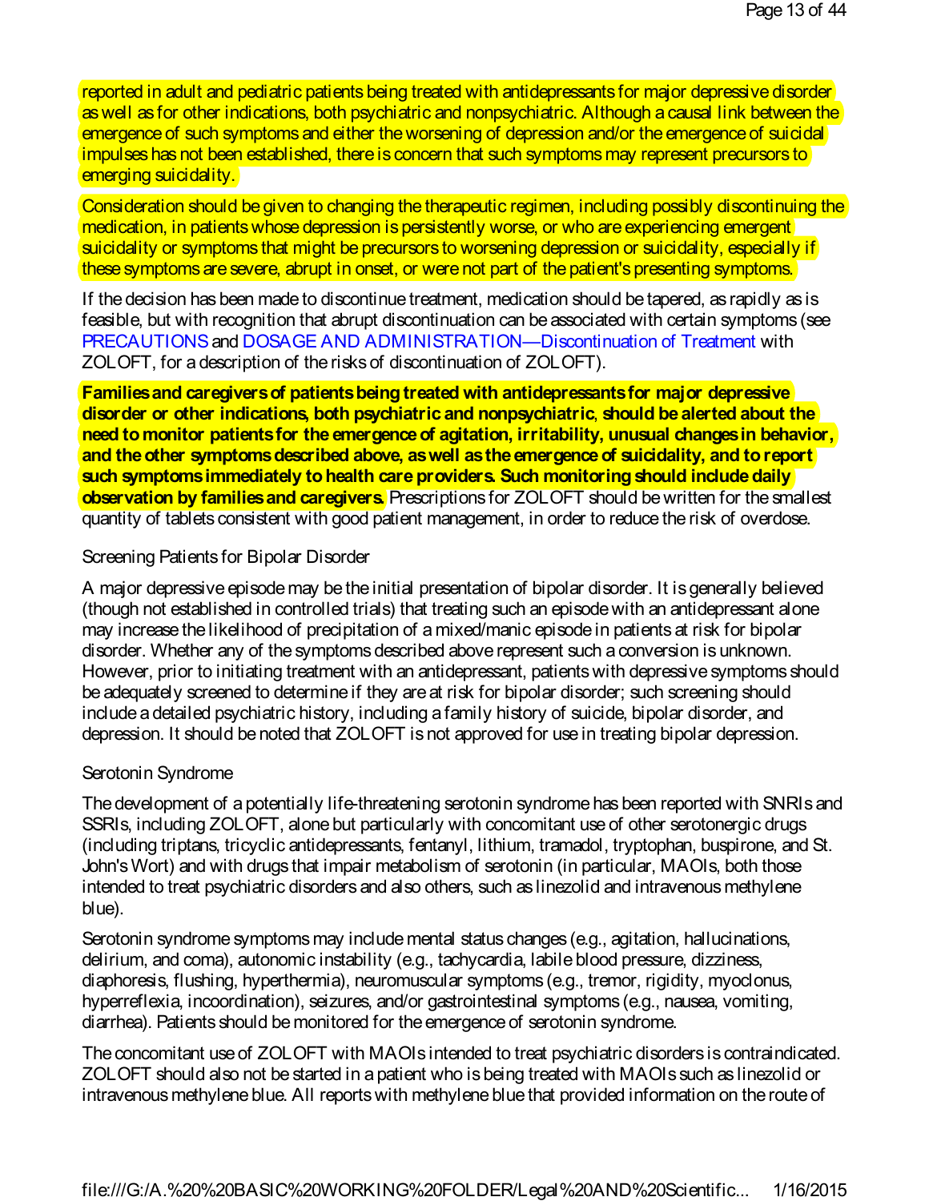reported in adult and pediatric patients being treated with antidepressants for major depressive disorder as well as for other indications, both psychiatric and nonpsychiatric. Although a causal link between the emergence of such symptoms and either the worsening of depression and/or the emergence of suicidal impulses has not been established, there is concern that such symptoms may represent precursors to emerging suicidality.

Consideration should be given to changing the therapeutic regimen, including possibly discontinuing the medication, in patients whose depression is persistently worse, or who are experiencing emergent suicidality or symptoms that might be precursors to worsening depression or suicidality, especially if these symptoms are severe, abrupt in onset, or were not part of the patient's presenting symptoms.

If the decision has been made to discontinue treatment, medication should be tapered, as rapidly as is feasible, but with recognition that abrupt discontinuation can be associated with certain symptoms (see PRECAUTIONS and DOSAGE AND ADMINISTRATION—Discontinuation of Treatment with ZOLOFT, for a description of the risks of discontinuation of ZOLOFT).

**Families and caregivers of patients being treated with antidepressants for major depressive disorder or other indications, both psychiatric and nonpsychiatric, should be alerted about the need to monitor patients for the emergence of agitation, irritability, unusual changes in behavior, and the other symptoms described above, as well as the emergence of suicidality, and to report such symptoms immediately to health care providers. Such monitoring should include daily observation by families and caregivers.** Prescriptions for ZOLOFT should be written for the smallest quantity of tablets consistent with good patient management, in order to reduce the risk of overdose.

Screening Patients for Bipolar Disorder

A major depressive episode may be the initial presentation of bipolar disorder. It is generally believed (though not established in controlled trials) that treating such an episode with an antidepressant alone may increase the likelihood of precipitation of a mixed/manic episode in patients at risk for bipolar disorder. Whether any of the symptoms described above represent such a conversion is unknown. However, prior to initiating treatment with an antidepressant, patients with depressive symptoms should be adequately screened to determine if they are at risk for bipolar disorder; such screening should include a detailed psychiatric history, including a family history of suicide, bipolar disorder, and depression. It should be noted that ZOLOFT is not approved for use in treating bipolar depression.

Serotonin Syndrome

The development of a potentially life-threatening serotonin syndrome has been reported with SNRIs and SSRIs, including ZOLOFT, alone but particularly with concomitant use of other serotonergic drugs (including triptans, tricyclic antidepressants, fentanyl, lithium, tramadol, tryptophan, buspirone, and St. John's Wort) and with drugs that impair metabolism of serotonin (in particular, MAOIs, both those intended to treat psychiatric disorders and also others, such as linezolid and intravenous methylene blue).

Serotonin syndrome symptoms may include mental status changes (e.g., agitation, hallucinations, delirium, and coma), autonomic instability (e.g., tachycardia, labile blood pressure, dizziness, diaphoresis, flushing, hyperthermia), neuromuscular symptoms (e.g., tremor, rigidity, myoclonus, hyperreflexia, incoordination), seizures, and/or gastrointestinal symptoms (e.g., nausea, vomiting, diarrhea). Patients should be monitored for the emergence of serotonin syndrome.

The concomitant use of ZOLOFT with MAOIs intended to treat psychiatric disorders is contraindicated. ZOLOFT should also not be started in a patient who is being treated with MAOIs such as linezolid or intravenous methylene blue. All reports with methylene blue that provided information on the route of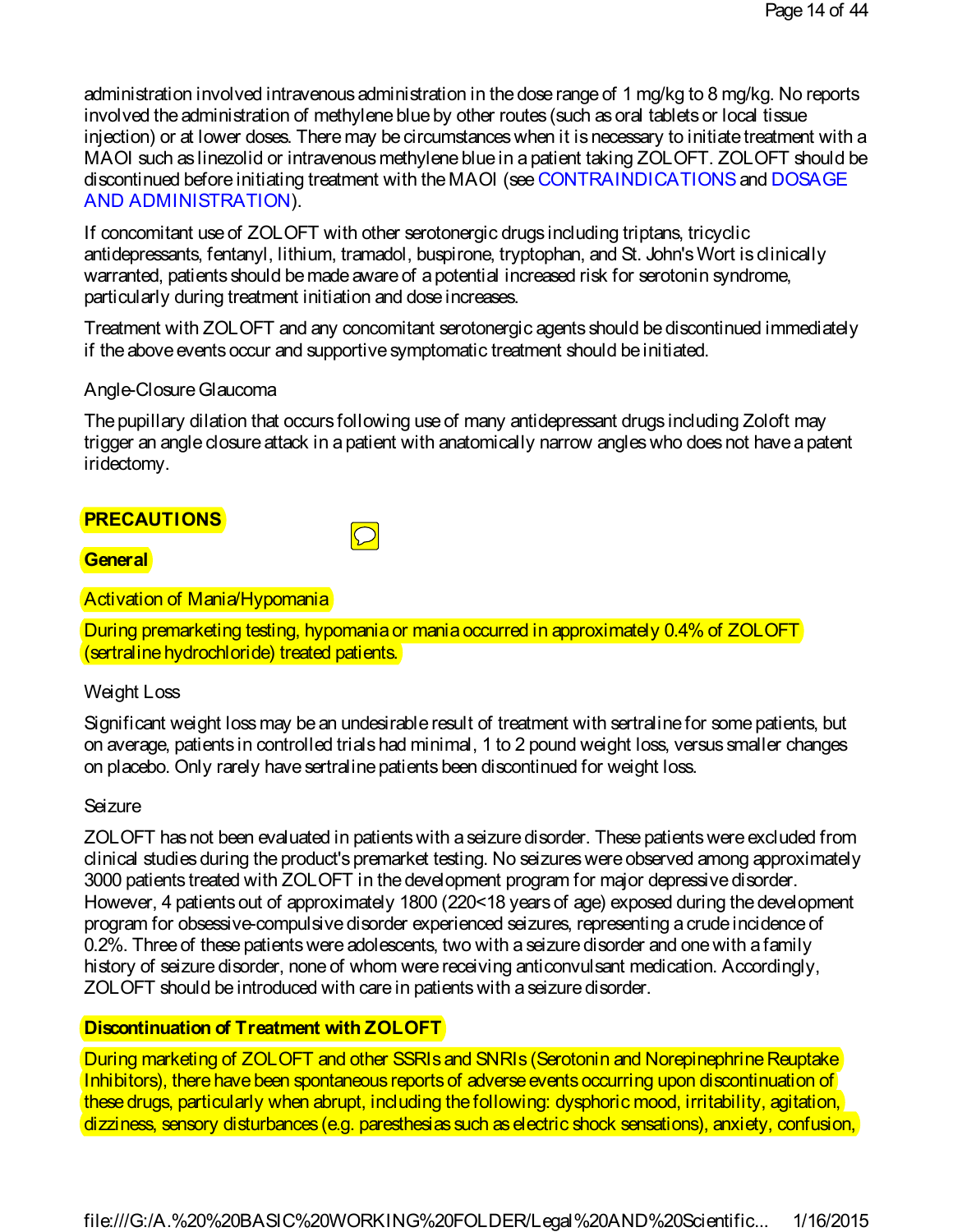administration involved intravenous administration in the dose range of 1 mg/kg to 8 mg/kg. No reports involved the administration of methylene blue by other routes (such as oral tablets or local tissue injection) or at lower doses. There may be circumstances when it is necessary to initiate treatment with a MAOI such as linezolid or intravenous methylene blue in a patient taking ZOLOFT. ZOLOFT should be discontinued before initiating treatment with the MAOI (see CONTRAINDICATIONS and DOSAGE AND ADMINISTRATION).

If concomitant use of ZOLOFT with other serotonergic drugs including triptans, tricyclic antidepressants, fentanyl, lithium, tramadol, buspirone, tryptophan, and St. John's Wort is clinically warranted, patients should be made aware of a potential increased risk for serotonin syndrome, particularly during treatment initiation and dose increases.

Treatment with ZOLOFT and any concomitant serotonergic agents should be discontinued immediately if the above events occur and supportive symptomatic treatment should be initiated.

Angle-Closure Glaucoma

The pupillary dilation that occurs following use of many antidepressant drugs including Zoloft may trigger an angle closure attack in a patient with anatomically narrow angles who does not have a patent iridectomy.

## PRECAUTIONS

### General

Activation of Mania/Hypomania

During premarketing testing, hypomania or mania occurred in approximately 0.4% of ZOLOFT (sertraline hydrochloride) treated patients.

Weight Loss

Significant weight loss may be an undesirable result of treatment with sertraline for some patients, but on average, patients in controlled trials had minimal, 1 to 2 pound weight loss, versus smaller changes on placebo. Only rarely have sertraline patients been discontinued for weight loss.

Seizure

ZOLOFT has not been evaluated in patients with a seizure disorder. These patients were excluded from clinical studies during the product's premarket testing. No seizures were observed among approximately 3000 patients treated with ZOLOFT in the development program for major depressive disorder. However, 4 patients out of approximately 1800 (220<18 years of age) exposed during the development program for obsessive-compulsive disorder experienced seizures, representing a crude incidence of 0.2%. Three of these patients were adolescents, two with a seizure disorder and one with a family history of seizure disorder, none of whom were receiving anticonvulsant medication. Accordingly, ZOLOFT should be introduced with care in patients with a seizure disorder.

**Discontinuation of Treatment with ZOLOFT**

During marketing of ZOLOFT and other SSRIs and SNRIs (Serotonin and Norepinephrine Reuptake Inhibitors), there have been spontaneous reports of adverse events occurring upon discontinuation of these drugs, particularly when abrupt, including the following: dysphoric mood, irritability, agitation, dizziness, sensory disturbances (e.g. paresthesias such as electric shock sensations), anxiety, confusion,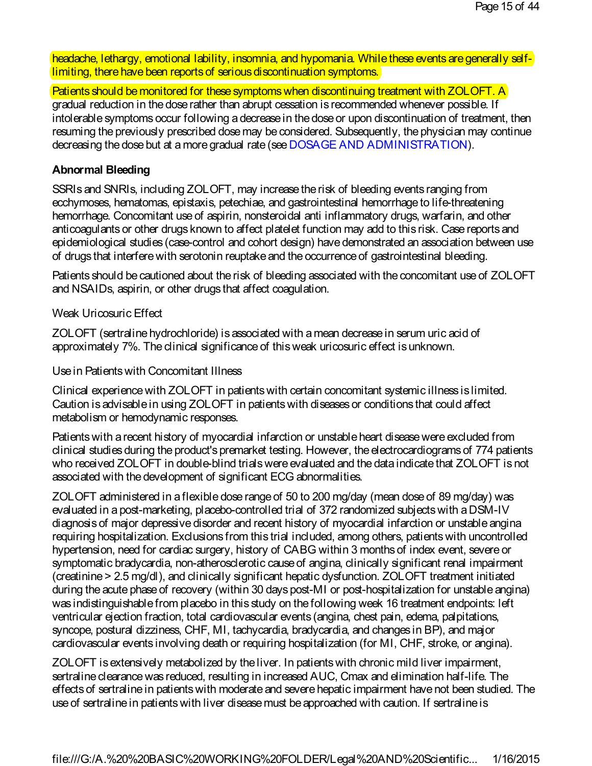headache, lethargy, emotional lability, insomnia, and hypomania. While these events are generally self-limiting, there have been reports of serious discontinuation symptoms.

Patients should be monitored for these symptoms when discontinuing treatment with ZOLOFT. A gradual reduction in the dose rather than abrupt cessation is recommended whenever possible. If intolerable symptoms occur following a decrease in the dose or upon discontinuation of treatment, then resuming the previously prescribed dose may be considered. Subsequently, the physician may continue decreasing the dose but at a more gradual rate (see DOSAGE AND ADMINISTRATION).

**Abnormal Bleeding**

SSRIs and SNRIs, including ZOLOFT, may increase the risk of bleeding events ranging from ecchymoses, hematomas, epistaxis, petechiae, and gastrointestinal hemorrhage to life-threatening hemorrhage. Concomitant use of aspirin, nonsteroidal anti inflammatory drugs, warfarin, and other anticoagulants or other drugs known to affect platelet function may add to this risk. Case reports and epidemiological studies (case-control and cohort design) have demonstrated an association between use of drugs that interfere with serotonin reuptake and the occurrence of gastrointestinal bleeding.

Patients should be cautioned about the risk of bleeding associated with the concomitant use of ZOLOFT and NSAIDs, aspirin, or other drugs that affect coagulation.

Weak Uricosuric Effect

ZOLOFT (sertraline hydrochloride) is associated with a mean decrease in serum uric acid of approximately 7%. The clinical significance of this weak uricosuric effect is unknown.

Use in Patients with Concomitant Illness

Clinical experience with ZOLOFT in patients with certain concomitant systemic illness is limited. Caution is advisable in using ZOLOFT in patients with diseases or conditions that could affect metabolism or hemodynamic responses.

Patients with a recent history of myocardial infarction or unstable heart disease were excluded from clinical studies during the product's premarket testing. However, the electrocardiograms of 774 patients who received ZOLOFT in double-blind trials were evaluated and the data indicate that ZOLOFT is not associated with the development of significant ECG abnormalities.

ZOLOFT administered in a flexible dose range of 50 to 200 mg/day (mean dose of 89 mg/day) was evaluated in a post-marketing, placebo-controlled trial of 372 randomized subjects with a DSM-IV diagnosis of major depressive disorder and recent history of myocardial infarction or unstable angina requiring hospitalization. Exclusions from this trial included, among others, patients with uncontrolled hypertension, need for cardiac surgery, history of CABG within 3 months of index event, severe or symptomatic bradycardia, non-atherosclerotic cause of angina, clinically significant renal impairment (creatinine > 2.5 mg/dl), and clinically significant hepatic dysfunction. ZOLOFT treatment initiated during the acute phase of recovery (within 30 days post-MI or post-hospitalization for unstable angina) was indistinguishable from placebo in this study on the following week 16 treatment endpoints: left ventricular ejection fraction, total cardiovascular events (angina, chest pain, edema, palpitations, syncope, postural dizziness, CHF, MI, tachycardia, bradycardia, and changes in BP), and major cardiovascular events involving death or requiring hospitalization (for MI, CHF, stroke, or angina).

ZOLOFT is extensively metabolized by the liver. In patients with chronic mild liver impairment, sertraline clearance was reduced, resulting in increased AUC, Cmax and elimination half-life. The effects of sertraline in patients with moderate and severe hepatic impairment have not been studied. The use of sertraline in patients with liver disease must be approached with caution. If sertraline is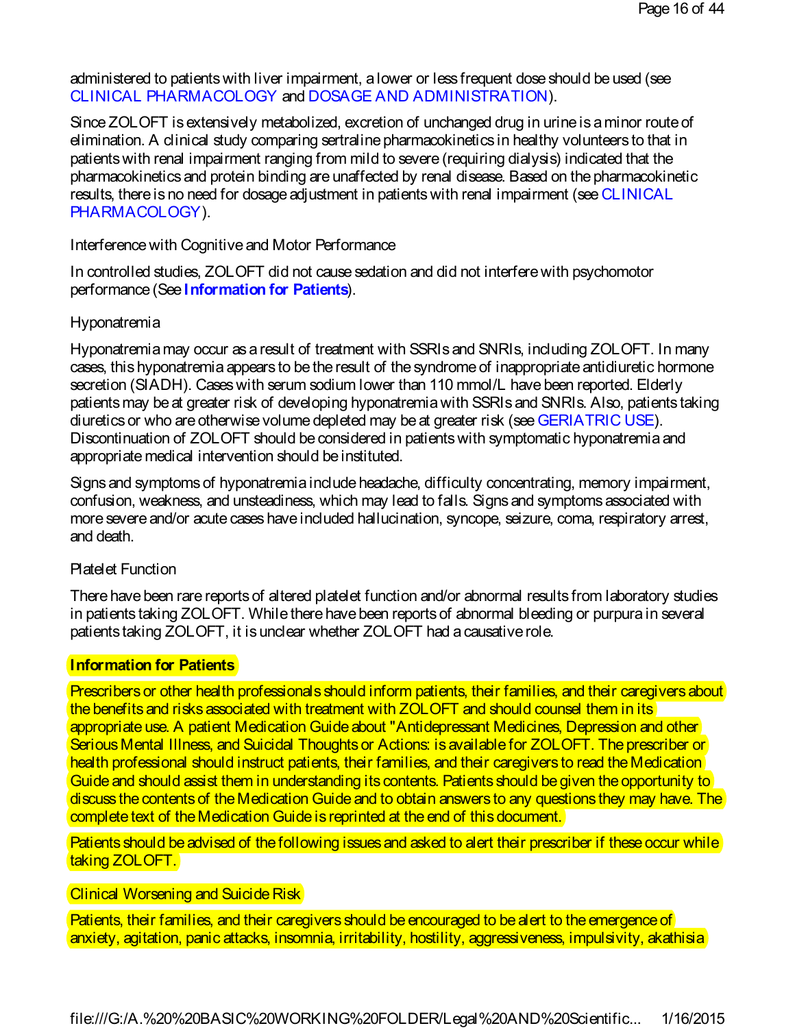administered to patients with liver impairment, a lower or less frequent dose should be used (see CLINICAL PHARMACOLOGY and DOSAGE AND ADMINISTRATION).

Since ZOLOFT is extensively metabolized, excretion of unchanged drug in urine is a minor route of elimination. A clinical study comparing sertraline pharmacokinetics in healthy volunteers to that in patients with renal impairment ranging from mild to severe (requiring dialysis) indicated that the pharmacokinetics and protein binding are unaffected by renal disease. Based on the pharmacokinetic results, there is no need for dosage adjustment in patients with renal impairment (see CLINICAL PHARMACOLOGY).

Interference with Cognitive and Motor Performance

In controlled studies, ZOLOFT did not cause sedation and did not interfere with psychomotor performance (See **Information for Patients**).

Hyponatremia

Hyponatremia may occur as a result of treatment with SSRIs and SNRIs, including ZOLOFT. In many cases, this hyponatremia appears to be the result of the syndrome of inappropriate antidiuretic hormone secretion (SIADH). Cases with serum sodium lower than 110 mmol/L have been reported. Elderly patients may be at greater risk of developing hyponatremia with SSRIs and SNRIs. Also, patients taking diuretics or who are otherwise volume depleted may be at greater risk (see GERIATRIC USE). Discontinuation of ZOLOFT should be considered in patients with symptomatic hyponatremia and appropriate medical intervention should be instituted.

Signs and symptoms of hyponatremia include headache, difficulty concentrating, memory impairment, confusion, weakness, and unsteadiness, which may lead to falls. Signs and symptoms associated with more severe and/or acute cases have included hallucination, syncope, seizure, coma, respiratory arrest, and death.

Platelet Function

There have been rare reports of altered platelet function and/or abnormal results from laboratory studies in patients taking ZOLOFT. While there have been reports of abnormal bleeding or purpura in several patients taking ZOLOFT, it is unclear whether ZOLOFT had a causative role.

**Information for Patients**

Prescribers or other health professionals should inform patients, their families, and their caregivers about the benefits and risks associated with treatment with ZOLOFT and should counsel them in its appropriate use. A patient Medication Guide about "Antidepressant Medicines, Depression and other Serious Mental Illness, and Suicidal Thoughts or Actions: is available for ZOLOFT. The prescriber or health professional should instruct patients, their families, and their caregivers to read the Medication Guide and should assist them in understanding its contents. Patients should be given the opportunity to discuss the contents of the Medication Guide and to obtain answers to any questions they may have. The complete text of the Medication Guide is reprinted at the end of this document.

Patients should be advised of the following issues and asked to alert their prescriber if these occur while taking ZOLOFT.

Clinical Worsening and Suicide Risk

Patients, their families, and their caregivers should be encouraged to be alert to the emergence of anxiety, agitation, panic attacks, insomnia, irritability, hostility, aggressiveness, impulsivity, akathisia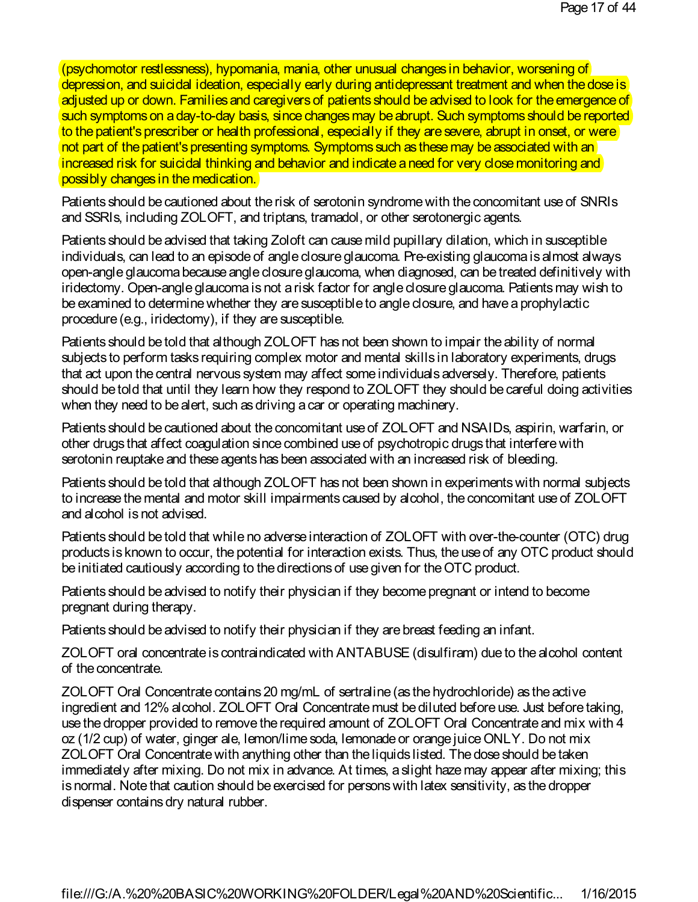(psychomotor restlessness), hypomania, mania, other unusual changes in behavior, worsening of depression, and suicidal ideation, especially early during antidepressant treatment and when the dose is adjusted up or down. Families and caregivers of patients should be advised to look for the emergence of such symptoms on a day-to-day basis, since changes may be abrupt. Such symptoms should be reported to the patient's prescriber or health professional, especially if they are severe, abrupt in onset, or were not part of the patient's presenting symptoms. Symptoms such as these may be associated with an increased risk for suicidal thinking and behavior and indicate a need for very close monitoring and possibly changes in the medication.

Patients should be cautioned about the risk of serotonin syndrome with the concomitant use of SNRIs and SSRIs, including ZOLOFT, and triptans, tramadol, or other serotonergic agents.

Patients should be advised that taking Zoloft can cause mild pupillary dilation, which in susceptible individuals, can lead to an episode of angle closure glaucoma. Pre-existing glaucoma is almost always open-angle glaucoma because angle closure glaucoma, when diagnosed, can be treated definitively with iridectomy. Open-angle glaucoma is not a risk factor for angle closure glaucoma. Patients may wish to be examined to determine whether they are susceptible to angle closure, and have a prophylactic procedure (e.g., iridectomy), if they are susceptible.

Patients should be told that although ZOLOFT has not been shown to impair the ability of normal subjects to perform tasks requiring complex motor and mental skills in laboratory experiments, drugs that act upon the central nervous system may affect some individuals adversely. Therefore, patients should be told that until they learn how they respond to ZOLOFT they should be careful doing activities when they need to be alert, such as driving a car or operating machinery.

Patients should be cautioned about the concomitant use of ZOLOFT and NSAIDs, aspirin, warfarin, or other drugs that affect coagulation since combined use of psychotropic drugs that interfere with serotonin reuptake and these agents has been associated with an increased risk of bleeding.

Patients should be told that although ZOLOFT has not been shown in experiments with normal subjects to increase the mental and motor skill impairments caused by alcohol, the concomitant use of ZOLOFT and alcohol is not advised.

Patients should be told that while no adverse interaction of ZOLOFT with over-the-counter (OTC) drug products is known to occur, the potential for interaction exists. Thus, the use of any OTC product should be initiated cautiously according to the directions of use given for the OTC product.

Patients should be advised to notify their physician if they become pregnant or intend to become pregnant during therapy.

Patients should be advised to notify their physician if they are breast feeding an infant.

ZOLOFT oral concentrate is contraindicated with ANTABUSE (disulfiram) due to the alcohol content of the concentrate.

ZOLOFT Oral Concentrate contains 20 mg/mL of sertraline (as the hydrochloride) as the active ingredient and 12% alcohol. ZOLOFT Oral Concentrate must be diluted before use. Just before taking, use the dropper provided to remove the required amount of ZOLOFT Oral Concentrate and mix with 4 oz (1/2 cup) of water, ginger ale, lemon/lime soda, lemonade or orange juice ONLY. Do not mix ZOLOFT Oral Concentrate with anything other than the liquids listed. The dose should be taken immediately after mixing. Do not mix in advance. At times, a slight haze may appear after mixing; this is normal. Note that caution should be exercised for persons with latex sensitivity, as the dropper dispenser contains dry natural rubber.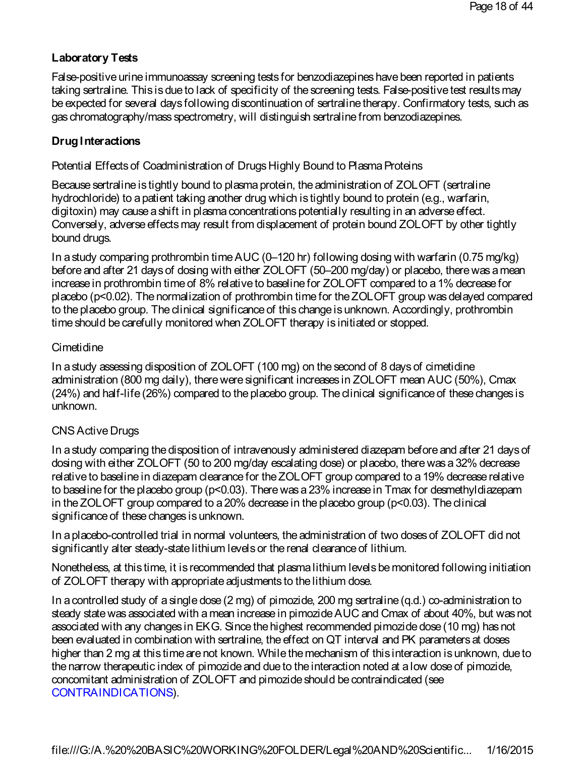**Laboratory Tests**

False-positive urine immunoassay screening tests for benzodiazepines have been reported in patients taking sertraline. This is due to lack of specificity of the screening tests. False-positive test results may be expected for several days following discontinuation of sertraline therapy. Confirmatory tests, such as gas chromatography/mass spectrometry, will distinguish sertraline from benzodiazepines.

**Drug Interactions**

Potential Effects of Coadministration of Drugs Highly Bound to Plasma Proteins

Because sertraline is tightly bound to plasma protein, the administration of ZOLOFT (sertraline hydrochloride) to a patient taking another drug which is tightly bound to protein (e.g., warfarin, digitoxin) may cause a shift in plasma concentrations potentially resulting in an adverse effect. Conversely, adverse effects may result from displacement of protein bound ZOLOFT by other tightly bound drugs.

In a study comparing prothrombin time AUC (0–120 hr) following dosing with warfarin (0.75 mg/kg) before and after 21 days of dosing with either ZOLOFT (50–200 mg/day) or placebo, there was a mean increase in prothrombin time of 8% relative to baseline for ZOLOFT compared to a 1% decrease for placebo ($p<0.02$). The normalization of prothrombin time for the ZOLOFT group was delayed compared to the placebo group. The clinical significance of this change is unknown. Accordingly, prothrombin time should be carefully monitored when ZOLOFT therapy is initiated or stopped.

Cimetidine

In a study assessing disposition of ZOLOFT (100 mg) on the second of 8 days of cimetidine administration (800 mg daily), there were significant increases in ZOLOFT mean AUC (50%), Cmax (24%) and half-life (26%) compared to the placebo group. The clinical significance of these changes is unknown.

CNS Active Drugs

In a study comparing the disposition of intravenously administered diazepam before and after 21 days of dosing with either ZOLOFT (50 to 200 mg/day escalating dose) or placebo, there was a 32% decrease relative to baseline in diazepam clearance for the ZOLOFT group compared to a 19% decrease relative to baseline for the placebo group ($p<0.03$). There was a 23% increase in Tmax for desmethyldiazepam in the ZOLOFT group compared to a 20% decrease in the placebo group ($p<0.03$). The clinical significance of these changes is unknown.

In a placebo-controlled trial in normal volunteers, the administration of two doses of ZOLOFT did not significantly alter steady-state lithium levels or the renal clearance of lithium.

Nonetheless, at this time, it is recommended that plasma lithium levels be monitored following initiation of ZOLOFT therapy with appropriate adjustments to the lithium dose.

In a controlled study of a single dose (2 mg) of pimozide, 200 mg sertraline (q.d.) co-administration to steady state was associated with a mean increase in pimozide AUC and Cmax of about 40%, but was not associated with any changes in EKG. Since the highest recommended pimozide dose (10 mg) has not been evaluated in combination with sertraline, the effect on QT interval and PK parameters at doses higher than 2 mg at this time are not known. While the mechanism of this interaction is unknown, due to the narrow therapeutic index of pimozide and due to the interaction noted at a low dose of pimozide, concomitant administration of ZOLOFT and pimozide should be contraindicated (see CONTRAINDICATIONS).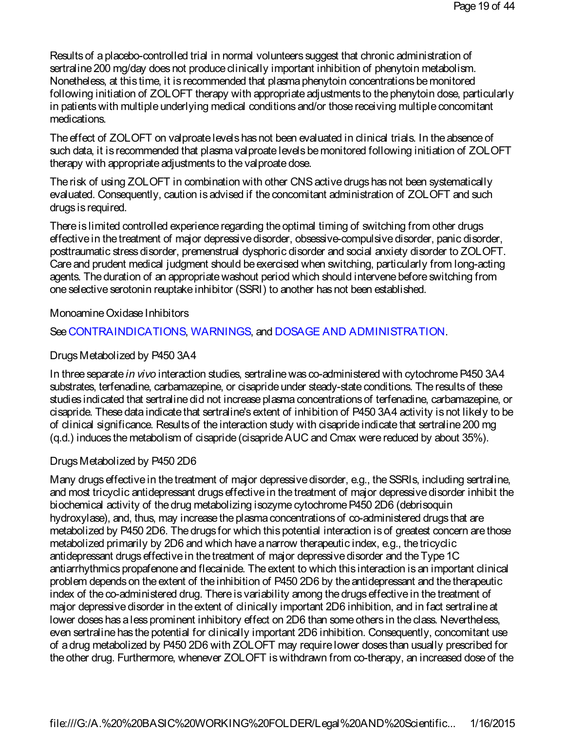Results of a placebo-controlled trial in normal volunteers suggest that chronic administration of sertraline 200 mg/day does not produce clinically important inhibition of phenytoin metabolism. Nonetheless, at this time, it is recommended that plasma phenytoin concentrations be monitored following initiation of ZOLOFT therapy with appropriate adjustments to the phenytoin dose, particularly in patients with multiple underlying medical conditions and/or those receiving multiple concomitant medications.

The effect of ZOLOFT on valproate levels has not been evaluated in clinical trials. In the absence of such data, it is recommended that plasma valproate levels be monitored following initiation of ZOLOFT therapy with appropriate adjustments to the valproate dose.

The risk of using ZOLOFT in combination with other CNS active drugs has not been systematically evaluated. Consequently, caution is advised if the concomitant administration of ZOLOFT and such drugs is required.

There is limited controlled experience regarding the optimal timing of switching from other drugs effective in the treatment of major depressive disorder, obsessive-compulsive disorder, panic disorder, posttraumatic stress disorder, premenstrual dysphoric disorder and social anxiety disorder to ZOLOFT. Care and prudent medical judgment should be exercised when switching, particularly from long-acting agents. The duration of an appropriate washout period which should intervene before switching from one selective serotonin reuptake inhibitor (SSRI) to another has not been established.

Monoamine Oxidase Inhibitors

See CONTRAINDICATIONS, WARNINGS, and DOSAGE AND ADMINISTRATION.

Drugs Metabolized by P450 3A4

In three separate *in vivo* interaction studies, sertraline was co-administered with cytochrome P450 3A4 substrates, terfenadine, carbamazepine, or cisapride under steady-state conditions. The results of these studies indicated that sertraline did not increase plasma concentrations of terfenadine, carbamazepine, or cisapride. These data indicate that sertraline's extent of inhibition of P450 3A4 activity is not likely to be of clinical significance. Results of the interaction study with cisapride indicate that sertraline 200 mg (q.d.) induces the metabolism of cisapride (cisapride AUC and Cmax were reduced by about 35%).

Drugs Metabolized by P450 2D6

Many drugs effective in the treatment of major depressive disorder, e.g., the SSRIs, including sertraline, and most tricyclic antidepressant drugs effective in the treatment of major depressive disorder inhibit the biochemical activity of the drug metabolizing isozyme cytochrome P450 2D6 (debrisoquin hydroxylase), and, thus, may increase the plasma concentrations of co-administered drugs that are metabolized by P450 2D6. The drugs for which this potential interaction is of greatest concern are those metabolized primarily by 2D6 and which have a narrow therapeutic index, e.g., the tricyclic antidepressant drugs effective in the treatment of major depressive disorder and the Type 1C antiarrhythmics propafenone and flecainide. The extent to which this interaction is an important clinical problem depends on the extent of the inhibition of P450 2D6 by the antidepressant and the therapeutic index of the co-administered drug. There is variability among the drugs effective in the treatment of major depressive disorder in the extent of clinically important 2D6 inhibition, and in fact sertraline at lower doses has a less prominent inhibitory effect on 2D6 than some others in the class. Nevertheless, even sertraline has the potential for clinically important 2D6 inhibition. Consequently, concomitant use of a drug metabolized by P450 2D6 with ZOLOFT may require lower doses than usually prescribed for the other drug. Furthermore, whenever ZOLOFT is withdrawn from co-therapy, an increased dose of the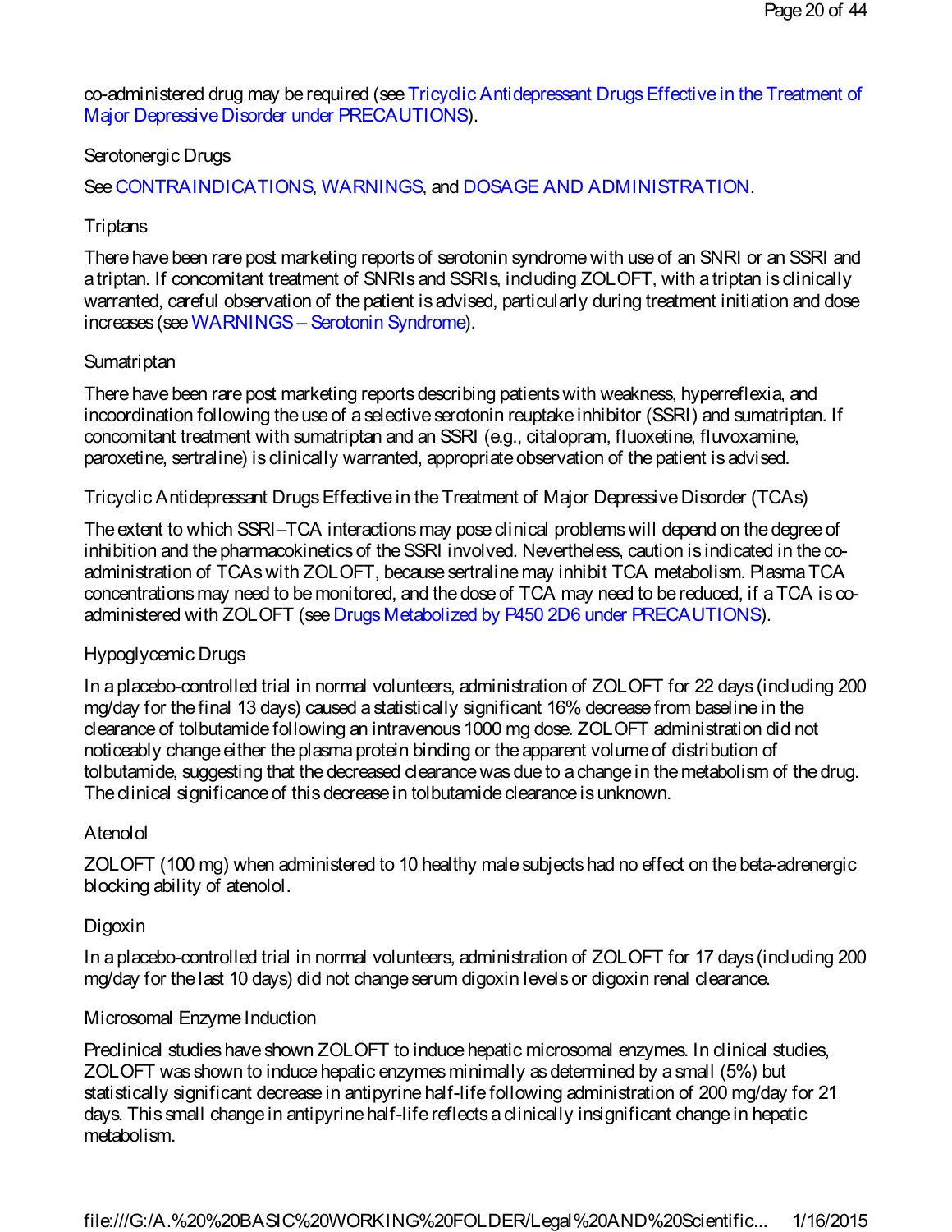co-administered drug may be required (see Tricyclic Antidepressant Drugs Effective in the Treatment of Major Depressive Disorder under PRECAUTIONS).

### Serotonergic Drugs

See CONTRAINDICATIONS, WARNINGS, and DOSAGE AND ADMINISTRATION.

### Triptans

There have been rare post marketing reports of serotonin syndrome with use of an SNRI or an SSRI and a triptan. If concomitant treatment of SNRIs and SSRIs, including ZOLOFT, with a triptan is clinically warranted, careful observation of the patient is advised, particularly during treatment initiation and dose increases (see WARNINGS – Serotonin Syndrome).

### Sumatriptan

There have been rare post marketing reports describing patients with weakness, hyperreflexia, and incoordination following the use of a selective serotonin reuptake inhibitor (SSRI) and sumatriptan. If concomitant treatment with sumatriptan and an SSRI (e.g., citalopram, fluoxetine, fluvoxamine, paroxetine, sertraline) is clinically warranted, appropriate observation of the patient is advised.

### Tricyclic Antidepressant Drugs Effective in the Treatment of Major Depressive Disorder (TCAs)

The extent to which SSRI–TCA interactions may pose clinical problems will depend on the degree of inhibition and the pharmacokinetics of the SSRI involved. Nevertheless, caution is indicated in the co-administration of TCAs with ZOLOFT, because sertraline may inhibit TCA metabolism. Plasma TCA concentrations may need to be monitored, and the dose of TCA may need to be reduced, if a TCA is co-administered with ZOLOFT (see Drugs Metabolized by P450 2D6 under PRECAUTIONS).

### Hypoglycemic Drugs

In a placebo-controlled trial in normal volunteers, administration of ZOLOFT for 22 days (including 200 mg/day for the final 13 days) caused a statistically significant 16% decrease from baseline in the clearance of tolbutamide following an intravenous 1000 mg dose. ZOLOFT administration did not noticeably change either the plasma protein binding or the apparent volume of distribution of tolbutamide, suggesting that the decreased clearance was due to a change in the metabolism of the drug. The clinical significance of this decrease in tolbutamide clearance is unknown.

### Atenolol

ZOLOFT (100 mg) when administered to 10 healthy male subjects had no effect on the beta-adrenergic blocking ability of atenolol.

### Digoxin

In a placebo-controlled trial in normal volunteers, administration of ZOLOFT for 17 days (including 200 mg/day for the last 10 days) did not change serum digoxin levels or digoxin renal clearance.

### Microsomal Enzyme Induction

Preclinical studies have shown ZOLOFT to induce hepatic microsomal enzymes. In clinical studies, ZOLOFT was shown to induce hepatic enzymes minimally as determined by a small (5%) but statistically significant decrease in antipyrine half-life following administration of 200 mg/day for 21 days. This small change in antipyrine half-life reflects a clinically insignificant change in hepatic metabolism.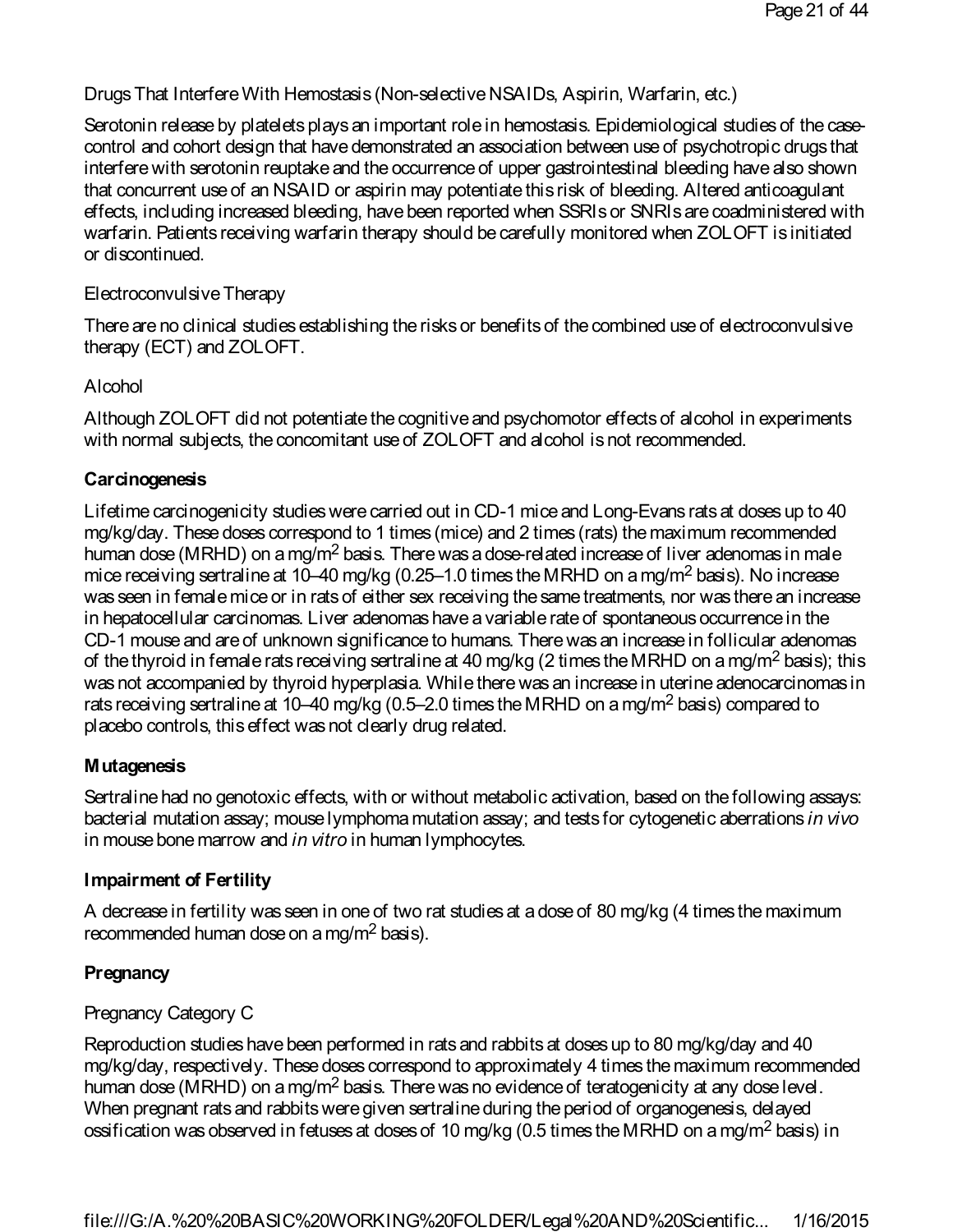Drugs That Interfere With Hemostasis (Non-selective NSAIDs, Aspirin, Warfarin, etc.)

Serotonin release by platelets plays an important role in hemostasis. Epidemiological studies of the case-control and cohort design that have demonstrated an association between use of psychotropic drugs that interfere with serotonin reuptake and the occurrence of upper gastrointestinal bleeding have also shown that concurrent use of an NSAID or aspirin may potentiate this risk of bleeding. Altered anticoagulant effects, including increased bleeding, have been reported when SSRIs or SNRIs are coadministered with warfarin. Patients receiving warfarin therapy should be carefully monitored when ZOLOFT is initiated or discontinued.

Electroconvulsive Therapy

There are no clinical studies establishing the risks or benefits of the combined use of electroconvulsive therapy (ECT) and ZOLOFT.

Alcohol

Although ZOLOFT did not potentiate the cognitive and psychomotor effects of alcohol in experiments with normal subjects, the concomitant use of ZOLOFT and alcohol is not recommended.

**Carcinogenesis**

Lifetime carcinogenicity studies were carried out in CD-1 mice and Long-Evans rats at doses up to 40 mg/kg/day. These doses correspond to 1 times (mice) and 2 times (rats) the maximum recommended human dose (MRHD) on a mg/$m^2$ basis. There was a dose-related increase of liver adenomas in male mice receiving sertraline at 10–40 mg/kg (0.25–1.0 times the MRHD on a mg/$m^2$ basis). No increase was seen in female mice or in rats of either sex receiving the same treatments, nor was there an increase in hepatocellular carcinomas. Liver adenomas have a variable rate of spontaneous occurrence in the CD-1 mouse and are of unknown significance to humans. There was an increase in follicular adenomas of the thyroid in female rats receiving sertraline at 40 mg/kg (2 times the MRHD on a mg/$m^2$ basis); this was not accompanied by thyroid hyperplasia. While there was an increase in uterine adenocarcinomas in rats receiving sertraline at 10–40 mg/kg (0.5–2.0 times the MRHD on a mg/$m^2$ basis) compared to placebo controls, this effect was not clearly drug related.

**Mutagenesis**

Sertraline had no genotoxic effects, with or without metabolic activation, based on the following assays: bacterial mutation assay; mouse lymphoma mutation assay; and tests for cytogenetic aberrations *in vivo* in mouse bone marrow and *in vitro* in human lymphocytes.

**Impairment of Fertility**

A decrease in fertility was seen in one of two rat studies at a dose of 80 mg/kg (4 times the maximum recommended human dose on a mg/$m^2$ basis).

**Pregnancy**

Pregnancy Category C

Reproduction studies have been performed in rats and rabbits at doses up to 80 mg/kg/day and 40 mg/kg/day, respectively. These doses correspond to approximately 4 times the maximum recommended human dose (MRHD) on a mg/$m^2$ basis. There was no evidence of teratogenicity at any dose level. When pregnant rats and rabbits were given sertraline during the period of organogenesis, delayed ossification was observed in fetuses at doses of 10 mg/kg (0.5 times the MRHD on a mg/$m^2$ basis) in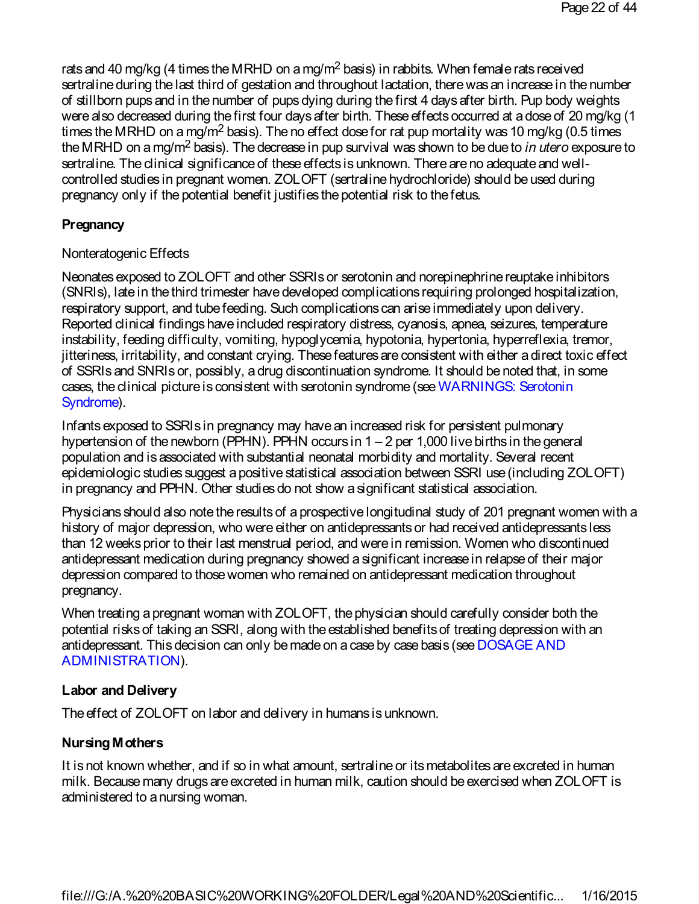rats and 40 mg/kg (4 times the MRHD on a mg/$m^2$ basis) in rabbits. When female rats received sertraline during the last third of gestation and throughout lactation, there was an increase in the number of stillborn pups and in the number of pups dying during the first 4 days after birth. Pup body weights were also decreased during the first four days after birth. These effects occurred at a dose of 20 mg/kg (1 times the MRHD on a mg/$m^2$ basis). The no effect dose for rat pup mortality was 10 mg/kg (0.5 times the MRHD on a mg/$m^2$ basis). The decrease in pup survival was shown to be due to *in utero* exposure to sertraline. The clinical significance of these effects is unknown. There are no adequate and well-controlled studies in pregnant women. ZOLOFT (sertraline hydrochloride) should be used during pregnancy only if the potential benefit justifies the potential risk to the fetus.

**Pregnancy**

Nonteratogenic Effects

Neonates exposed to ZOLOFT and other SSRIs or serotonin and norepinephrine reuptake inhibitors (SNRIs), late in the third trimester have developed complications requiring prolonged hospitalization, respiratory support, and tube feeding. Such complications can arise immediately upon delivery. Reported clinical findings have included respiratory distress, cyanosis, apnea, seizures, temperature instability, feeding difficulty, vomiting, hypoglycemia, hypotonia, hypertonia, hyperreflexia, tremor, jitteriness, irritability, and constant crying. These features are consistent with either a direct toxic effect of SSRIs and SNRIs or, possibly, a drug discontinuation syndrome. It should be noted that, in some cases, the clinical picture is consistent with serotonin syndrome (see WARNINGS: Serotonin Syndrome).

Infants exposed to SSRIs in pregnancy may have an increased risk for persistent pulmonary hypertension of the newborn (PPHN). PPHN occurs in 1 – 2 per 1,000 live births in the general population and is associated with substantial neonatal morbidity and mortality. Several recent epidemiologic studies suggest a positive statistical association between SSRI use (including ZOLOFT) in pregnancy and PPHN. Other studies do not show a significant statistical association.

Physicians should also note the results of a prospective longitudinal study of 201 pregnant women with a history of major depression, who were either on antidepressants or had received antidepressants less than 12 weeks prior to their last menstrual period, and were in remission. Women who discontinued antidepressant medication during pregnancy showed a significant increase in relapse of their major depression compared to those women who remained on antidepressant medication throughout pregnancy.

When treating a pregnant woman with ZOLOFT, the physician should carefully consider both the potential risks of taking an SSRI, along with the established benefits of treating depression with an antidepressant. This decision can only be made on a case by case basis (see DOSAGE AND ADMINISTRATION).

**Labor and Delivery**

The effect of ZOLOFT on labor and delivery in humans is unknown.

**Nursing Mothers**

It is not known whether, and if so in what amount, sertraline or its metabolites are excreted in human milk. Because many drugs are excreted in human milk, caution should be exercised when ZOLOFT is administered to a nursing woman.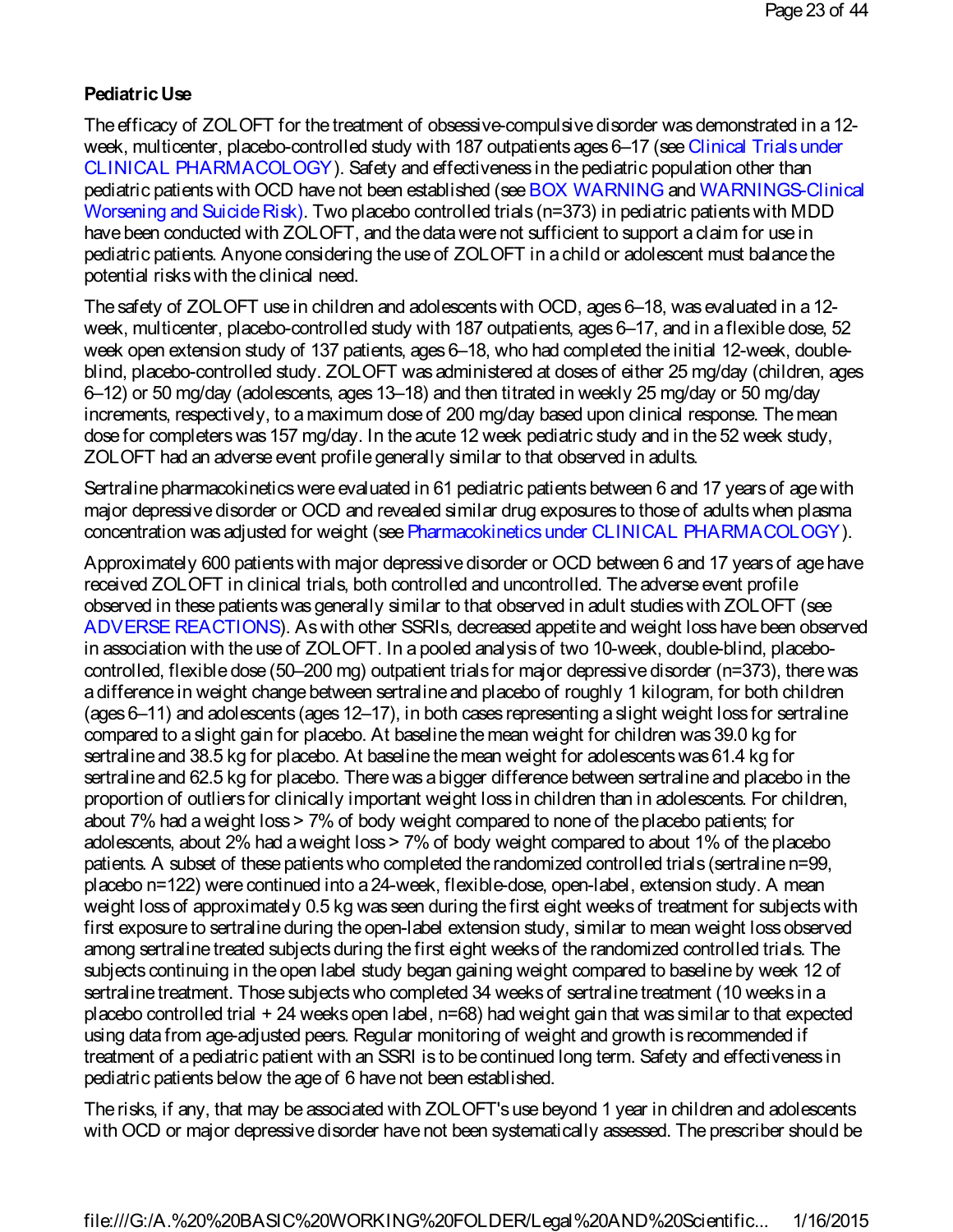**Pediatric Use**

The efficacy of ZOLOFT for the treatment of obsessive-compulsive disorder was demonstrated in a 12-week, multicenter, placebo-controlled study with 187 outpatients ages 6–17 (see Clinical Trials under CLINICAL PHARMACOLOGY). Safety and effectiveness in the pediatric population other than pediatric patients with OCD have not been established (see BOX WARNING and WARNINGS-Clinical Worsening and Suicide Risk). Two placebo controlled trials (n=373) in pediatric patients with MDD have been conducted with ZOLOFT, and the data were not sufficient to support a claim for use in pediatric patients. Anyone considering the use of ZOLOFT in a child or adolescent must balance the potential risks with the clinical need.

The safety of ZOLOFT use in children and adolescents with OCD, ages 6–18, was evaluated in a 12-week, multicenter, placebo-controlled study with 187 outpatients, ages 6–17, and in a flexible dose, 52 week open extension study of 137 patients, ages 6–18, who had completed the initial 12-week, double-blind, placebo-controlled study. ZOLOFT was administered at doses of either 25 mg/day (children, ages 6–12) or 50 mg/day (adolescents, ages 13–18) and then titrated in weekly 25 mg/day or 50 mg/day increments, respectively, to a maximum dose of 200 mg/day based upon clinical response. The mean dose for completers was 157 mg/day. In the acute 12 week pediatric study and in the 52 week study, ZOLOFT had an adverse event profile generally similar to that observed in adults.

Sertraline pharmacokinetics were evaluated in 61 pediatric patients between 6 and 17 years of age with major depressive disorder or OCD and revealed similar drug exposures to those of adults when plasma concentration was adjusted for weight (see Pharmacokinetics under CLINICAL PHARMACOLOGY).

Approximately 600 patients with major depressive disorder or OCD between 6 and 17 years of age have received ZOLOFT in clinical trials, both controlled and uncontrolled. The adverse event profile observed in these patients was generally similar to that observed in adult studies with ZOLOFT (see ADVERSE REACTIONS). As with other SSRIs, decreased appetite and weight loss have been observed in association with the use of ZOLOFT. In a pooled analysis of two 10-week, double-blind, placebo-controlled, flexible dose (50–200 mg) outpatient trials for major depressive disorder (n=373), there was a difference in weight change between sertraline and placebo of roughly 1 kilogram, for both children (ages 6–11) and adolescents (ages 12–17), in both cases representing a slight weight loss for sertraline compared to a slight gain for placebo. At baseline the mean weight for children was 39.0 kg for sertraline and 38.5 kg for placebo. At baseline the mean weight for adolescents was 61.4 kg for sertraline and 62.5 kg for placebo. There was a bigger difference between sertraline and placebo in the proportion of outliers for clinically important weight loss in children than in adolescents. For children, about 7% had a weight loss > 7% of body weight compared to none of the placebo patients; for adolescents, about 2% had a weight loss > 7% of body weight compared to about 1% of the placebo patients. A subset of these patients who completed the randomized controlled trials (sertraline n=99, placebo n=122) were continued into a 24-week, flexible-dose, open-label, extension study. A mean weight loss of approximately 0.5 kg was seen during the first eight weeks of treatment for subjects with first exposure to sertraline during the open-label extension study, similar to mean weight loss observed among sertraline treated subjects during the first eight weeks of the randomized controlled trials. The subjects continuing in the open label study began gaining weight compared to baseline by week 12 of sertraline treatment. Those subjects who completed 34 weeks of sertraline treatment (10 weeks in a placebo controlled trial + 24 weeks open label, n=68) had weight gain that was similar to that expected using data from age-adjusted peers. Regular monitoring of weight and growth is recommended if treatment of a pediatric patient with an SSRI is to be continued long term. Safety and effectiveness in pediatric patients below the age of 6 have not been established.

The risks, if any, that may be associated with ZOLOFT's use beyond 1 year in children and adolescents with OCD or major depressive disorder have not been systematically assessed. The prescriber should be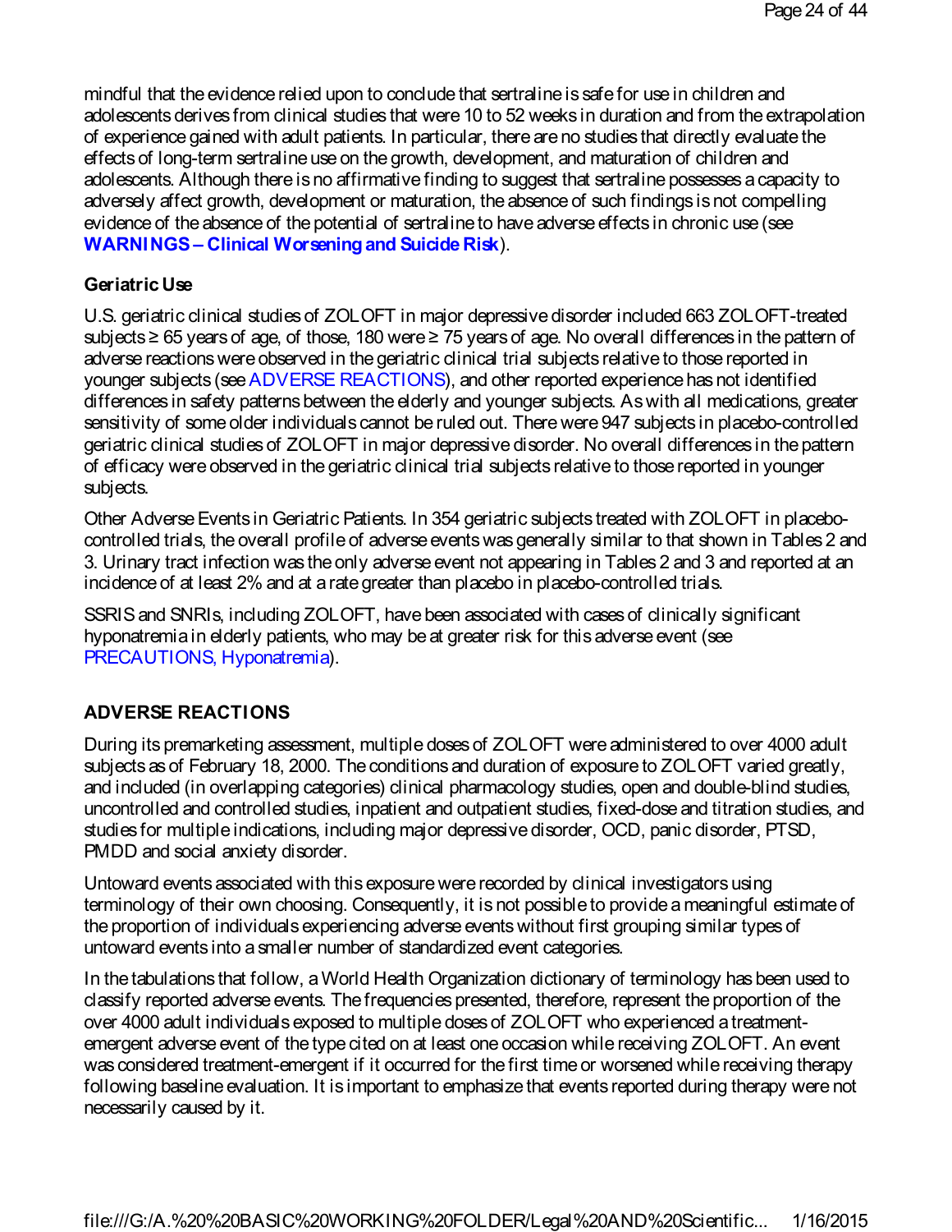mindful that the evidence relied upon to conclude that sertraline is safe for use in children and adolescents derives from clinical studies that were 10 to 52 weeks in duration and from the extrapolation of experience gained with adult patients. In particular, there are no studies that directly evaluate the effects of long-term sertraline use on the growth, development, and maturation of children and adolescents. Although there is no affirmative finding to suggest that sertraline possesses a capacity to adversely affect growth, development or maturation, the absence of such findings is not compelling evidence of the absence of the potential of sertraline to have adverse effects in chronic use (see **WARNINGS – Clinical Worsening and Suicide Risk**).

### Geriatric Use

U.S. geriatric clinical studies of ZOLOFT in major depressive disorder included 663 ZOLOFT-treated subjects ≥ 65 years of age, of those, 180 were ≥ 75 years of age. No overall differences in the pattern of adverse reactions were observed in the geriatric clinical trial subjects relative to those reported in younger subjects (see ADVERSE REACTIONS), and other reported experience has not identified differences in safety patterns between the elderly and younger subjects. As with all medications, greater sensitivity of some older individuals cannot be ruled out. There were 947 subjects in placebo-controlled geriatric clinical studies of ZOLOFT in major depressive disorder. No overall differences in the pattern of efficacy were observed in the geriatric clinical trial subjects relative to those reported in younger subjects.

Other Adverse Events in Geriatric Patients. In 354 geriatric subjects treated with ZOLOFT in placebo-controlled trials, the overall profile of adverse events was generally similar to that shown in Tables 2 and 3. Urinary tract infection was the only adverse event not appearing in Tables 2 and 3 and reported at an incidence of at least 2% and at a rate greater than placebo in placebo-controlled trials.

SSRIS and SNRIs, including ZOLOFT, have been associated with cases of clinically significant hyponatremia in elderly patients, who may be at greater risk for this adverse event (see PRECAUTIONS, Hyponatremia).

## ADVERSE REACTIONS

During its premarketing assessment, multiple doses of ZOLOFT were administered to over 4000 adult subjects as of February 18, 2000. The conditions and duration of exposure to ZOLOFT varied greatly, and included (in overlapping categories) clinical pharmacology studies, open and double-blind studies, uncontrolled and controlled studies, inpatient and outpatient studies, fixed-dose and titration studies, and studies for multiple indications, including major depressive disorder, OCD, panic disorder, PTSD, PMDD and social anxiety disorder.

Untoward events associated with this exposure were recorded by clinical investigators using terminology of their own choosing. Consequently, it is not possible to provide a meaningful estimate of the proportion of individuals experiencing adverse events without first grouping similar types of untoward events into a smaller number of standardized event categories.

In the tabulations that follow, a World Health Organization dictionary of terminology has been used to classify reported adverse events. The frequencies presented, therefore, represent the proportion of the over 4000 adult individuals exposed to multiple doses of ZOLOFT who experienced a treatment-emergent adverse event of the type cited on at least one occasion while receiving ZOLOFT. An event was considered treatment-emergent if it occurred for the first time or worsened while receiving therapy following baseline evaluation. It is important to emphasize that events reported during therapy were not necessarily caused by it.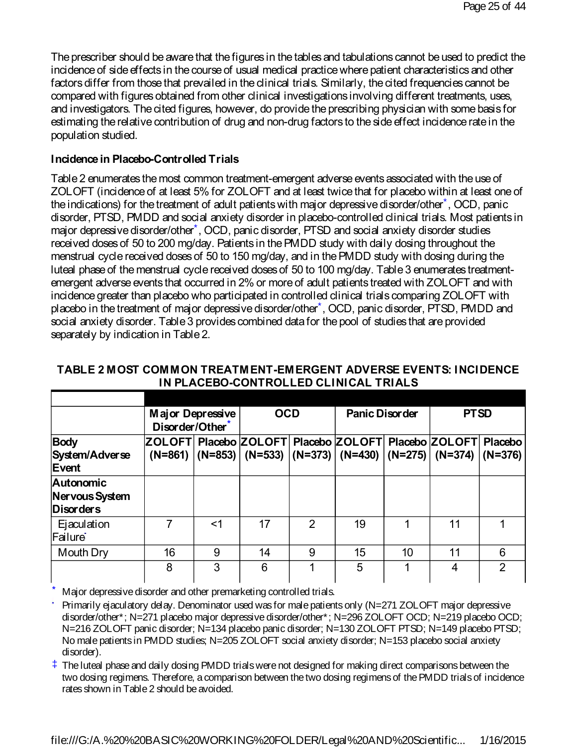The prescriber should be aware that the figures in the tables and tabulations cannot be used to predict the incidence of side effects in the course of usual medical practice where patient characteristics and other factors differ from those that prevailed in the clinical trials. Similarly, the cited frequencies cannot be compared with figures obtained from other clinical investigations involving different treatments, uses, and investigators. The cited figures, however, do provide the prescribing physician with some basis for estimating the relative contribution of drug and non-drug factors to the side effect incidence rate in the population studied.

**Incidence in Placebo-Controlled Trials**

Table 2 enumerates the most common treatment-emergent adverse events associated with the use of ZOLOFT (incidence of at least 5% for ZOLOFT and at least twice that for placebo within at least one of the indications) for the treatment of adult patients with major depressive disorder/other*, OCD, panic disorder, PTSD, PMDD and social anxiety disorder in placebo-controlled clinical trials. Most patients in major depressive disorder/other*, OCD, panic disorder, PTSD and social anxiety disorder studies received doses of 50 to 200 mg/day. Patients in the PMDD study with daily dosing throughout the menstrual cycle received doses of 50 to 150 mg/day, and in the PMDD study with dosing during the luteal phase of the menstrual cycle received doses of 50 to 100 mg/day. Table 3 enumerates treatment-emergent adverse events that occurred in 2% or more of adult patients treated with ZOLOFT and with incidence greater than placebo who participated in controlled clinical trials comparing ZOLOFT with placebo in the treatment of major depressive disorder/other*, OCD, panic disorder, PTSD, PMDD and social anxiety disorder. Table 3 provides combined data for the pool of studies that are provided separately by indication in Table 2.

**TABLE 2 MOST COMMON TREATMENT-EMERGENT ADVERSE EVENTS: INCIDENCE IN PLACEBO-CONTROLLED CLINICAL TRIALS**

| | Major Depressive Disorder/Other* | | OCD | | Panic Disorder | | PTSD | |
|---|---|---|---|---|---|---|---|---|
| **Body System/Adverse Event** | **ZOLOFT (N=861)** | **Placebo (N=853)** | **ZOLOFT (N=533)** | **Placebo (N=373)** | **ZOLOFT (N=430)** | **Placebo (N=275)** | **ZOLOFT (N=374)** | **Placebo (N=376)** |
| **Autonomic Nervous System Disorders** | | | | | | | | |
| Ejaculation Failure† | 7 | <1 | 17 | 2 | 19 | 1 | 11 | 1 |
| Mouth Dry | 16 | 9 | 14 | 9 | 15 | 10 | 11 | 6 |
| | 8 | 3 | 6 | 1 | 5 | 1 | 4 | 2 |

\* Major depressive disorder and other premarketing controlled trials.

† Primarily ejaculatory delay. Denominator used was for male patients only (N=271 ZOLOFT major depressive disorder/other*; N=271 placebo major depressive disorder/other*; N=296 ZOLOFT OCD; N=219 placebo OCD; N=216 ZOLOFT panic disorder; N=134 placebo panic disorder; N=130 ZOLOFT PTSD; N=149 placebo PTSD; No male patients in PMDD studies; N=205 ZOLOFT social anxiety disorder; N=153 placebo social anxiety disorder).

‡ The luteal phase and daily dosing PMDD trials were not designed for making direct comparisons between the two dosing regimens. Therefore, a comparison between the two dosing regimens of the PMDD trials of incidence rates shown in Table 2 should be avoided.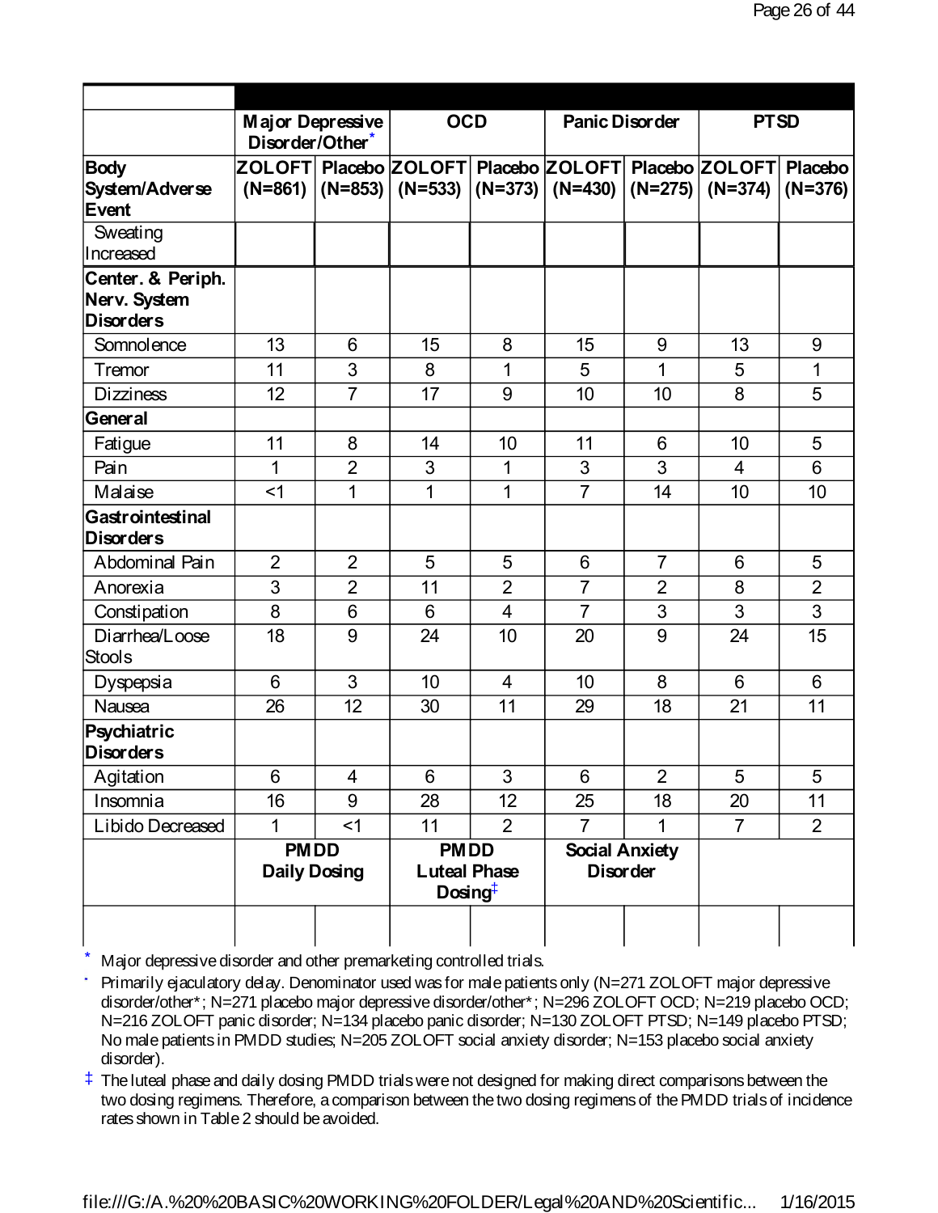| | Major Depressive Disorder/Other* | | OCD | | Panic Disorder | | PTSD | |
|---|---|---|---|---|---|---|---|---|
| Body System/Adverse Event | ZOLOFT (N=861) | Placebo (N=853) | ZOLOFT (N=533) | Placebo (N=373) | ZOLOFT (N=430) | Placebo (N=275) | ZOLOFT (N=374) | Placebo (N=376) |
| Sweating Increased | | | | | | | | |
| **Center. & Periph. Nerv. System Disorders** | | | | | | | | |
| Somnolence | 13 | 6 | 15 | 8 | 15 | 9 | 13 | 9 |
| Tremor | 11 | 3 | 8 | 1 | 5 | 1 | 5 | 1 |
| Dizziness | 12 | 7 | 17 | 9 | 10 | 10 | 8 | 5 |
| **General** | | | | | | | | |
| Fatigue | 11 | 8 | 14 | 10 | 11 | 6 | 10 | 5 |
| Pain | 1 | 2 | 3 | 1 | 3 | 3 | 4 | 6 |
| Malaise | <1 | 1 | 1 | 1 | 7 | 14 | 10 | 10 |
| **Gastrointestinal Disorders** | | | | | | | | |
| Abdominal Pain | 2 | 2 | 5 | 5 | 6 | 7 | 6 | 5 |
| Anorexia | 3 | 2 | 11 | 2 | 7 | 2 | 8 | 2 |
| Constipation | 8 | 6 | 6 | 4 | 7 | 3 | 3 | 3 |
| Diarrhea/Loose Stools | 18 | 9 | 24 | 10 | 20 | 9 | 24 | 15 |
| Dyspepsia | 6 | 3 | 10 | 4 | 10 | 8 | 6 | 6 |
| Nausea | 26 | 12 | 30 | 11 | 29 | 18 | 21 | 11 |
| **Psychiatric Disorders** | | | | | | | | |
| Agitation | 6 | 4 | 6 | 3 | 6 | 2 | 5 | 5 |
| Insomnia | 16 | 9 | 28 | 12 | 25 | 18 | 20 | 11 |
| Libido Decreased | 1 | <1 | 11 | 2 | 7 | 1 | 7 | 2 |
| | PMDD Daily Dosing | | PMDD Luteal Phase Dosing‡ | | Social Anxiety Disorder | | | |
| | | | | | | | | |

\* Major depressive disorder and other premarketing controlled trials.

· Primarily ejaculatory delay. Denominator used was for male patients only (N=271 ZOLOFT major depressive disorder/other*; N=271 placebo major depressive disorder/other*; N=296 ZOLOFT OCD; N=219 placebo OCD; N=216 ZOLOFT panic disorder; N=134 placebo panic disorder; N=130 ZOLOFT PTSD; N=149 placebo PTSD; No male patients in PMDD studies; N=205 ZOLOFT social anxiety disorder; N=153 placebo social anxiety disorder).

‡ The luteal phase and daily dosing PMDD trials were not designed for making direct comparisons between the two dosing regimens. Therefore, a comparison between the two dosing regimens of the PMDD trials of incidence rates shown in Table 2 should be avoided.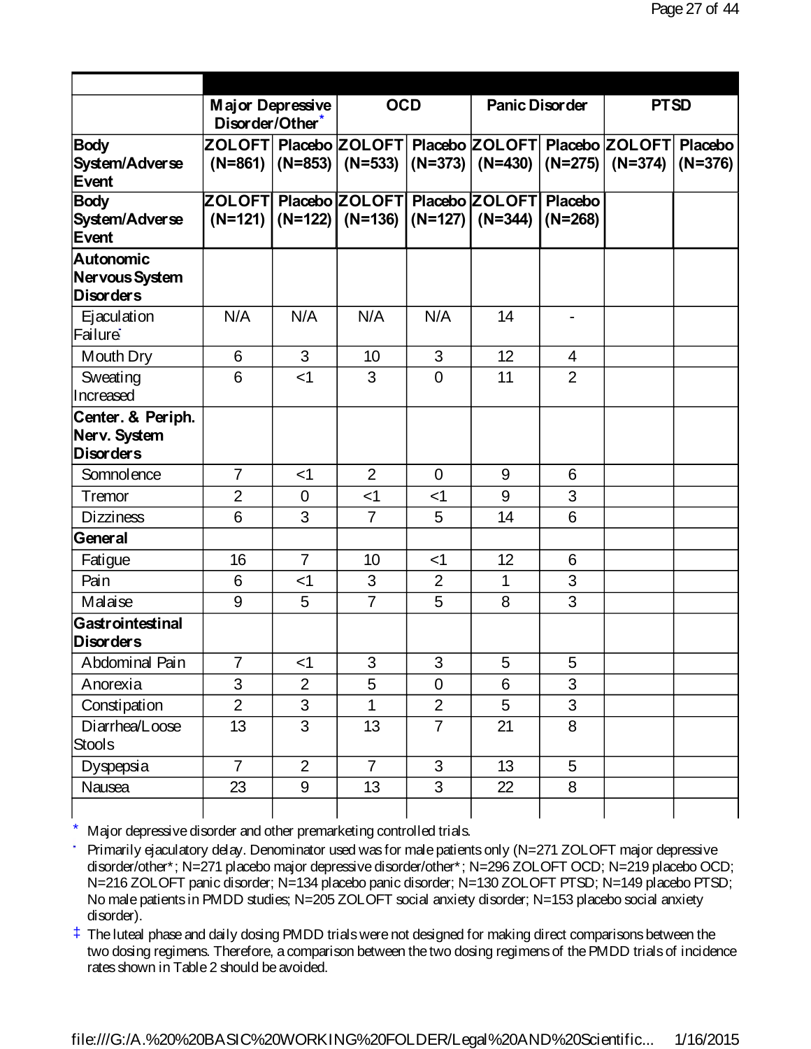| | Major Depressive Disorder/Other* | | OCD | | Panic Disorder | | PTSD | |
|---|---|---|---|---|---|---|---|---|
| Body System/Adverse Event | ZOLOFT (N=861) | Placebo (N=853) | ZOLOFT (N=533) | Placebo (N=373) | ZOLOFT (N=430) | Placebo (N=275) | ZOLOFT (N=374) | Placebo (N=376) |
| Body System/Adverse Event | ZOLOFT (N=121) | Placebo (N=122) | ZOLOFT (N=136) | Placebo (N=127) | ZOLOFT (N=344) | Placebo (N=268) | | |
| **Autonomic Nervous System Disorders** | | | | | | | | |
| Ejaculation Failure· | N/A | N/A | N/A | N/A | 14 | - | | |
| Mouth Dry | 6 | 3 | 10 | 3 | 12 | 4 | | |
| Sweating Increased | 6 | <1 | 3 | 0 | 11 | 2 | | |
| **Center. & Periph. Nerv. System Disorders** | | | | | | | | |
| Somnolence | 7 | <1 | 2 | 0 | 9 | 6 | | |
| Tremor | 2 | 0 | <1 | <1 | 9 | 3 | | |
| Dizziness | 6 | 3 | 7 | 5 | 14 | 6 | | |
| **General** | | | | | | | | |
| Fatigue | 16 | 7 | 10 | <1 | 12 | 6 | | |
| Pain | 6 | <1 | 3 | 2 | 1 | 3 | | |
| Malaise | 9 | 5 | 7 | 5 | 8 | 3 | | |
| **Gastrointestinal Disorders** | | | | | | | | |
| Abdominal Pain | 7 | <1 | 3 | 3 | 5 | 5 | | |
| Anorexia | 3 | 2 | 5 | 0 | 6 | 3 | | |
| Constipation | 2 | 3 | 1 | 2 | 5 | 3 | | |
| Diarrhea/Loose Stools | 13 | 3 | 13 | 7 | 21 | 8 | | |
| Dyspepsia | 7 | 2 | 7 | 3 | 13 | 5 | | |
| Nausea | 23 | 9 | 13 | 3 | 22 | 8 | | |

\* Major depressive disorder and other premarketing controlled trials.

· Primarily ejaculatory delay. Denominator used was for male patients only (N=271 ZOLOFT major depressive disorder/other*; N=271 placebo major depressive disorder/other*; N=296 ZOLOFT OCD; N=219 placebo OCD; N=216 ZOLOFT panic disorder; N=134 placebo panic disorder; N=130 ZOLOFT PTSD; N=149 placebo PTSD; No male patients in PMDD studies; N=205 ZOLOFT social anxiety disorder; N=153 placebo social anxiety disorder).

‡ The luteal phase and daily dosing PMDD trials were not designed for making direct comparisons between the two dosing regimens. Therefore, a comparison between the two dosing regimens of the PMDD trials of incidence rates shown in Table 2 should be avoided.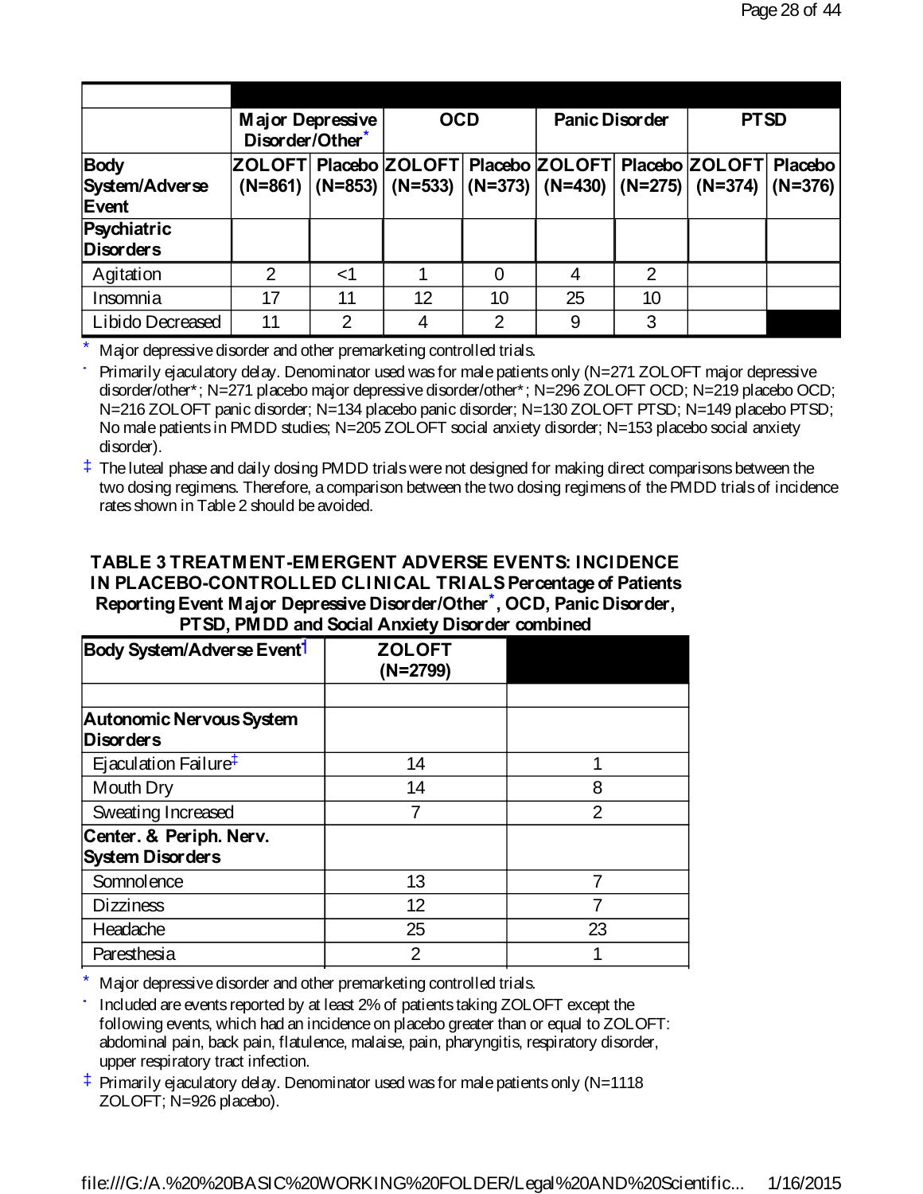| | Major Depressive Disorder/Other* | | OCD | | Panic Disorder | | PTSD | |
|---|---|---|---|---|---|---|---|---|
| Body System/Adverse Event | ZOLOFT (N=861) | Placebo (N=853) | ZOLOFT (N=533) | Placebo (N=373) | ZOLOFT (N=430) | Placebo (N=275) | ZOLOFT (N=374) | Placebo (N=376) |
| **Psychiatric Disorders** | | | | | | | | |
| Agitation | 2 | <1 | 1 | 0 | 4 | 2 | | |
| Insomnia | 17 | 11 | 12 | 10 | 25 | 10 | | |
| Libido Decreased | 11 | 2 | 4 | 2 | 9 | 3 | | |

\* Major depressive disorder and other premarketing controlled trials.

· Primarily ejaculatory delay. Denominator used was for male patients only (N=271 ZOLOFT major depressive disorder/other*; N=271 placebo major depressive disorder/other*; N=296 ZOLOFT OCD; N=219 placebo OCD; N=216 ZOLOFT panic disorder; N=134 placebo panic disorder; N=130 ZOLOFT PTSD; N=149 placebo PTSD; No male patients in PMDD studies; N=205 ZOLOFT social anxiety disorder; N=153 placebo social anxiety disorder).

‡ The luteal phase and daily dosing PMDD trials were not designed for making direct comparisons between the two dosing regimens. Therefore, a comparison between the two dosing regimens of the PMDD trials of incidence rates shown in Table 2 should be avoided.

**TABLE 3 TREATMENT-EMERGENT ADVERSE EVENTS: INCIDENCE IN PLACEBO-CONTROLLED CLINICAL TRIALS Percentage of Patients Reporting Event Major Depressive Disorder/Other*, OCD, Panic Disorder, PTSD, PMDD and Social Anxiety Disorder combined**

| Body System/Adverse Event† | ZOLOFT (N=2799) | |
|---|---|---|
| | | |
| **Autonomic Nervous System Disorders** | | |
| Ejaculation Failure‡ | 14 | 1 |
| Mouth Dry | 14 | 8 |
| Sweating Increased | 7 | 2 |
| **Center. & Periph. Nerv. System Disorders** | | |
| Somnolence | 13 | 7 |
| Dizziness | 12 | 7 |
| Headache | 25 | 23 |
| Paresthesia | 2 | 1 |

\* Major depressive disorder and other premarketing controlled trials.

· Included are events reported by at least 2% of patients taking ZOLOFT except the following events, which had an incidence on placebo greater than or equal to ZOLOFT: abdominal pain, back pain, flatulence, malaise, pain, pharyngitis, respiratory disorder, upper respiratory tract infection.

‡ Primarily ejaculatory delay. Denominator used was for male patients only (N=1118 ZOLOFT; N=926 placebo).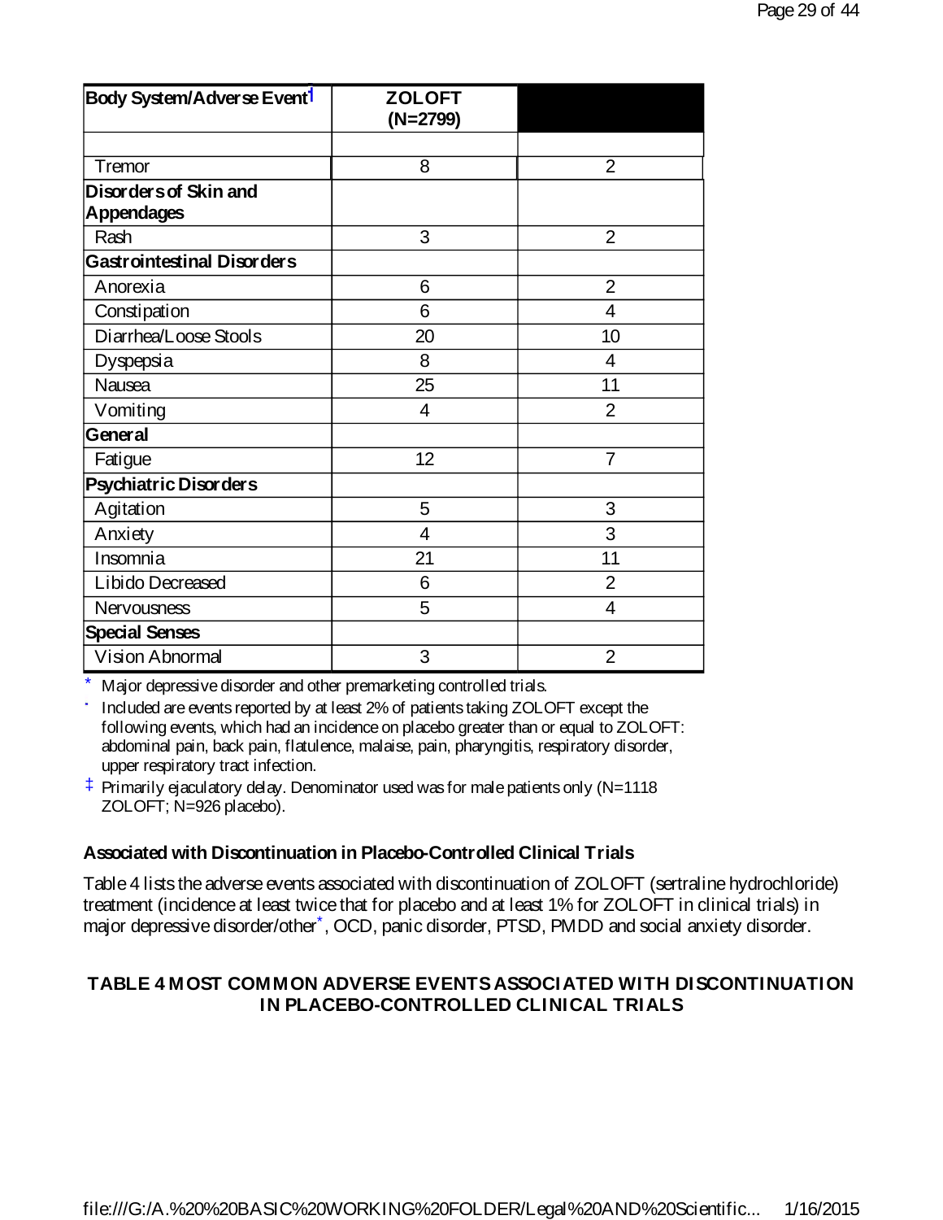| Body System/Adverse Event[†] | ZOLOFT (N=2799) | |
|---|---|---|
| | | |
| Tremor | 8 | 2 |
| **Disorders of Skin and Appendages** | | |
| Rash | 3 | 2 |
| **Gastrointestinal Disorders** | | |
| Anorexia | 6 | 2 |
| Constipation | 6 | 4 |
| Diarrhea/Loose Stools | 20 | 10 |
| Dyspepsia | 8 | 4 |
| Nausea | 25 | 11 |
| Vomiting | 4 | 2 |
| **General** | | |
| Fatigue | 12 | 7 |
| **Psychiatric Disorders** | | |
| Agitation | 5 | 3 |
| Anxiety | 4 | 3 |
| Insomnia | 21 | 11 |
| Libido Decreased | 6 | 2 |
| Nervousness | 5 | 4 |
| **Special Senses** | | |
| Vision Abnormal | 3 | 2 |

\* Major depressive disorder and other premarketing controlled trials.

† Included are events reported by at least 2% of patients taking ZOLOFT except the following events, which had an incidence on placebo greater than or equal to ZOLOFT: abdominal pain, back pain, flatulence, malaise, pain, pharyngitis, respiratory disorder, upper respiratory tract infection.

‡ Primarily ejaculatory delay. Denominator used was for male patients only (N=1118 ZOLOFT; N=926 placebo).

**Associated with Discontinuation in Placebo-Controlled Clinical Trials**

Table 4 lists the adverse events associated with discontinuation of ZOLOFT (sertraline hydrochloride) treatment (incidence at least twice that for placebo and at least 1% for ZOLOFT in clinical trials) in major depressive disorder/other*, OCD, panic disorder, PTSD, PMDD and social anxiety disorder.

**TABLE 4 MOST COMMON ADVERSE EVENTS ASSOCIATED WITH DISCONTINUATION IN PLACEBO-CONTROLLED CLINICAL TRIALS**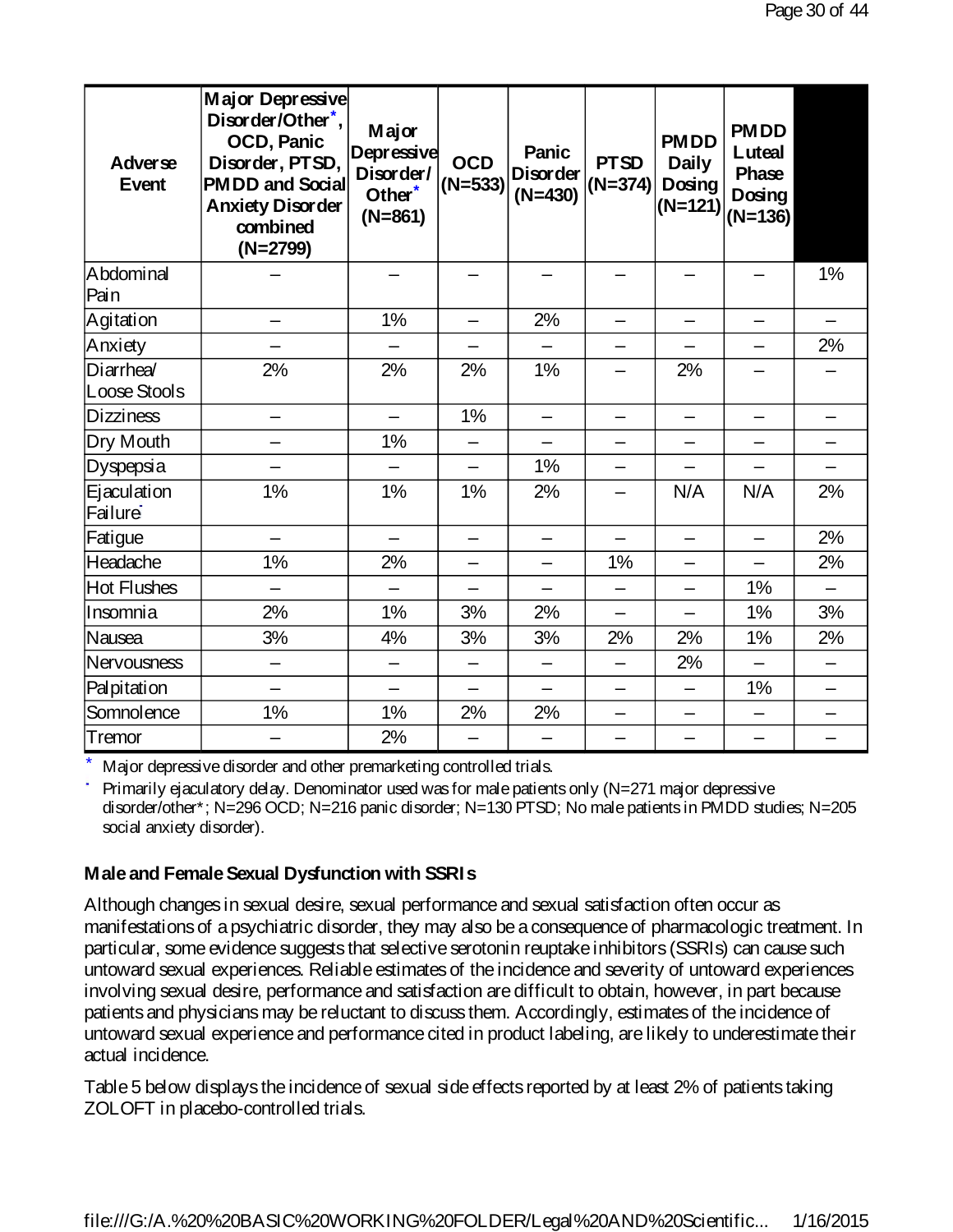| Adverse Event | Major Depressive Disorder/Other*, OCD, Panic Disorder, PTSD, PMDD and Social Anxiety Disorder combined (N=2799) | Major Depressive Disorder/ Other* (N=861) | OCD (N=533) | Panic Disorder (N=430) | PTSD (N=374) | PMDD Daily Dosing (N=121) | PMDD Luteal Phase Dosing (N=136) | |
|---|---|---|---|---|---|---|---|---|
| Abdominal Pain | – | – | – | – | – | – | – | 1% |
| Agitation | – | 1% | – | 2% | – | – | – | – |
| Anxiety | – | – | – | – | – | – | – | 2% |
| Diarrhea/ Loose Stools | 2% | 2% | 2% | 1% | – | 2% | – | – |
| Dizziness | – | – | 1% | – | – | – | – | – |
| Dry Mouth | – | 1% | – | – | – | – | – | – |
| Dyspepsia | – | – | – | 1% | – | – | – | – |
| Ejaculation Failure· | 1% | 1% | 1% | 2% | – | N/A | N/A | 2% |
| Fatigue | – | – | – | – | – | – | – | 2% |
| Headache | 1% | 2% | – | – | 1% | – | – | 2% |
| Hot Flushes | – | – | – | – | – | – | 1% | – |
| Insomnia | 2% | 1% | 3% | 2% | – | – | 1% | 3% |
| Nausea | 3% | 4% | 3% | 3% | 2% | 2% | 1% | 2% |
| Nervousness | – | – | – | – | – | 2% | – | – |
| Palpitation | – | – | – | – | – | – | 1% | – |
| Somnolence | 1% | 1% | 2% | 2% | – | – | – | – |
| Tremor | – | 2% | – | – | – | – | – | – |

\* Major depressive disorder and other premarketing controlled trials.

· Primarily ejaculatory delay. Denominator used was for male patients only (N=271 major depressive disorder/other*; N=296 OCD; N=216 panic disorder; N=130 PTSD; No male patients in PMDD studies; N=205 social anxiety disorder).

**Male and Female Sexual Dysfunction with SSRIs**

Although changes in sexual desire, sexual performance and sexual satisfaction often occur as manifestations of a psychiatric disorder, they may also be a consequence of pharmacologic treatment. In particular, some evidence suggests that selective serotonin reuptake inhibitors (SSRIs) can cause such untoward sexual experiences. Reliable estimates of the incidence and severity of untoward experiences involving sexual desire, performance and satisfaction are difficult to obtain, however, in part because patients and physicians may be reluctant to discuss them. Accordingly, estimates of the incidence of untoward sexual experience and performance cited in product labeling, are likely to underestimate their actual incidence.

Table 5 below displays the incidence of sexual side effects reported by at least 2% of patients taking ZOLOFT in placebo-controlled trials.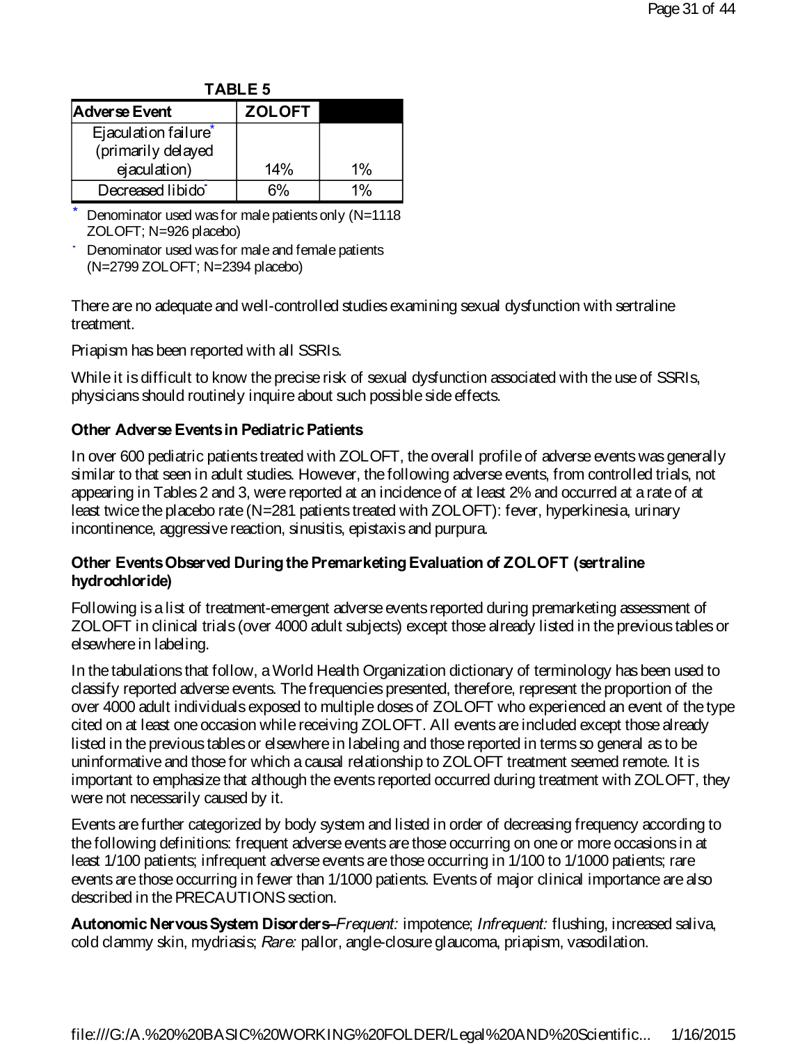**TABLE 5**

| Adverse Event | ZOLOFT | |
|---|---|---|
| Ejaculation failure* (primarily delayed ejaculation) | 14% | 1% |
| Decreased libido- | 6% | 1% |

\* Denominator used was for male patients only (N=1118 ZOLOFT; N=926 placebo)

- Denominator used was for male and female patients (N=2799 ZOLOFT; N=2394 placebo)

There are no adequate and well-controlled studies examining sexual dysfunction with sertraline treatment.

Priapism has been reported with all SSRIs.

While it is difficult to know the precise risk of sexual dysfunction associated with the use of SSRIs, physicians should routinely inquire about such possible side effects.

**Other Adverse Events in Pediatric Patients**

In over 600 pediatric patients treated with ZOLOFT, the overall profile of adverse events was generally similar to that seen in adult studies. However, the following adverse events, from controlled trials, not appearing in Tables 2 and 3, were reported at an incidence of at least 2% and occurred at a rate of at least twice the placebo rate (N=281 patients treated with ZOLOFT): fever, hyperkinesia, urinary incontinence, aggressive reaction, sinusitis, epistaxis and purpura.

**Other Events Observed During the Premarketing Evaluation of ZOLOFT (sertraline hydrochloride)**

Following is a list of treatment-emergent adverse events reported during premarketing assessment of ZOLOFT in clinical trials (over 4000 adult subjects) except those already listed in the previous tables or elsewhere in labeling.

In the tabulations that follow, a World Health Organization dictionary of terminology has been used to classify reported adverse events. The frequencies presented, therefore, represent the proportion of the over 4000 adult individuals exposed to multiple doses of ZOLOFT who experienced an event of the type cited on at least one occasion while receiving ZOLOFT. All events are included except those already listed in the previous tables or elsewhere in labeling and those reported in terms so general as to be uninformative and those for which a causal relationship to ZOLOFT treatment seemed remote. It is important to emphasize that although the events reported occurred during treatment with ZOLOFT, they were not necessarily caused by it.

Events are further categorized by body system and listed in order of decreasing frequency according to the following definitions: frequent adverse events are those occurring on one or more occasions in at least 1/100 patients; infrequent adverse events are those occurring in 1/100 to 1/1000 patients; rare events are those occurring in fewer than 1/1000 patients. Events of major clinical importance are also described in the PRECAUTIONS section.

**Autonomic Nervous System Disorders–***Frequent:* impotence; *Infrequent:* flushing, increased saliva, cold clammy skin, mydriasis; *Rare:* pallor, angle-closure glaucoma, priapism, vasodilation.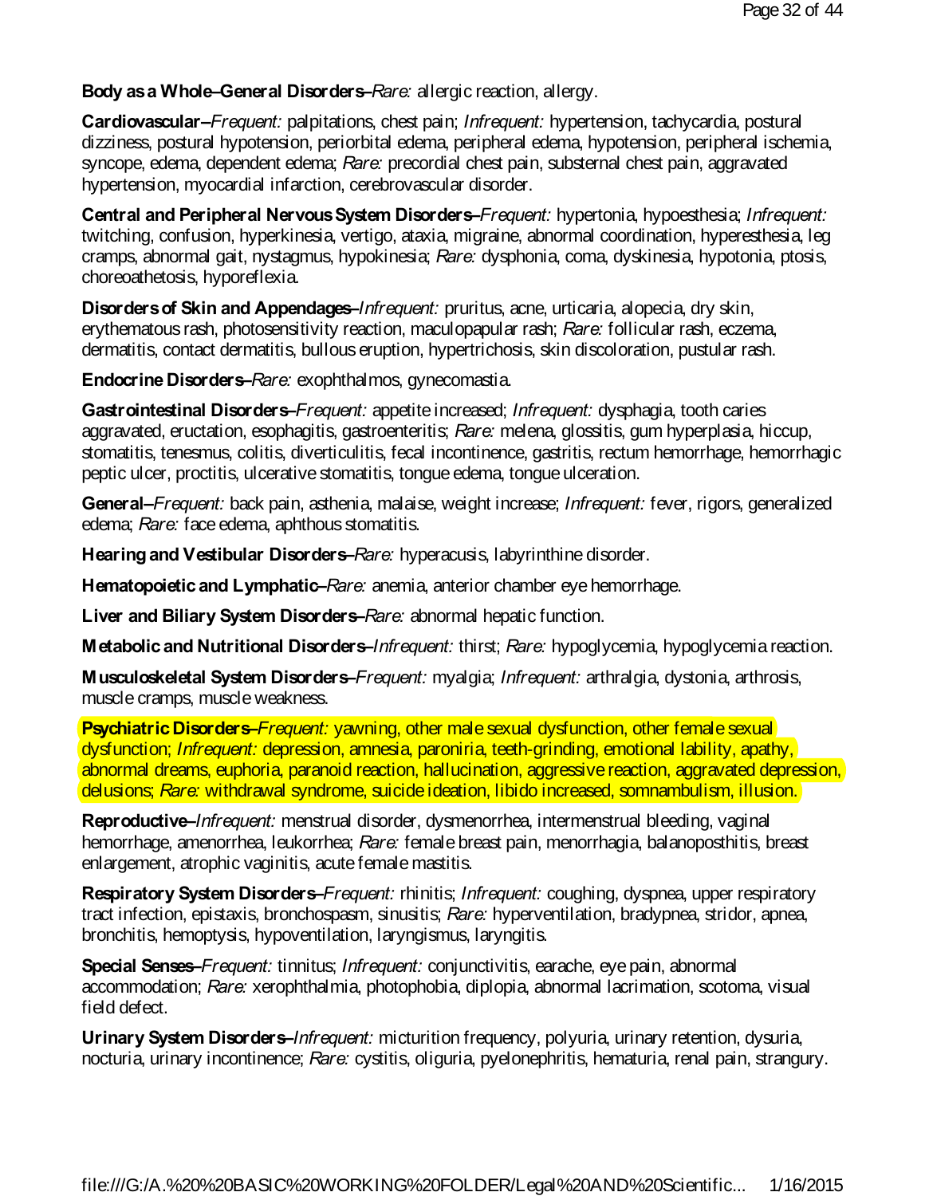**Body as a Whole–General Disorders–***Rare:* allergic reaction, allergy.

**Cardiovascular–***Frequent:* palpitations, chest pain; *Infrequent:* hypertension, tachycardia, postural dizziness, postural hypotension, periorbital edema, peripheral edema, hypotension, peripheral ischemia, syncope, edema, dependent edema; *Rare:* precordial chest pain, substernal chest pain, aggravated hypertension, myocardial infarction, cerebrovascular disorder.

**Central and Peripheral Nervous System Disorders–***Frequent:* hypertonia, hypoesthesia; *Infrequent:* twitching, confusion, hyperkinesia, vertigo, ataxia, migraine, abnormal coordination, hyperesthesia, leg cramps, abnormal gait, nystagmus, hypokinesia; *Rare:* dysphonia, coma, dyskinesia, hypotonia, ptosis, choreoathetosis, hyporeflexia.

**Disorders of Skin and Appendages–***Infrequent:* pruritus, acne, urticaria, alopecia, dry skin, erythematous rash, photosensitivity reaction, maculopapular rash; *Rare:* follicular rash, eczema, dermatitis, contact dermatitis, bullous eruption, hypertrichosis, skin discoloration, pustular rash.

**Endocrine Disorders–***Rare:* exophthalmos, gynecomastia.

**Gastrointestinal Disorders–***Frequent:* appetite increased; *Infrequent:* dysphagia, tooth caries aggravated, eructation, esophagitis, gastroenteritis; *Rare:* melena, glossitis, gum hyperplasia, hiccup, stomatitis, tenesmus, colitis, diverticulitis, fecal incontinence, gastritis, rectum hemorrhage, hemorrhagic peptic ulcer, proctitis, ulcerative stomatitis, tongue edema, tongue ulceration.

**General–***Frequent:* back pain, asthenia, malaise, weight increase; *Infrequent:* fever, rigors, generalized edema; *Rare:* face edema, aphthous stomatitis.

**Hearing and Vestibular Disorders–***Rare:* hyperacusis, labyrinthine disorder.

**Hematopoietic and Lymphatic–***Rare:* anemia, anterior chamber eye hemorrhage.

**Liver and Biliary System Disorders–***Rare:* abnormal hepatic function.

**Metabolic and Nutritional Disorders–***Infrequent:* thirst; *Rare:* hypoglycemia, hypoglycemia reaction.

**Musculoskeletal System Disorders–***Frequent:* myalgia; *Infrequent:* arthralgia, dystonia, arthrosis, muscle cramps, muscle weakness.

**Psychiatric Disorders–***Frequent:* yawning, other male sexual dysfunction, other female sexual dysfunction; *Infrequent:* depression, amnesia, paroniria, teeth-grinding, emotional lability, apathy, abnormal dreams, euphoria, paranoid reaction, hallucination, aggressive reaction, aggravated depression, delusions; *Rare:* withdrawal syndrome, suicide ideation, libido increased, somnambulism, illusion.

**Reproductive–***Infrequent:* menstrual disorder, dysmenorrhea, intermenstrual bleeding, vaginal hemorrhage, amenorrhea, leukorrhea; *Rare:* female breast pain, menorrhagia, balanoposthitis, breast enlargement, atrophic vaginitis, acute female mastitis.

**Respiratory System Disorders–***Frequent:* rhinitis; *Infrequent:* coughing, dyspnea, upper respiratory tract infection, epistaxis, bronchospasm, sinusitis; *Rare:* hyperventilation, bradypnea, stridor, apnea, bronchitis, hemoptysis, hypoventilation, laryngismus, laryngitis.

**Special Senses–***Frequent:* tinnitus; *Infrequent:* conjunctivitis, earache, eye pain, abnormal accommodation; *Rare:* xerophthalmia, photophobia, diplopia, abnormal lacrimation, scotoma, visual field defect.

**Urinary System Disorders–***Infrequent:* micturition frequency, polyuria, urinary retention, dysuria, nocturia, urinary incontinence; *Rare:* cystitis, oliguria, pyelonephritis, hematuria, renal pain, strangury.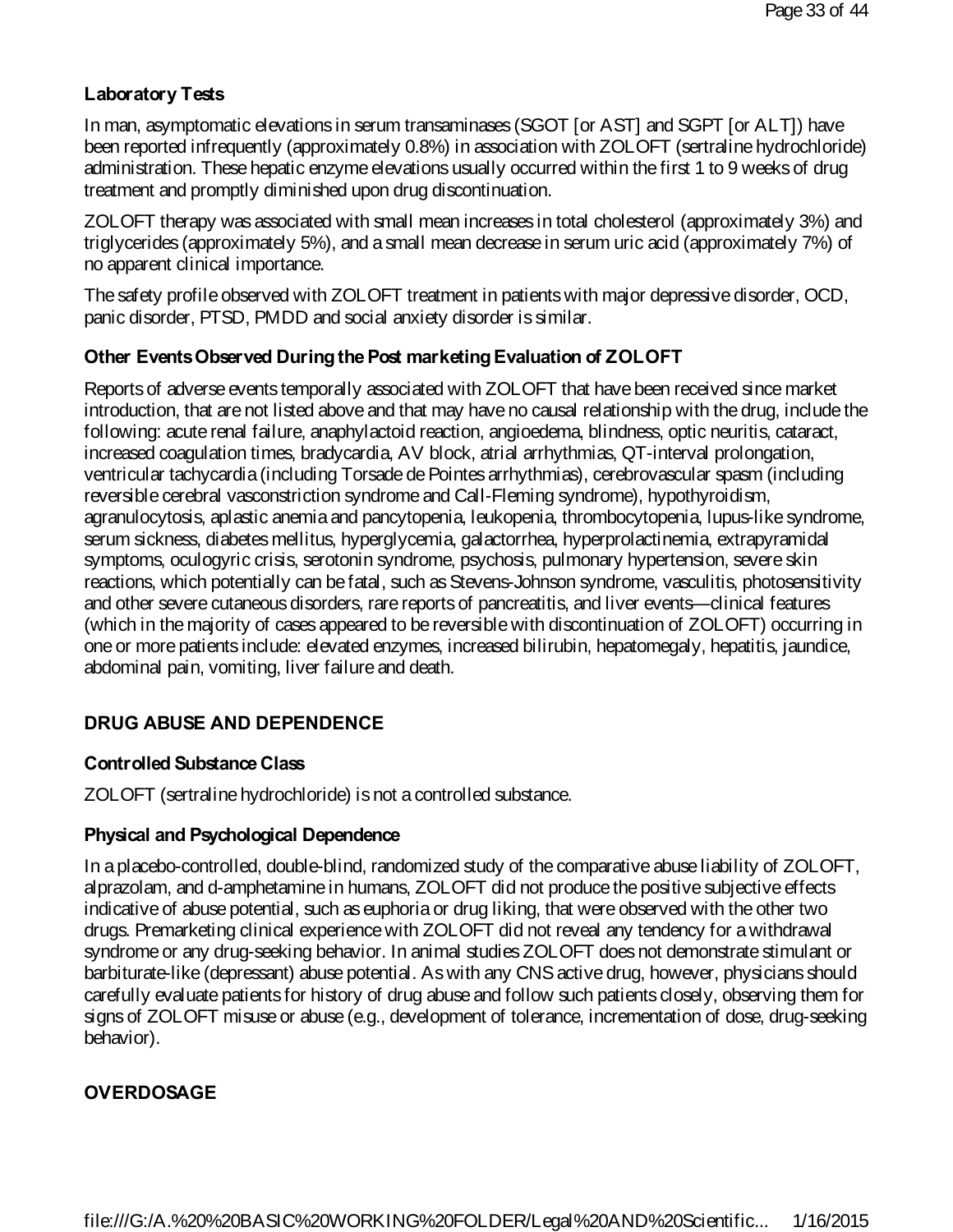### Laboratory Tests

In man, asymptomatic elevations in serum transaminases (SGOT [or AST] and SGPT [or ALT]) have been reported infrequently (approximately 0.8%) in association with ZOLOFT (sertraline hydrochloride) administration. These hepatic enzyme elevations usually occurred within the first 1 to 9 weeks of drug treatment and promptly diminished upon drug discontinuation.

ZOLOFT therapy was associated with small mean increases in total cholesterol (approximately 3%) and triglycerides (approximately 5%), and a small mean decrease in serum uric acid (approximately 7%) of no apparent clinical importance.

The safety profile observed with ZOLOFT treatment in patients with major depressive disorder, OCD, panic disorder, PTSD, PMDD and social anxiety disorder is similar.

### Other Events Observed During the Post marketing Evaluation of ZOLOFT

Reports of adverse events temporally associated with ZOLOFT that have been received since market introduction, that are not listed above and that may have no causal relationship with the drug, include the following: acute renal failure, anaphylactoid reaction, angioedema, blindness, optic neuritis, cataract, increased coagulation times, bradycardia, AV block, atrial arrhythmias, QT-interval prolongation, ventricular tachycardia (including Torsade de Pointes arrhythmias), cerebrovascular spasm (including reversible cerebral vasconstriction syndrome and Call-Fleming syndrome), hypothyroidism, agranulocytosis, aplastic anemia and pancytopenia, leukopenia, thrombocytopenia, lupus-like syndrome, serum sickness, diabetes mellitus, hyperglycemia, galactorrhea, hyperprolactinemia, extrapyramidal symptoms, oculogyric crisis, serotonin syndrome, psychosis, pulmonary hypertension, severe skin reactions, which potentially can be fatal, such as Stevens-Johnson syndrome, vasculitis, photosensitivity and other severe cutaneous disorders, rare reports of pancreatitis, and liver events—clinical features (which in the majority of cases appeared to be reversible with discontinuation of ZOLOFT) occurring in one or more patients include: elevated enzymes, increased bilirubin, hepatomegaly, hepatitis, jaundice, abdominal pain, vomiting, liver failure and death.

## DRUG ABUSE AND DEPENDENCE

### Controlled Substance Class

ZOLOFT (sertraline hydrochloride) is not a controlled substance.

### Physical and Psychological Dependence

In a placebo-controlled, double-blind, randomized study of the comparative abuse liability of ZOLOFT, alprazolam, and d-amphetamine in humans, ZOLOFT did not produce the positive subjective effects indicative of abuse potential, such as euphoria or drug liking, that were observed with the other two drugs. Premarketing clinical experience with ZOLOFT did not reveal any tendency for a withdrawal syndrome or any drug-seeking behavior. In animal studies ZOLOFT does not demonstrate stimulant or barbiturate-like (depressant) abuse potential. As with any CNS active drug, however, physicians should carefully evaluate patients for history of drug abuse and follow such patients closely, observing them for signs of ZOLOFT misuse or abuse (e.g., development of tolerance, incrementation of dose, drug-seeking behavior).

## OVERDOSAGE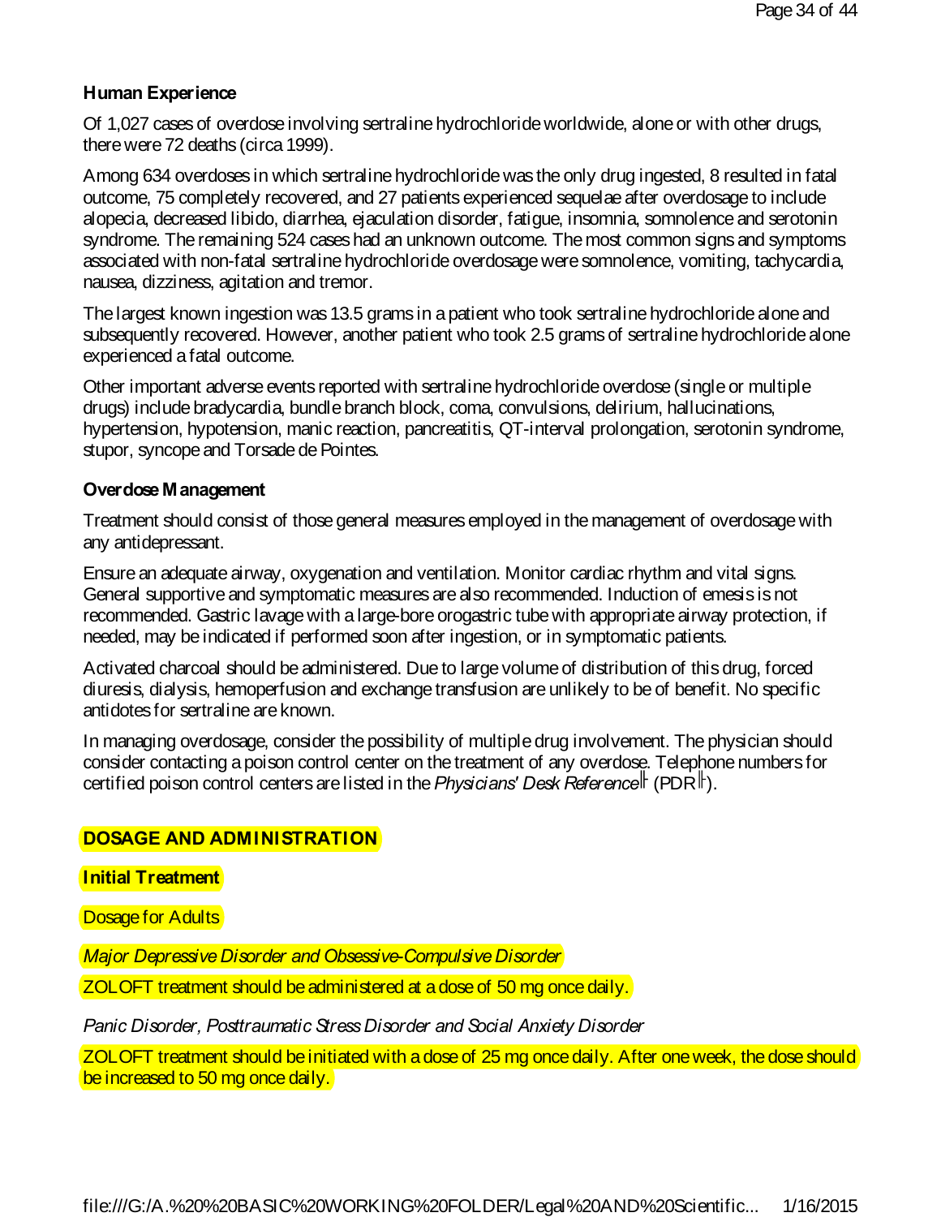### Human Experience

Of 1,027 cases of overdose involving sertraline hydrochloride worldwide, alone or with other drugs, there were 72 deaths (circa 1999).

Among 634 overdoses in which sertraline hydrochloride was the only drug ingested, 8 resulted in fatal outcome, 75 completely recovered, and 27 patients experienced sequelae after overdosage to include alopecia, decreased libido, diarrhea, ejaculation disorder, fatigue, insomnia, somnolence and serotonin syndrome. The remaining 524 cases had an unknown outcome. The most common signs and symptoms associated with non-fatal sertraline hydrochloride overdosage were somnolence, vomiting, tachycardia, nausea, dizziness, agitation and tremor.

The largest known ingestion was 13.5 grams in a patient who took sertraline hydrochloride alone and subsequently recovered. However, another patient who took 2.5 grams of sertraline hydrochloride alone experienced a fatal outcome.

Other important adverse events reported with sertraline hydrochloride overdose (single or multiple drugs) include bradycardia, bundle branch block, coma, convulsions, delirium, hallucinations, hypertension, hypotension, manic reaction, pancreatitis, QT-interval prolongation, serotonin syndrome, stupor, syncope and Torsade de Pointes.

### Overdose Management

Treatment should consist of those general measures employed in the management of overdosage with any antidepressant.

Ensure an adequate airway, oxygenation and ventilation. Monitor cardiac rhythm and vital signs. General supportive and symptomatic measures are also recommended. Induction of emesis is not recommended. Gastric lavage with a large-bore orogastric tube with appropriate airway protection, if needed, may be indicated if performed soon after ingestion, or in symptomatic patients.

Activated charcoal should be administered. Due to large volume of distribution of this drug, forced diuresis, dialysis, hemoperfusion and exchange transfusion are unlikely to be of benefit. No specific antidotes for sertraline are known.

In managing overdosage, consider the possibility of multiple drug involvement. The physician should consider contacting a poison control center on the treatment of any overdose. Telephone numbers for certified poison control centers are listed in the *Physicians' Desk Reference*® (PDR®).

## DOSAGE AND ADMINISTRATION

### Initial Treatment

Dosage for Adults

*Major Depressive Disorder and Obsessive-Compulsive Disorder*

ZOLOFT treatment should be administered at a dose of 50 mg once daily.

*Panic Disorder, Posttraumatic Stress Disorder and Social Anxiety Disorder*

ZOLOFT treatment should be initiated with a dose of 25 mg once daily. After one week, the dose should be increased to 50 mg once daily.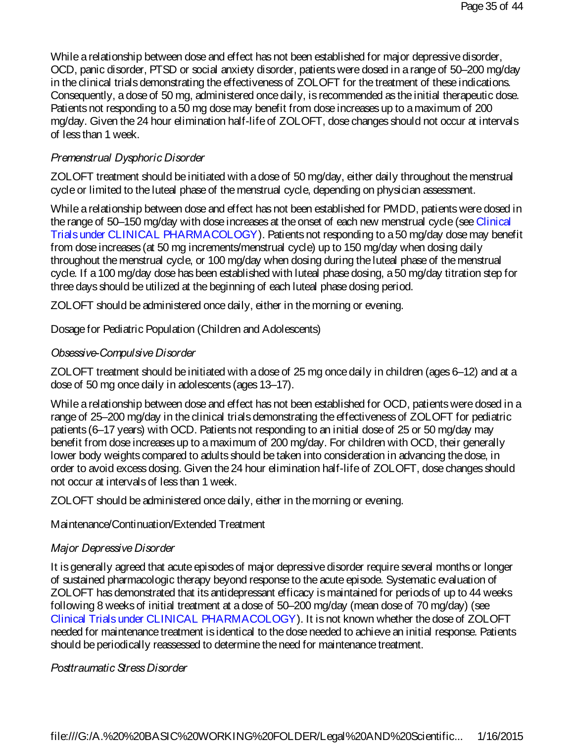While a relationship between dose and effect has not been established for major depressive disorder, OCD, panic disorder, PTSD or social anxiety disorder, patients were dosed in a range of 50–200 mg/day in the clinical trials demonstrating the effectiveness of ZOLOFT for the treatment of these indications. Consequently, a dose of 50 mg, administered once daily, is recommended as the initial therapeutic dose. Patients not responding to a 50 mg dose may benefit from dose increases up to a maximum of 200 mg/day. Given the 24 hour elimination half-life of ZOLOFT, dose changes should not occur at intervals of less than 1 week.

*Premenstrual Dysphoric Disorder*

ZOLOFT treatment should be initiated with a dose of 50 mg/day, either daily throughout the menstrual cycle or limited to the luteal phase of the menstrual cycle, depending on physician assessment.

While a relationship between dose and effect has not been established for PMDD, patients were dosed in the range of 50–150 mg/day with dose increases at the onset of each new menstrual cycle (see Clinical Trials under CLINICAL PHARMACOLOGY). Patients not responding to a 50 mg/day dose may benefit from dose increases (at 50 mg increments/menstrual cycle) up to 150 mg/day when dosing daily throughout the menstrual cycle, or 100 mg/day when dosing during the luteal phase of the menstrual cycle. If a 100 mg/day dose has been established with luteal phase dosing, a 50 mg/day titration step for three days should be utilized at the beginning of each luteal phase dosing period.

ZOLOFT should be administered once daily, either in the morning or evening.

Dosage for Pediatric Population (Children and Adolescents)

*Obsessive-Compulsive Disorder*

ZOLOFT treatment should be initiated with a dose of 25 mg once daily in children (ages 6–12) and at a dose of 50 mg once daily in adolescents (ages 13–17).

While a relationship between dose and effect has not been established for OCD, patients were dosed in a range of 25–200 mg/day in the clinical trials demonstrating the effectiveness of ZOLOFT for pediatric patients (6–17 years) with OCD. Patients not responding to an initial dose of 25 or 50 mg/day may benefit from dose increases up to a maximum of 200 mg/day. For children with OCD, their generally lower body weights compared to adults should be taken into consideration in advancing the dose, in order to avoid excess dosing. Given the 24 hour elimination half-life of ZOLOFT, dose changes should not occur at intervals of less than 1 week.

ZOLOFT should be administered once daily, either in the morning or evening.

Maintenance/Continuation/Extended Treatment

*Major Depressive Disorder*

It is generally agreed that acute episodes of major depressive disorder require several months or longer of sustained pharmacologic therapy beyond response to the acute episode. Systematic evaluation of ZOLOFT has demonstrated that its antidepressant efficacy is maintained for periods of up to 44 weeks following 8 weeks of initial treatment at a dose of 50–200 mg/day (mean dose of 70 mg/day) (see Clinical Trials under CLINICAL PHARMACOLOGY). It is not known whether the dose of ZOLOFT needed for maintenance treatment is identical to the dose needed to achieve an initial response. Patients should be periodically reassessed to determine the need for maintenance treatment.

*Posttraumatic Stress Disorder*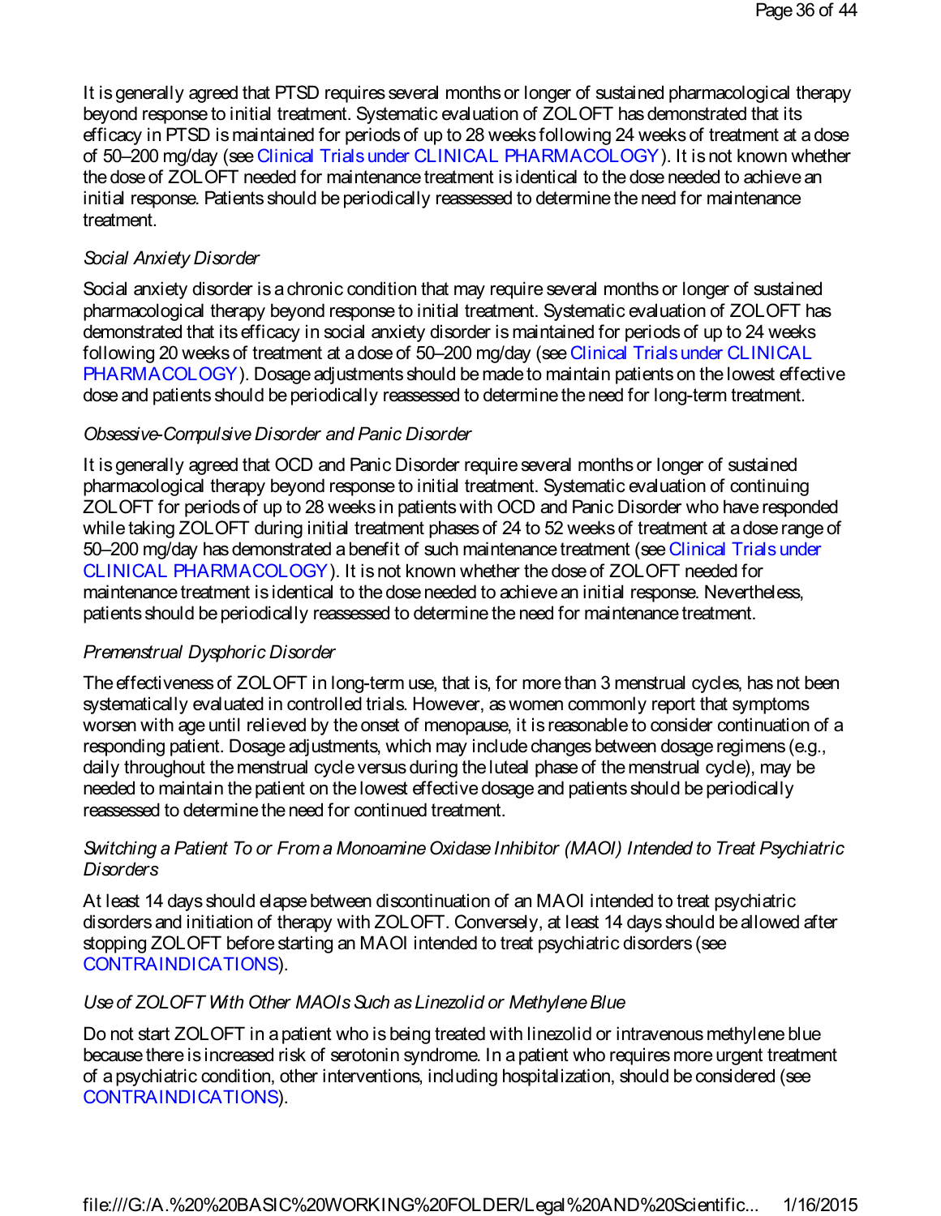It is generally agreed that PTSD requires several months or longer of sustained pharmacological therapy beyond response to initial treatment. Systematic evaluation of ZOLOFT has demonstrated that its efficacy in PTSD is maintained for periods of up to 28 weeks following 24 weeks of treatment at a dose of 50–200 mg/day (see Clinical Trials under CLINICAL PHARMACOLOGY). It is not known whether the dose of ZOLOFT needed for maintenance treatment is identical to the dose needed to achieve an initial response. Patients should be periodically reassessed to determine the need for maintenance treatment.

*Social Anxiety Disorder*

Social anxiety disorder is a chronic condition that may require several months or longer of sustained pharmacological therapy beyond response to initial treatment. Systematic evaluation of ZOLOFT has demonstrated that its efficacy in social anxiety disorder is maintained for periods of up to 24 weeks following 20 weeks of treatment at a dose of 50–200 mg/day (see Clinical Trials under CLINICAL PHARMACOLOGY). Dosage adjustments should be made to maintain patients on the lowest effective dose and patients should be periodically reassessed to determine the need for long-term treatment.

*Obsessive-Compulsive Disorder and Panic Disorder*

It is generally agreed that OCD and Panic Disorder require several months or longer of sustained pharmacological therapy beyond response to initial treatment. Systematic evaluation of continuing ZOLOFT for periods of up to 28 weeks in patients with OCD and Panic Disorder who have responded while taking ZOLOFT during initial treatment phases of 24 to 52 weeks of treatment at a dose range of 50–200 mg/day has demonstrated a benefit of such maintenance treatment (see Clinical Trials under CLINICAL PHARMACOLOGY). It is not known whether the dose of ZOLOFT needed for maintenance treatment is identical to the dose needed to achieve an initial response. Nevertheless, patients should be periodically reassessed to determine the need for maintenance treatment.

*Premenstrual Dysphoric Disorder*

The effectiveness of ZOLOFT in long-term use, that is, for more than 3 menstrual cycles, has not been systematically evaluated in controlled trials. However, as women commonly report that symptoms worsen with age until relieved by the onset of menopause, it is reasonable to consider continuation of a responding patient. Dosage adjustments, which may include changes between dosage regimens (e.g., daily throughout the menstrual cycle versus during the luteal phase of the menstrual cycle), may be needed to maintain the patient on the lowest effective dosage and patients should be periodically reassessed to determine the need for continued treatment.

*Switching a Patient To or From a Monoamine Oxidase Inhibitor (MAOI) Intended to Treat Psychiatric Disorders*

At least 14 days should elapse between discontinuation of an MAOI intended to treat psychiatric disorders and initiation of therapy with ZOLOFT. Conversely, at least 14 days should be allowed after stopping ZOLOFT before starting an MAOI intended to treat psychiatric disorders (see CONTRAINDICATIONS).

*Use of ZOLOFT With Other MAOIs Such as Linezolid or Methylene Blue*

Do not start ZOLOFT in a patient who is being treated with linezolid or intravenous methylene blue because there is increased risk of serotonin syndrome. In a patient who requires more urgent treatment of a psychiatric condition, other interventions, including hospitalization, should be considered (see CONTRAINDICATIONS).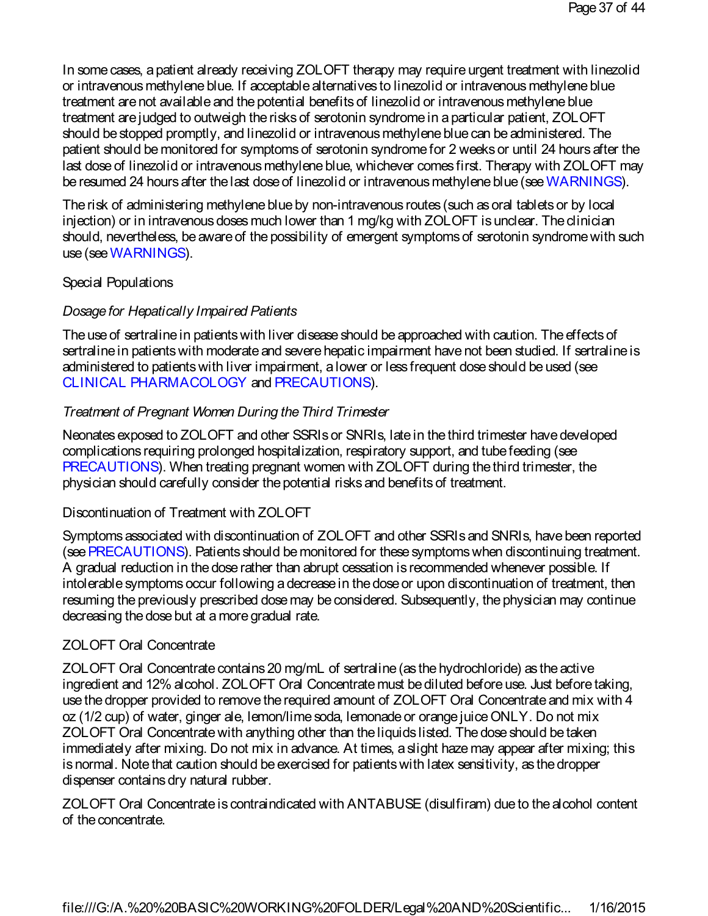In some cases, a patient already receiving ZOLOFT therapy may require urgent treatment with linezolid or intravenous methylene blue. If acceptable alternatives to linezolid or intravenous methylene blue treatment are not available and the potential benefits of linezolid or intravenous methylene blue treatment are judged to outweigh the risks of serotonin syndrome in a particular patient, ZOLOFT should be stopped promptly, and linezolid or intravenous methylene blue can be administered. The patient should be monitored for symptoms of serotonin syndrome for 2 weeks or until 24 hours after the last dose of linezolid or intravenous methylene blue, whichever comes first. Therapy with ZOLOFT may be resumed 24 hours after the last dose of linezolid or intravenous methylene blue (see WARNINGS).

The risk of administering methylene blue by non-intravenous routes (such as oral tablets or by local injection) or in intravenous doses much lower than 1 mg/kg with ZOLOFT is unclear. The clinician should, nevertheless, be aware of the possibility of emergent symptoms of serotonin syndrome with such use (see WARNINGS).

## Special Populations

### *Dosage for Hepatically Impaired Patients*

The use of sertraline in patients with liver disease should be approached with caution. The effects of sertraline in patients with moderate and severe hepatic impairment have not been studied. If sertraline is administered to patients with liver impairment, a lower or less frequent dose should be used (see CLINICAL PHARMACOLOGY and PRECAUTIONS).

### *Treatment of Pregnant Women During the Third Trimester*

Neonates exposed to ZOLOFT and other SSRIs or SNRIs, late in the third trimester have developed complications requiring prolonged hospitalization, respiratory support, and tube feeding (see PRECAUTIONS). When treating pregnant women with ZOLOFT during the third trimester, the physician should carefully consider the potential risks and benefits of treatment.

## Discontinuation of Treatment with ZOLOFT

Symptoms associated with discontinuation of ZOLOFT and other SSRIs and SNRIs, have been reported (see PRECAUTIONS). Patients should be monitored for these symptoms when discontinuing treatment. A gradual reduction in the dose rather than abrupt cessation is recommended whenever possible. If intolerable symptoms occur following a decrease in the dose or upon discontinuation of treatment, then resuming the previously prescribed dose may be considered. Subsequently, the physician may continue decreasing the dose but at a more gradual rate.

## ZOLOFT Oral Concentrate

ZOLOFT Oral Concentrate contains 20 mg/mL of sertraline (as the hydrochloride) as the active ingredient and 12% alcohol. ZOLOFT Oral Concentrate must be diluted before use. Just before taking, use the dropper provided to remove the required amount of ZOLOFT Oral Concentrate and mix with 4 oz (1/2 cup) of water, ginger ale, lemon/lime soda, lemonade or orange juice ONLY. Do not mix ZOLOFT Oral Concentrate with anything other than the liquids listed. The dose should be taken immediately after mixing. Do not mix in advance. At times, a slight haze may appear after mixing; this is normal. Note that caution should be exercised for patients with latex sensitivity, as the dropper dispenser contains dry natural rubber.

ZOLOFT Oral Concentrate is contraindicated with ANTABUSE (disulfiram) due to the alcohol content of the concentrate.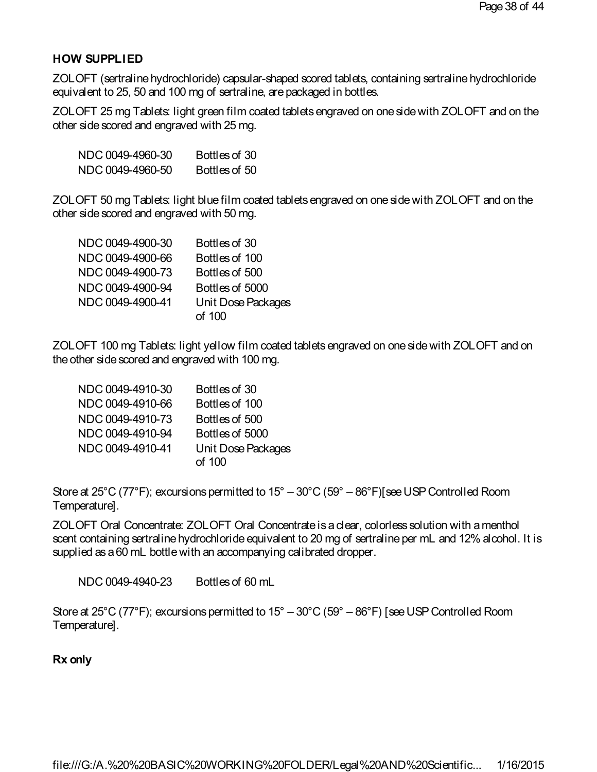## HOW SUPPLIED

ZOLOFT (sertraline hydrochloride) capsular-shaped scored tablets, containing sertraline hydrochloride equivalent to 25, 50 and 100 mg of sertraline, are packaged in bottles.

ZOLOFT 25 mg Tablets: light green film coated tablets engraved on one side with ZOLOFT and on the other side scored and engraved with 25 mg.

| | |
|---|---|
| NDC 0049-4960-30 | Bottles of 30 |
| NDC 0049-4960-50 | Bottles of 50 |

ZOLOFT 50 mg Tablets: light blue film coated tablets engraved on one side with ZOLOFT and on the other side scored and engraved with 50 mg.

| | |
|---|---|
| NDC 0049-4900-30 | Bottles of 30 |
| NDC 0049-4900-66 | Bottles of 100 |
| NDC 0049-4900-73 | Bottles of 500 |
| NDC 0049-4900-94 | Bottles of 5000 |
| NDC 0049-4900-41 | Unit Dose Packages of 100 |

ZOLOFT 100 mg Tablets: light yellow film coated tablets engraved on one side with ZOLOFT and on the other side scored and engraved with 100 mg.

| | |
|---|---|
| NDC 0049-4910-30 | Bottles of 30 |
| NDC 0049-4910-66 | Bottles of 100 |
| NDC 0049-4910-73 | Bottles of 500 |
| NDC 0049-4910-94 | Bottles of 5000 |
| NDC 0049-4910-41 | Unit Dose Packages of 100 |

Store at 25°C (77°F); excursions permitted to 15° – 30°C (59° – 86°F)[see USP Controlled Room Temperature].

ZOLOFT Oral Concentrate: ZOLOFT Oral Concentrate is a clear, colorless solution with a menthol scent containing sertraline hydrochloride equivalent to 20 mg of sertraline per mL and 12% alcohol. It is supplied as a 60 mL bottle with an accompanying calibrated dropper.

| | |
|---|---|
| NDC 0049-4940-23 | Bottles of 60 mL |

Store at 25°C (77°F); excursions permitted to 15° – 30°C (59° – 86°F) [see USP Controlled Room Temperature].

**Rx only**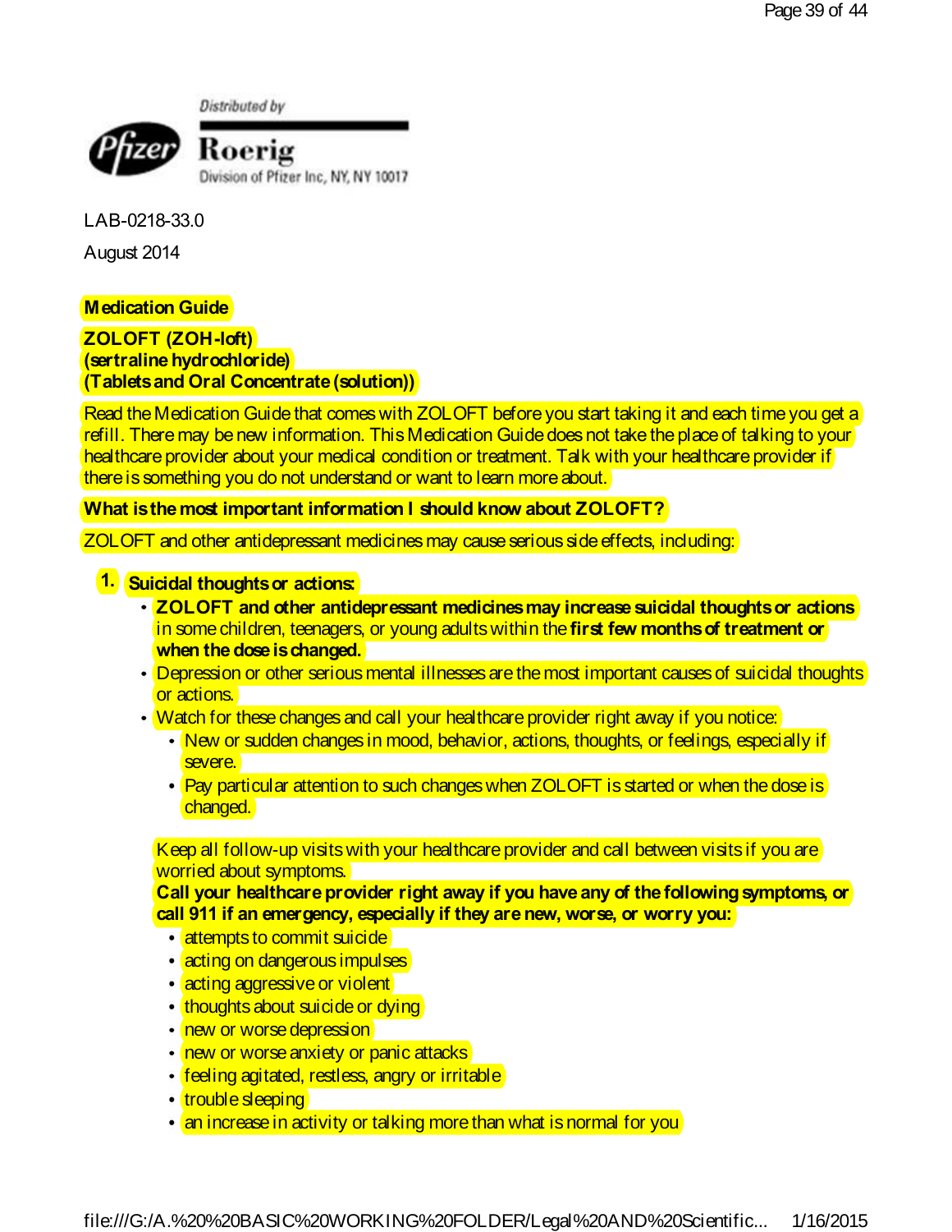Distributed by

Pfizer Roerig

Division of Pfizer Inc, NY, NY 10017

LAB-0218-33.0

August 2014

## Medication Guide

**ZOLOFT (ZOH-loft)**
**(sertraline hydrochloride)**
**(Tablets and Oral Concentrate (solution))**

Read the Medication Guide that comes with ZOLOFT before you start taking it and each time you get a refill. There may be new information. This Medication Guide does not take the place of talking to your healthcare provider about your medical condition or treatment. Talk with your healthcare provider if there is something you do not understand or want to learn more about.

### What is the most important information I should know about ZOLOFT?

ZOLOFT and other antidepressant medicines may cause serious side effects, including:

1. **Suicidal thoughts or actions:**
   - **ZOLOFT and other antidepressant medicines may increase suicidal thoughts or actions** in some children, teenagers, or young adults within the **first few months of treatment or when the dose is changed.**
   - Depression or other serious mental illnesses are the most important causes of suicidal thoughts or actions.
   - Watch for these changes and call your healthcare provider right away if you notice:
     - New or sudden changes in mood, behavior, actions, thoughts, or feelings, especially if severe.
     - Pay particular attention to such changes when ZOLOFT is started or when the dose is changed.

   Keep all follow-up visits with your healthcare provider and call between visits if you are worried about symptoms.

   **Call your healthcare provider right away if you have any of the following symptoms, or call 911 if an emergency, especially if they are new, worse, or worry you:**
     - attempts to commit suicide
     - acting on dangerous impulses
     - acting aggressive or violent
     - thoughts about suicide or dying
     - new or worse depression
     - new or worse anxiety or panic attacks
     - feeling agitated, restless, angry or irritable
     - trouble sleeping
     - an increase in activity or talking more than what is normal for you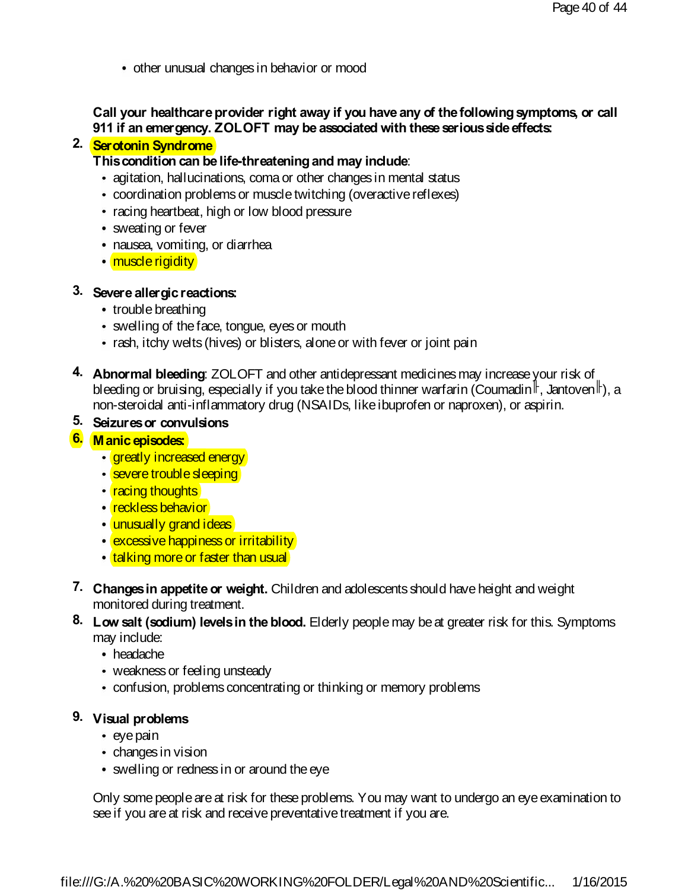- other unusual changes in behavior or mood

**Call your healthcare provider right away if you have any of the following symptoms, or call 911 if an emergency. ZOLOFT may be associated with these serious side effects:**

2. **Serotonin Syndrome**
   **This condition can be life-threatening and may include**:
   - agitation, hallucinations, coma or other changes in mental status
   - coordination problems or muscle twitching (overactive reflexes)
   - racing heartbeat, high or low blood pressure
   - sweating or fever
   - nausea, vomiting, or diarrhea
   - muscle rigidity

3. **Severe allergic reactions:**
   - trouble breathing
   - swelling of the face, tongue, eyes or mouth
   - rash, itchy welts (hives) or blisters, alone or with fever or joint pain

4. **Abnormal bleeding**: ZOLOFT and other antidepressant medicines may increase your risk of bleeding or bruising, especially if you take the blood thinner warfarin (Coumadin®, Jantoven®), a non-steroidal anti-inflammatory drug (NSAIDs, like ibuprofen or naproxen), or aspirin.
5. **Seizures or convulsions**
6. **Manic episodes:**
   - greatly increased energy
   - severe trouble sleeping
   - racing thoughts
   - reckless behavior
   - unusually grand ideas
   - excessive happiness or irritability
   - talking more or faster than usual

7. **Changes in appetite or weight.** Children and adolescents should have height and weight monitored during treatment.
8. **Low salt (sodium) levels in the blood.** Elderly people may be at greater risk for this. Symptoms may include:
   - headache
   - weakness or feeling unsteady
   - confusion, problems concentrating or thinking or memory problems

9. **Visual problems**
   - eye pain
   - changes in vision
   - swelling or redness in or around the eye

   Only some people are at risk for these problems. You may want to undergo an eye examination to see if you are at risk and receive preventative treatment if you are.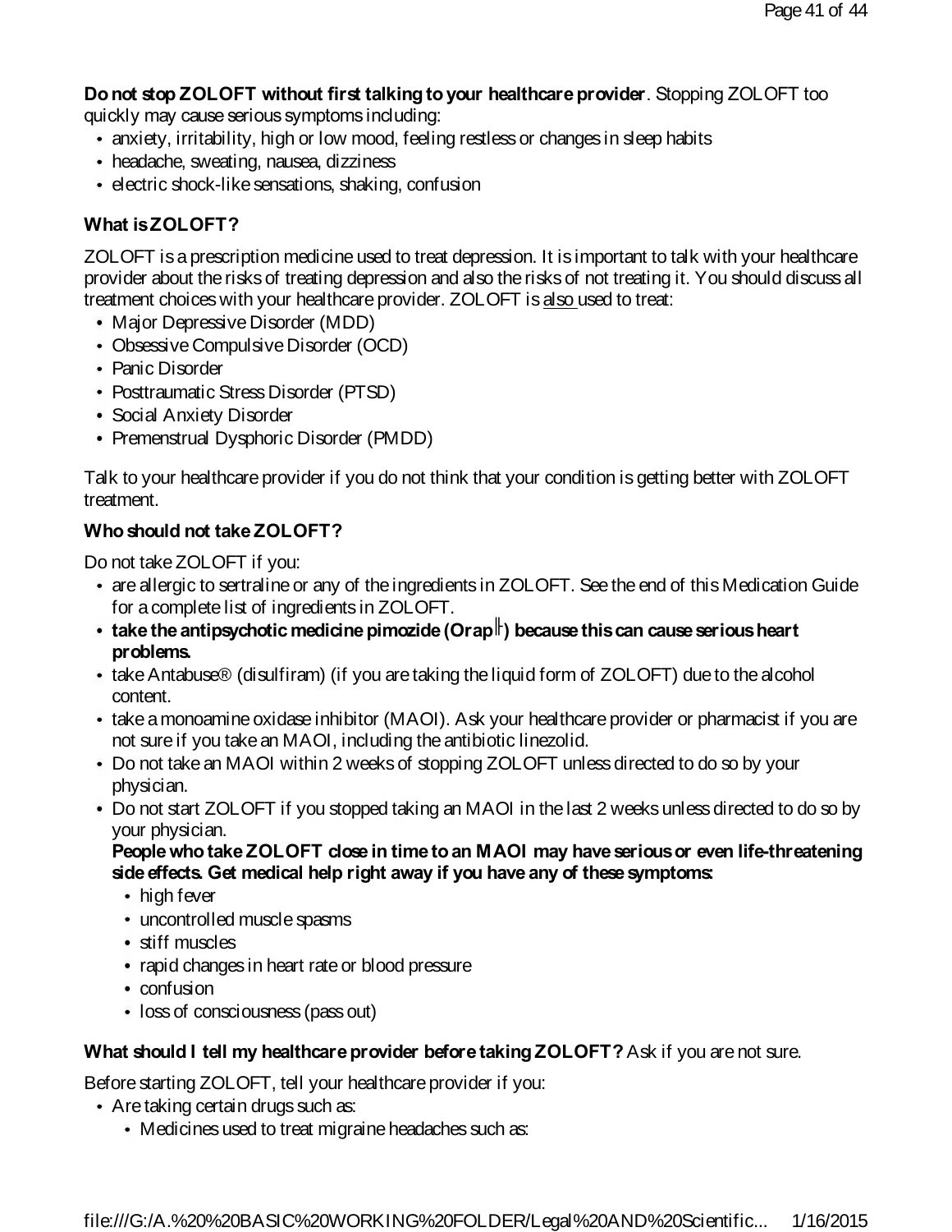**Do not stop ZOLOFT without first talking to your healthcare provider**. Stopping ZOLOFT too quickly may cause serious symptoms including:

- anxiety, irritability, high or low mood, feeling restless or changes in sleep habits
- headache, sweating, nausea, dizziness
- electric shock-like sensations, shaking, confusion

**What is ZOLOFT?**

ZOLOFT is a prescription medicine used to treat depression. It is important to talk with your healthcare provider about the risks of treating depression and also the risks of not treating it. You should discuss all treatment choices with your healthcare provider. ZOLOFT is also used to treat:

- Major Depressive Disorder (MDD)
- Obsessive Compulsive Disorder (OCD)
- Panic Disorder
- Posttraumatic Stress Disorder (PTSD)
- Social Anxiety Disorder
- Premenstrual Dysphoric Disorder (PMDD)

Talk to your healthcare provider if you do not think that your condition is getting better with ZOLOFT treatment.

**Who should not take ZOLOFT?**

Do not take ZOLOFT if you:

- are allergic to sertraline or any of the ingredients in ZOLOFT. See the end of this Medication Guide for a complete list of ingredients in ZOLOFT.
- **take the antipsychotic medicine pimozide (Orap╟) because this can cause serious heart problems.**
- take Antabuse® (disulfiram) (if you are taking the liquid form of ZOLOFT) due to the alcohol content.
- take a monoamine oxidase inhibitor (MAOI). Ask your healthcare provider or pharmacist if you are not sure if you take an MAOI, including the antibiotic linezolid.
- Do not take an MAOI within 2 weeks of stopping ZOLOFT unless directed to do so by your physician.
- Do not start ZOLOFT if you stopped taking an MAOI in the last 2 weeks unless directed to do so by your physician.

  **People who take ZOLOFT close in time to an MAOI may have serious or even life-threatening side effects. Get medical help right away if you have any of these symptoms:**
  - high fever
  - uncontrolled muscle spasms
  - stiff muscles
  - rapid changes in heart rate or blood pressure
  - confusion
  - loss of consciousness (pass out)

**What should I tell my healthcare provider before taking ZOLOFT?** Ask if you are not sure.

Before starting ZOLOFT, tell your healthcare provider if you:

- Are taking certain drugs such as:
  - Medicines used to treat migraine headaches such as: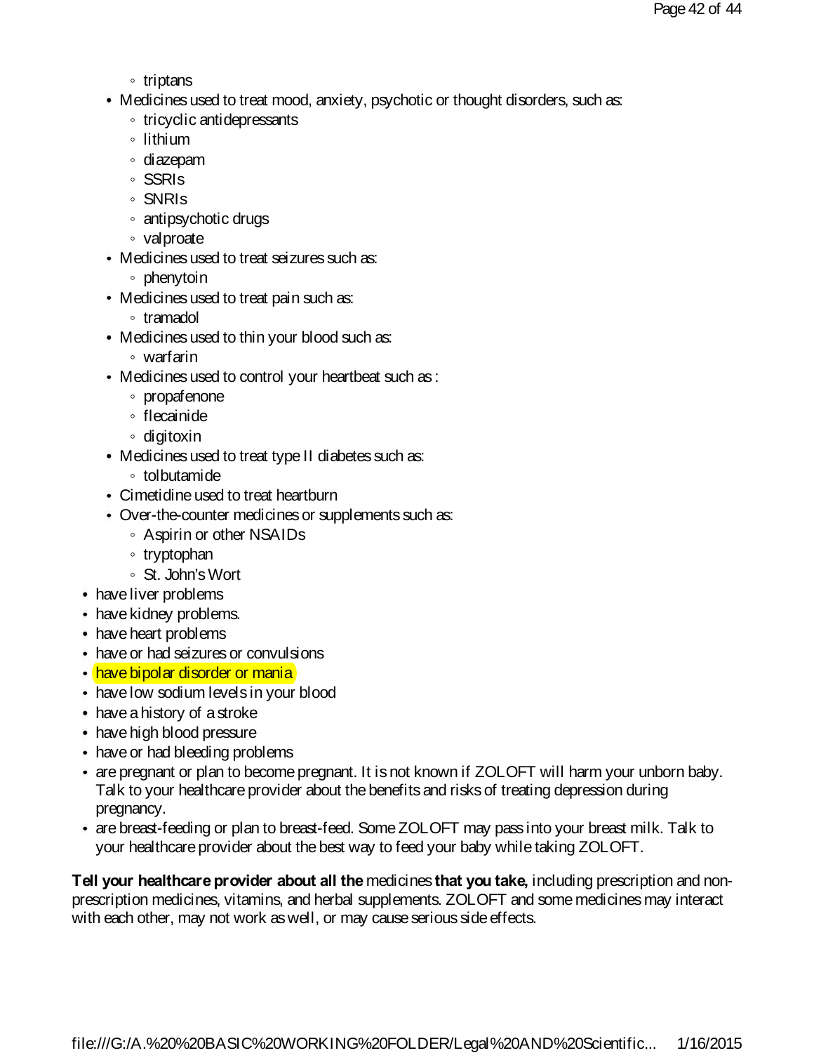- triptans
  - Medicines used to treat mood, anxiety, psychotic or thought disorders, such as:
    - tricyclic antidepressants
    - lithium
    - diazepam
    - SSRIs
    - SNRIs
    - antipsychotic drugs
    - valproate
  - Medicines used to treat seizures such as:
    - phenytoin
  - Medicines used to treat pain such as:
    - tramadol
  - Medicines used to thin your blood such as:
    - warfarin
  - Medicines used to control your heartbeat such as :
    - propafenone
    - flecainide
    - digitoxin
  - Medicines used to treat type II diabetes such as:
    - tolbutamide
  - Cimetidine used to treat heartburn
  - Over-the-counter medicines or supplements such as:
    - Aspirin or other NSAIDs
    - tryptophan
    - St. John's Wort
- have liver problems
- have kidney problems.
- have heart problems
- have or had seizures or convulsions
- have bipolar disorder or mania
- have low sodium levels in your blood
- have a history of a stroke
- have high blood pressure
- have or had bleeding problems
- are pregnant or plan to become pregnant. It is not known if ZOLOFT will harm your unborn baby. Talk to your healthcare provider about the benefits and risks of treating depression during pregnancy.
- are breast-feeding or plan to breast-feed. Some ZOLOFT may pass into your breast milk. Talk to your healthcare provider about the best way to feed your baby while taking ZOLOFT.

**Tell your healthcare provider about all the** medicines **that you take,** including prescription and non-prescription medicines, vitamins, and herbal supplements. ZOLOFT and some medicines may interact with each other, may not work as well, or may cause serious side effects.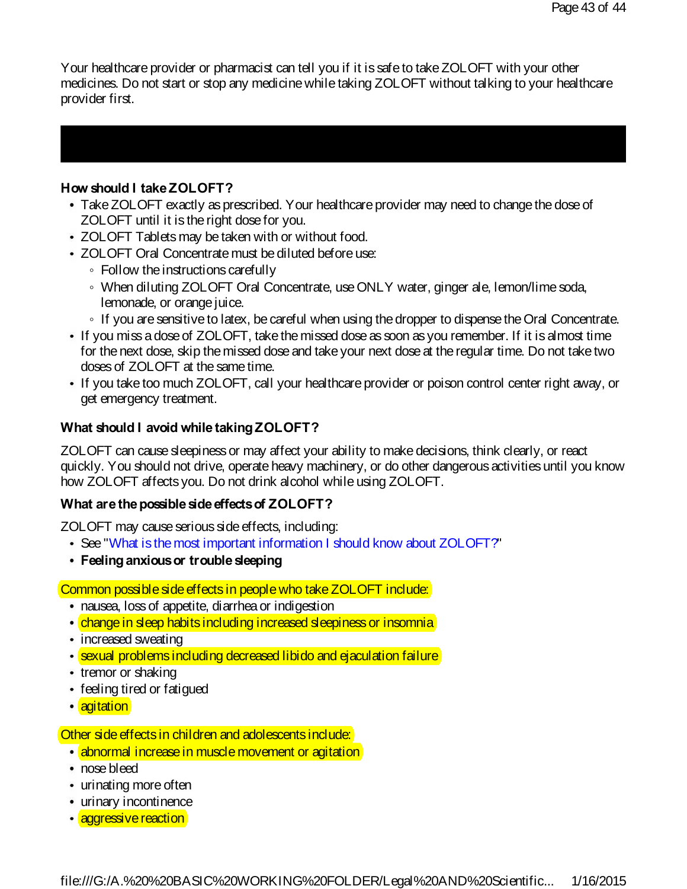Your healthcare provider or pharmacist can tell you if it is safe to take ZOLOFT with your other medicines. Do not start or stop any medicine while taking ZOLOFT without talking to your healthcare provider first.

**How should I take ZOLOFT?**

- Take ZOLOFT exactly as prescribed. Your healthcare provider may need to change the dose of ZOLOFT until it is the right dose for you.
- ZOLOFT Tablets may be taken with or without food.
- ZOLOFT Oral Concentrate must be diluted before use:
  - Follow the instructions carefully
  - When diluting ZOLOFT Oral Concentrate, use ONLY water, ginger ale, lemon/lime soda, lemonade, or orange juice.
  - If you are sensitive to latex, be careful when using the dropper to dispense the Oral Concentrate.
- If you miss a dose of ZOLOFT, take the missed dose as soon as you remember. If it is almost time for the next dose, skip the missed dose and take your next dose at the regular time. Do not take two doses of ZOLOFT at the same time.
- If you take too much ZOLOFT, call your healthcare provider or poison control center right away, or get emergency treatment.

**What should I avoid while taking ZOLOFT?**

ZOLOFT can cause sleepiness or may affect your ability to make decisions, think clearly, or react quickly. You should not drive, operate heavy machinery, or do other dangerous activities until you know how ZOLOFT affects you. Do not drink alcohol while using ZOLOFT.

**What are the possible side effects of ZOLOFT?**

ZOLOFT may cause serious side effects, including:

- See "What is the most important information I should know about ZOLOFT?"
- **Feeling anxious or trouble sleeping**

Common possible side effects in people who take ZOLOFT include:

- nausea, loss of appetite, diarrhea or indigestion
- change in sleep habits including increased sleepiness or insomnia
- increased sweating
- sexual problems including decreased libido and ejaculation failure
- tremor or shaking
- feeling tired or fatigued
- agitation

Other side effects in children and adolescents include:

- abnormal increase in muscle movement or agitation
- nose bleed
- urinating more often
- urinary incontinence
- aggressive reaction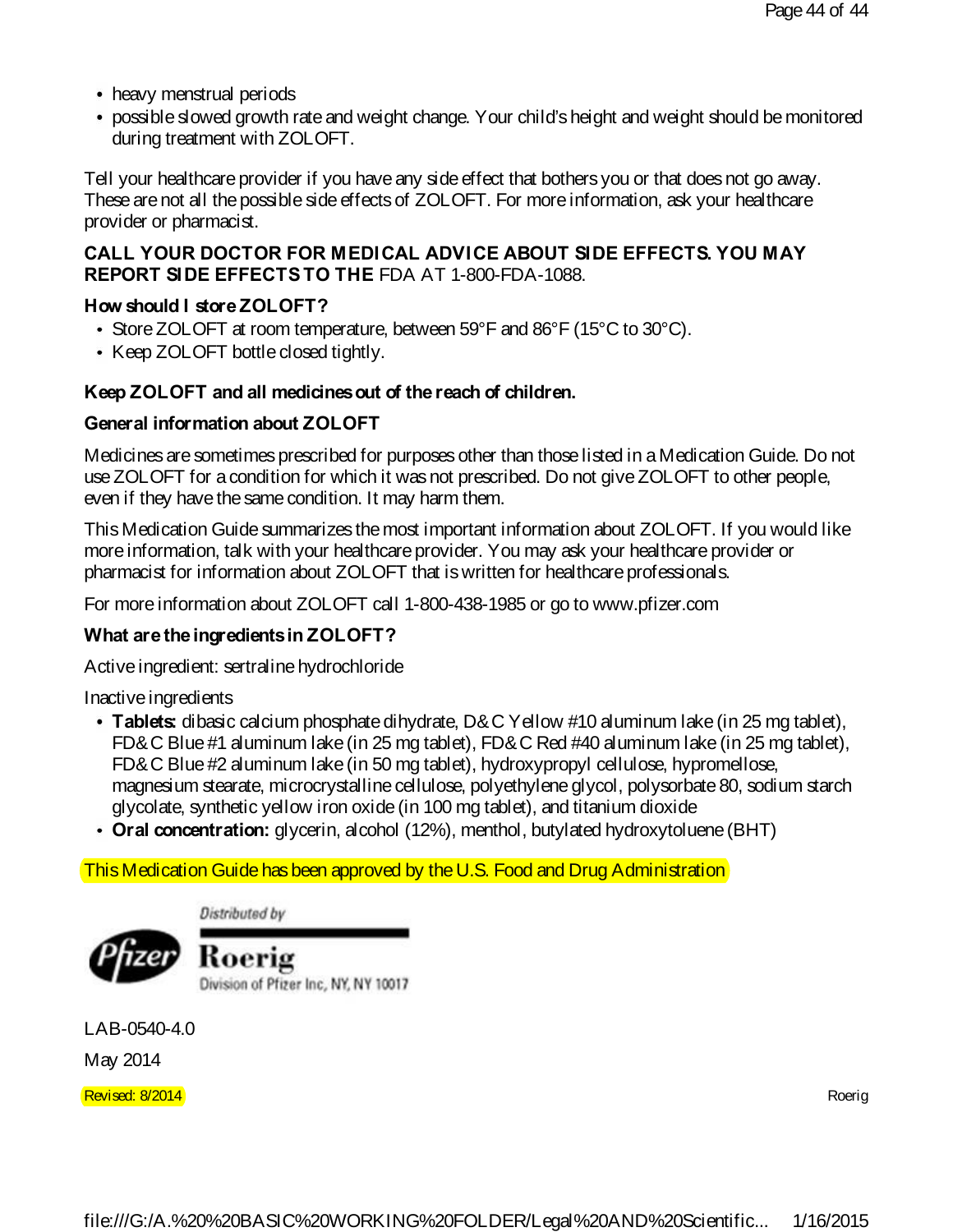- heavy menstrual periods
- possible slowed growth rate and weight change. Your child's height and weight should be monitored during treatment with ZOLOFT.

Tell your healthcare provider if you have any side effect that bothers you or that does not go away. These are not all the possible side effects of ZOLOFT. For more information, ask your healthcare provider or pharmacist.

**CALL YOUR DOCTOR FOR MEDICAL ADVICE ABOUT SIDE EFFECTS. YOU MAY REPORT SIDE EFFECTS TO THE** FDA AT 1-800-FDA-1088.

**How should I store ZOLOFT?**

- Store ZOLOFT at room temperature, between 59°F and 86°F (15°C to 30°C).
- Keep ZOLOFT bottle closed tightly.

**Keep ZOLOFT and all medicines out of the reach of children.**

**General information about ZOLOFT**

Medicines are sometimes prescribed for purposes other than those listed in a Medication Guide. Do not use ZOLOFT for a condition for which it was not prescribed. Do not give ZOLOFT to other people, even if they have the same condition. It may harm them.

This Medication Guide summarizes the most important information about ZOLOFT. If you would like more information, talk with your healthcare provider. You may ask your healthcare provider or pharmacist for information about ZOLOFT that is written for healthcare professionals.

For more information about ZOLOFT call 1-800-438-1985 or go to www.pfizer.com

**What are the ingredients in ZOLOFT?**

Active ingredient: sertraline hydrochloride

Inactive ingredients

- **Tablets:** dibasic calcium phosphate dihydrate, D&C Yellow #10 aluminum lake (in 25 mg tablet), FD&C Blue #1 aluminum lake (in 25 mg tablet), FD&C Red #40 aluminum lake (in 25 mg tablet), FD&C Blue #2 aluminum lake (in 50 mg tablet), hydroxypropyl cellulose, hypromellose, magnesium stearate, microcrystalline cellulose, polyethylene glycol, polysorbate 80, sodium starch glycolate, synthetic yellow iron oxide (in 100 mg tablet), and titanium dioxide
- **Oral concentration:** glycerin, alcohol (12%), menthol, butylated hydroxytoluene (BHT)

This Medication Guide has been approved by the U.S. Food and Drug Administration

Distributed by

Pfizer

Roerig

Division of Pfizer Inc, NY, NY 10017

LAB-0540-4.0

May 2014

Revised: 8/2014

Roerig